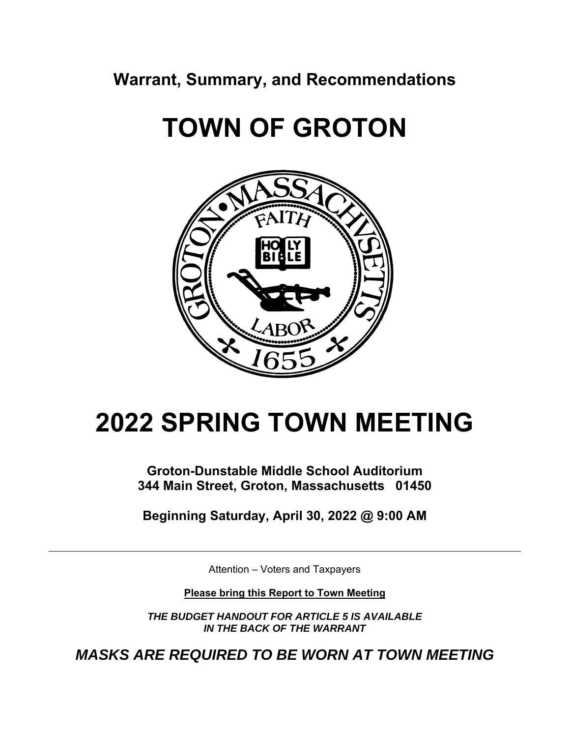**Warrant, Summary, and Recommendations**

# TOWN OF GROTON

# 2022 SPRING TOWN MEETING

**Groton-Dunstable Middle School Auditorium**
**344 Main Street, Groton, Massachusetts 01450**

**Beginning Saturday, April 30, 2022 @ 9:00 AM**

---

Attention – Voters and Taxpayers

**Please bring this Report to Town Meeting**

***THE BUDGET HANDOUT FOR ARTICLE 5 IS AVAILABLE IN THE BACK OF THE WARRANT***

***MASKS ARE REQUIRED TO BE WORN AT TOWN MEETING***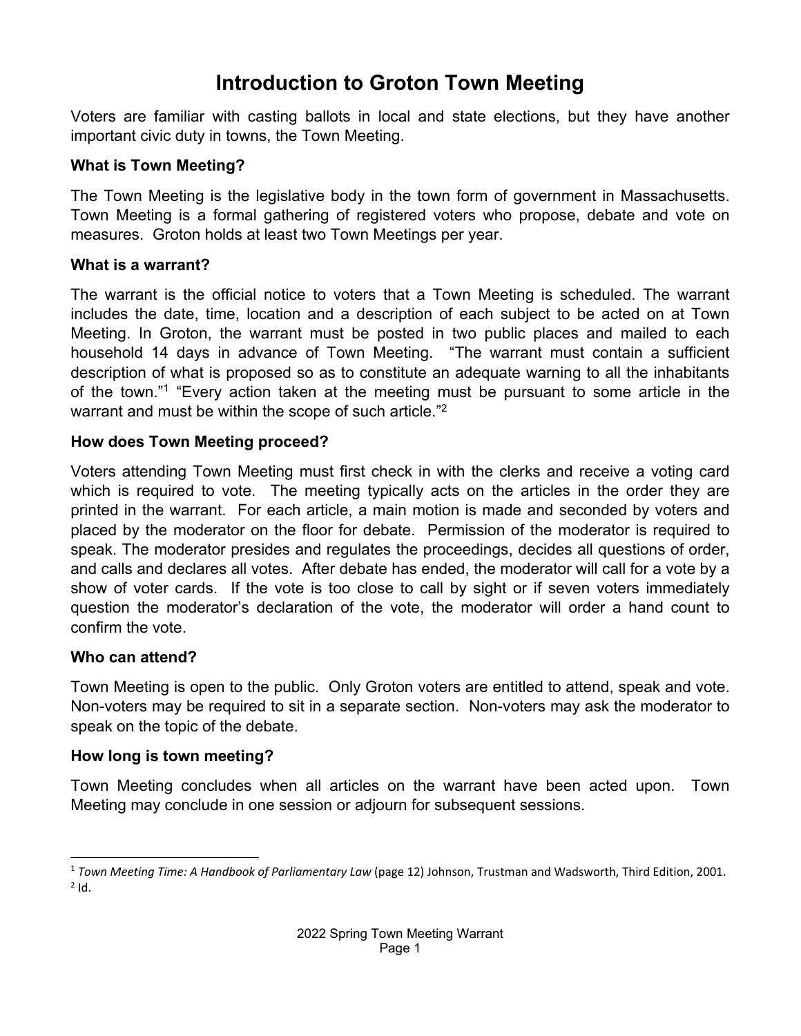# Introduction to Groton Town Meeting

Voters are familiar with casting ballots in local and state elections, but they have another important civic duty in towns, the Town Meeting.

**What is Town Meeting?**

The Town Meeting is the legislative body in the town form of government in Massachusetts. Town Meeting is a formal gathering of registered voters who propose, debate and vote on measures. Groton holds at least two Town Meetings per year.

**What is a warrant?**

The warrant is the official notice to voters that a Town Meeting is scheduled. The warrant includes the date, time, location and a description of each subject to be acted on at Town Meeting. In Groton, the warrant must be posted in two public places and mailed to each household 14 days in advance of Town Meeting. "The warrant must contain a sufficient description of what is proposed so as to constitute an adequate warning to all the inhabitants of the town."[1] "Every action taken at the meeting must be pursuant to some article in the warrant and must be within the scope of such article."[2]

**How does Town Meeting proceed?**

Voters attending Town Meeting must first check in with the clerks and receive a voting card which is required to vote. The meeting typically acts on the articles in the order they are printed in the warrant. For each article, a main motion is made and seconded by voters and placed by the moderator on the floor for debate. Permission of the moderator is required to speak. The moderator presides and regulates the proceedings, decides all questions of order, and calls and declares all votes. After debate has ended, the moderator will call for a vote by a show of voter cards. If the vote is too close to call by sight or if seven voters immediately question the moderator's declaration of the vote, the moderator will order a hand count to confirm the vote.

**Who can attend?**

Town Meeting is open to the public. Only Groton voters are entitled to attend, speak and vote. Non-voters may be required to sit in a separate section. Non-voters may ask the moderator to speak on the topic of the debate.

**How long is town meeting?**

Town Meeting concludes when all articles on the warrant have been acted upon. Town Meeting may conclude in one session or adjourn for subsequent sessions.

---

[1] *Town Meeting Time: A Handbook of Parliamentary Law* (page 12) Johnson, Trustman and Wadsworth, Third Edition, 2001.
[2] Id.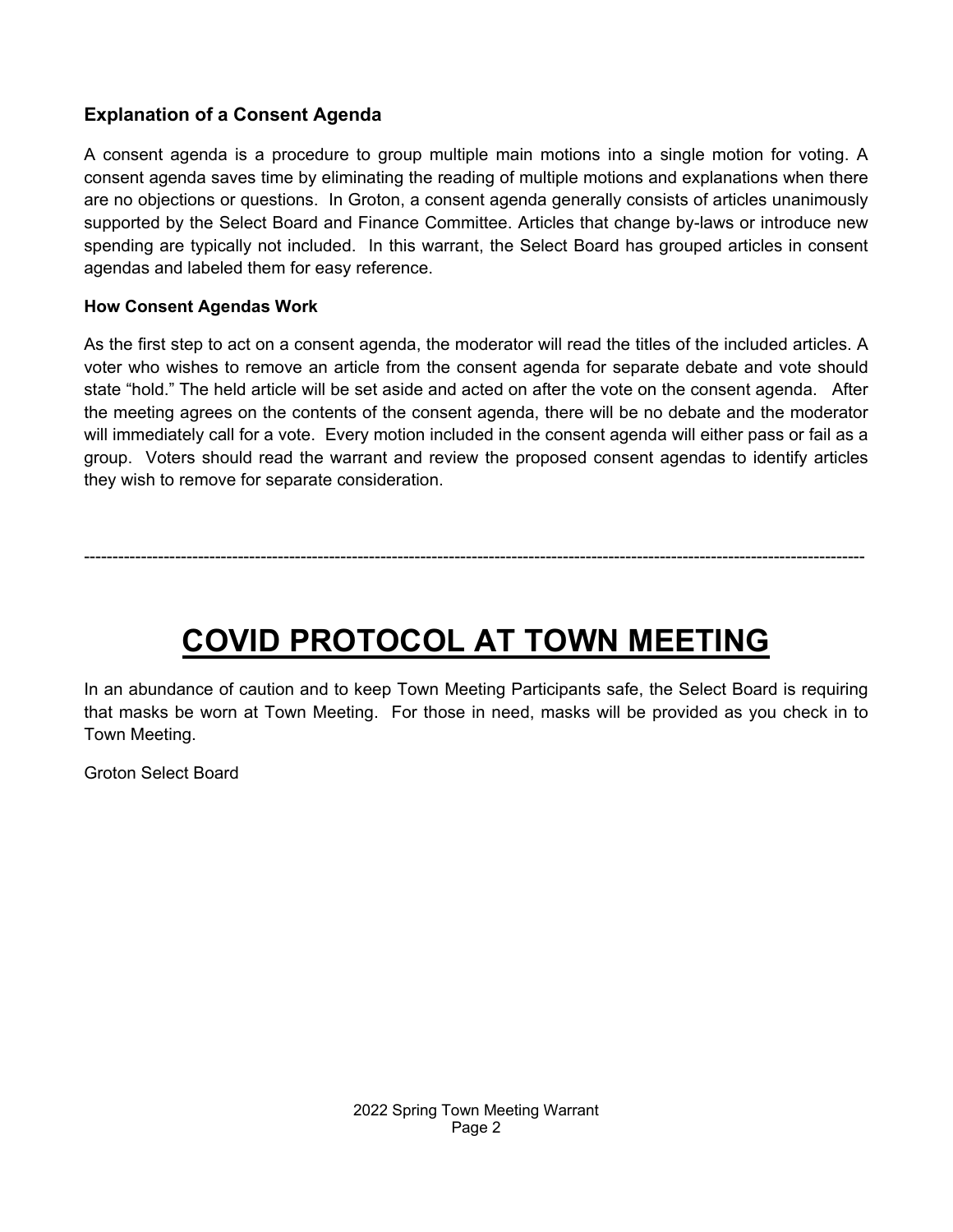### Explanation of a Consent Agenda

A consent agenda is a procedure to group multiple main motions into a single motion for voting. A consent agenda saves time by eliminating the reading of multiple motions and explanations when there are no objections or questions. In Groton, a consent agenda generally consists of articles unanimously supported by the Select Board and Finance Committee. Articles that change by-laws or introduce new spending are typically not included. In this warrant, the Select Board has grouped articles in consent agendas and labeled them for easy reference.

**How Consent Agendas Work**

As the first step to act on a consent agenda, the moderator will read the titles of the included articles. A voter who wishes to remove an article from the consent agenda for separate debate and vote should state "hold." The held article will be set aside and acted on after the vote on the consent agenda. After the meeting agrees on the contents of the consent agenda, there will be no debate and the moderator will immediately call for a vote. Every motion included in the consent agenda will either pass or fail as a group. Voters should read the warrant and review the proposed consent agendas to identify articles they wish to remove for separate consideration.

---

# COVID PROTOCOL AT TOWN MEETING

In an abundance of caution and to keep Town Meeting Participants safe, the Select Board is requiring that masks be worn at Town Meeting. For those in need, masks will be provided as you check in to Town Meeting.

Groton Select Board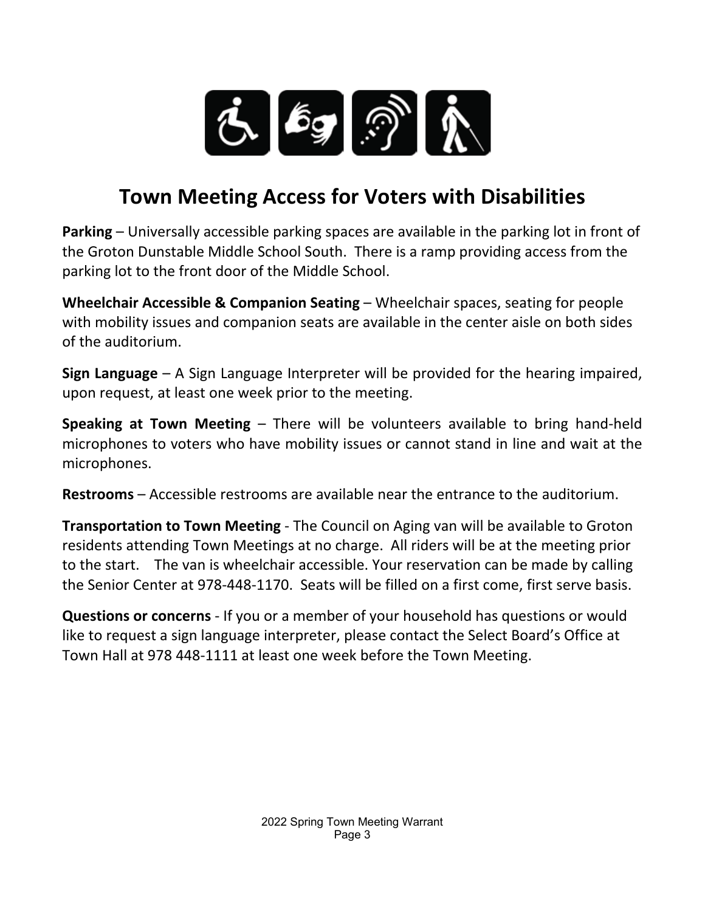# Town Meeting Access for Voters with Disabilities

**Parking** – Universally accessible parking spaces are available in the parking lot in front of the Groton Dunstable Middle School South. There is a ramp providing access from the parking lot to the front door of the Middle School.

**Wheelchair Accessible & Companion Seating** – Wheelchair spaces, seating for people with mobility issues and companion seats are available in the center aisle on both sides of the auditorium.

**Sign Language** – A Sign Language Interpreter will be provided for the hearing impaired, upon request, at least one week prior to the meeting.

**Speaking at Town Meeting** – There will be volunteers available to bring hand-held microphones to voters who have mobility issues or cannot stand in line and wait at the microphones.

**Restrooms** – Accessible restrooms are available near the entrance to the auditorium.

**Transportation to Town Meeting** - The Council on Aging van will be available to Groton residents attending Town Meetings at no charge. All riders will be at the meeting prior to the start. The van is wheelchair accessible. Your reservation can be made by calling the Senior Center at 978-448-1170. Seats will be filled on a first come, first serve basis.

**Questions or concerns** - If you or a member of your household has questions or would like to request a sign language interpreter, please contact the Select Board's Office at Town Hall at 978 448-1111 at least one week before the Town Meeting.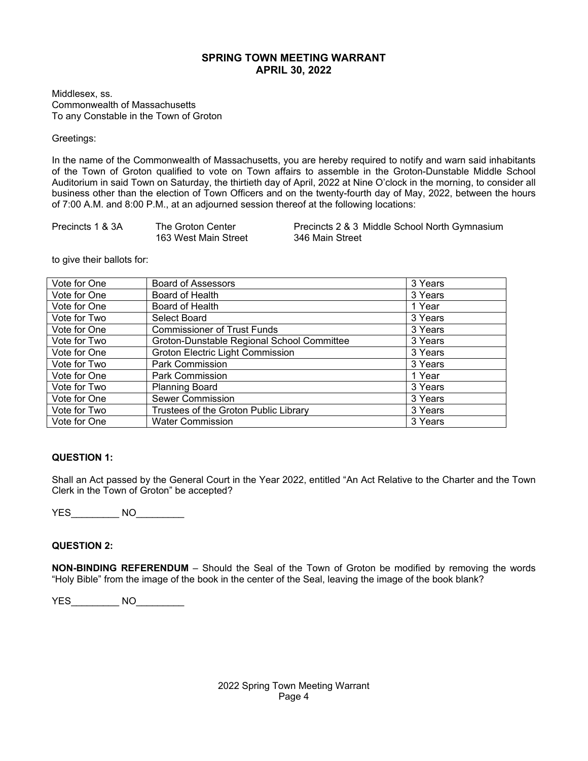# SPRING TOWN MEETING WARRANT
## APRIL 30, 2022

Middlesex, ss.
Commonwealth of Massachusetts
To any Constable in the Town of Groton

Greetings:

In the name of the Commonwealth of Massachusetts, you are hereby required to notify and warn said inhabitants of the Town of Groton qualified to vote on Town affairs to assemble in the Groton-Dunstable Middle School Auditorium in said Town on Saturday, the thirtieth day of April, 2022 at Nine O'clock in the morning, to consider all business other than the election of Town Officers and on the twenty-fourth day of May, 2022, between the hours of 7:00 A.M. and 8:00 P.M., at an adjourned session thereof at the following locations:

Precincts 1 & 3A — The Groton Center, 163 West Main Street

Precincts 2 & 3 — Middle School North Gymnasium, 346 Main Street

to give their ballots for:

| | | |
|---|---|---|
| Vote for One | Board of Assessors | 3 Years |
| Vote for One | Board of Health | 3 Years |
| Vote for One | Board of Health | 1 Year |
| Vote for Two | Select Board | 3 Years |
| Vote for One | Commissioner of Trust Funds | 3 Years |
| Vote for Two | Groton-Dunstable Regional School Committee | 3 Years |
| Vote for One | Groton Electric Light Commission | 3 Years |
| Vote for Two | Park Commission | 3 Years |
| Vote for One | Park Commission | 1 Year |
| Vote for Two | Planning Board | 3 Years |
| Vote for One | Sewer Commission | 3 Years |
| Vote for Two | Trustees of the Groton Public Library | 3 Years |
| Vote for One | Water Commission | 3 Years |

**QUESTION 1:**

Shall an Act passed by the General Court in the Year 2022, entitled "An Act Relative to the Charter and the Town Clerk in the Town of Groton" be accepted?

YES_________ NO_________

**QUESTION 2:**

**NON-BINDING REFERENDUM** – Should the Seal of the Town of Groton be modified by removing the words "Holy Bible" from the image of the book in the center of the Seal, leaving the image of the book blank?

YES_________ NO_________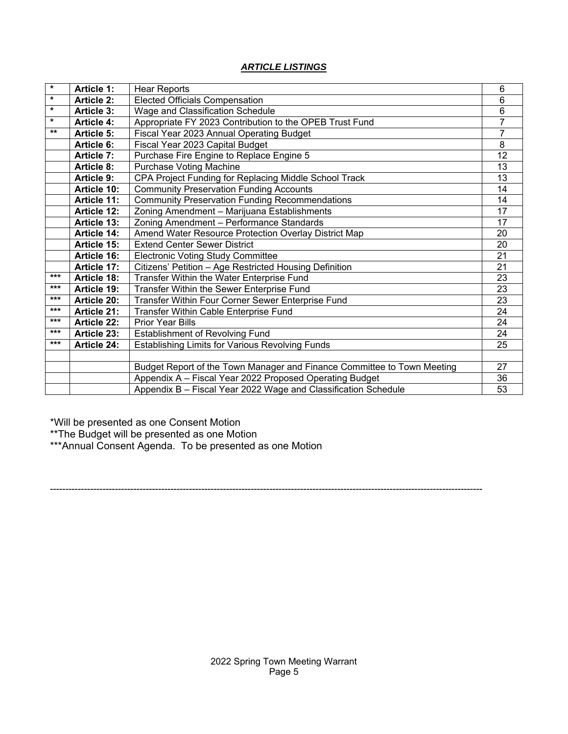***ARTICLE LISTINGS***

| | | | |
|---|---|---|---|
| * | **Article 1:** | Hear Reports | 6 |
| * | **Article 2:** | Elected Officials Compensation | 6 |
| * | **Article 3:** | Wage and Classification Schedule | 6 |
| * | **Article 4:** | Appropriate FY 2023 Contribution to the OPEB Trust Fund | 7 |
| ** | **Article 5:** | Fiscal Year 2023 Annual Operating Budget | 7 |
| | **Article 6:** | Fiscal Year 2023 Capital Budget | 8 |
| | **Article 7:** | Purchase Fire Engine to Replace Engine 5 | 12 |
| | **Article 8:** | Purchase Voting Machine | 13 |
| | **Article 9:** | CPA Project Funding for Replacing Middle School Track | 13 |
| | **Article 10:** | Community Preservation Funding Accounts | 14 |
| | **Article 11:** | Community Preservation Funding Recommendations | 14 |
| | **Article 12:** | Zoning Amendment – Marijuana Establishments | 17 |
| | **Article 13:** | Zoning Amendment – Performance Standards | 17 |
| | **Article 14:** | Amend Water Resource Protection Overlay District Map | 20 |
| | **Article 15:** | Extend Center Sewer District | 20 |
| | **Article 16:** | Electronic Voting Study Committee | 21 |
| | **Article 17:** | Citizens' Petition – Age Restricted Housing Definition | 21 |
| *** | **Article 18:** | Transfer Within the Water Enterprise Fund | 23 |
| *** | **Article 19:** | Transfer Within the Sewer Enterprise Fund | 23 |
| *** | **Article 20:** | Transfer Within Four Corner Sewer Enterprise Fund | 23 |
| *** | **Article 21:** | Transfer Within Cable Enterprise Fund | 24 |
| *** | **Article 22:** | Prior Year Bills | 24 |
| *** | **Article 23:** | Establishment of Revolving Fund | 24 |
| *** | **Article 24:** | Establishing Limits for Various Revolving Funds | 25 |
| | | | |
| | | Budget Report of the Town Manager and Finance Committee to Town Meeting | 27 |
| | | Appendix A – Fiscal Year 2022 Proposed Operating Budget | 36 |
| | | Appendix B – Fiscal Year 2022 Wage and Classification Schedule | 53 |

*Will be presented as one Consent Motion

**The Budget will be presented as one Motion

***Annual Consent Agenda. To be presented as one Motion

---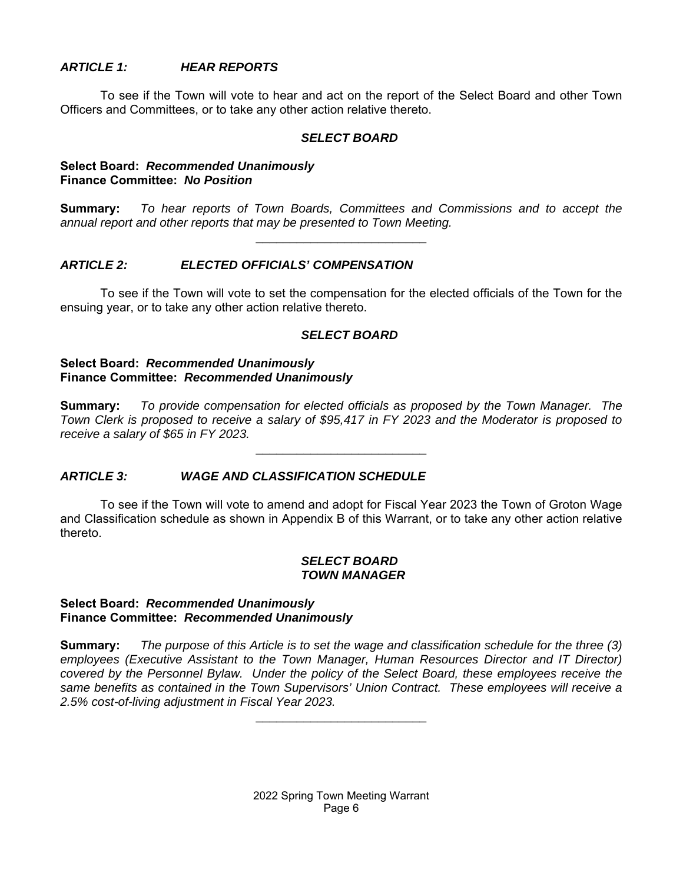### *ARTICLE 1: HEAR REPORTS*

To see if the Town will vote to hear and act on the report of the Select Board and other Town Officers and Committees, or to take any other action relative thereto.

***SELECT BOARD***

**Select Board:** ***Recommended Unanimously***
**Finance Committee:** ***No Position***

**Summary:** *To hear reports of Town Boards, Committees and Commissions and to accept the annual report and other reports that may be presented to Town Meeting.*

---

### *ARTICLE 2: ELECTED OFFICIALS' COMPENSATION*

To see if the Town will vote to set the compensation for the elected officials of the Town for the ensuing year, or to take any other action relative thereto.

***SELECT BOARD***

**Select Board:** ***Recommended Unanimously***
**Finance Committee:** ***Recommended Unanimously***

**Summary:** *To provide compensation for elected officials as proposed by the Town Manager. The Town Clerk is proposed to receive a salary of $95,417 in FY 2023 and the Moderator is proposed to receive a salary of $65 in FY 2023.*

---

### *ARTICLE 3: WAGE AND CLASSIFICATION SCHEDULE*

To see if the Town will vote to amend and adopt for Fiscal Year 2023 the Town of Groton Wage and Classification schedule as shown in Appendix B of this Warrant, or to take any other action relative thereto.

***SELECT BOARD***
***TOWN MANAGER***

**Select Board:** ***Recommended Unanimously***
**Finance Committee:** ***Recommended Unanimously***

**Summary:** *The purpose of this Article is to set the wage and classification schedule for the three (3) employees (Executive Assistant to the Town Manager, Human Resources Director and IT Director) covered by the Personnel Bylaw. Under the policy of the Select Board, these employees receive the same benefits as contained in the Town Supervisors' Union Contract. These employees will receive a 2.5% cost-of-living adjustment in Fiscal Year 2023.*

---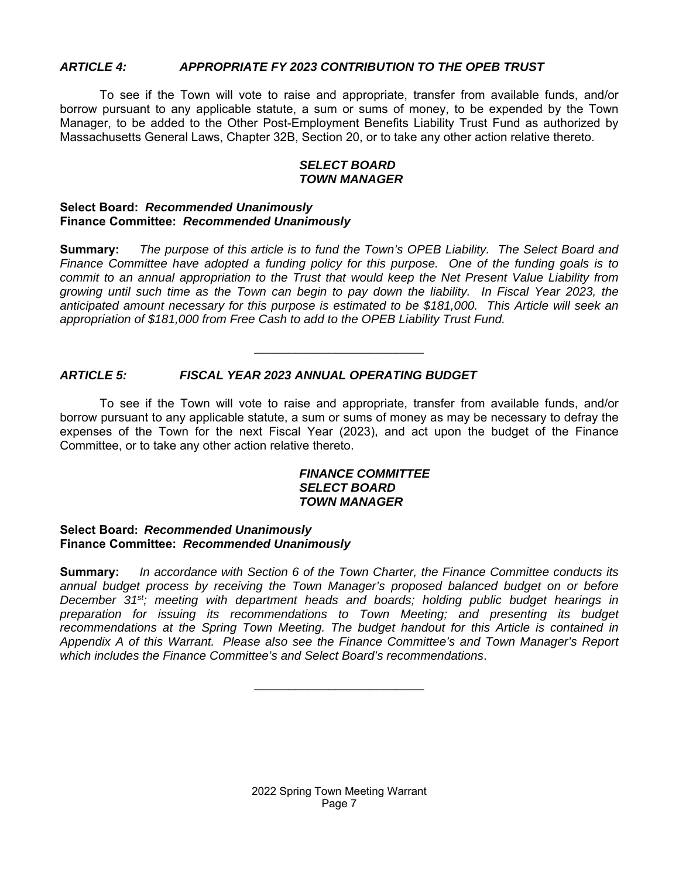### *ARTICLE 4: APPROPRIATE FY 2023 CONTRIBUTION TO THE OPEB TRUST*

To see if the Town will vote to raise and appropriate, transfer from available funds, and/or borrow pursuant to any applicable statute, a sum or sums of money, to be expended by the Town Manager, to be added to the Other Post-Employment Benefits Liability Trust Fund as authorized by Massachusetts General Laws, Chapter 32B, Section 20, or to take any other action relative thereto.

***SELECT BOARD***
***TOWN MANAGER***

**Select Board: *Recommended Unanimously***
**Finance Committee: *Recommended Unanimously***

**Summary:** *The purpose of this article is to fund the Town's OPEB Liability. The Select Board and Finance Committee have adopted a funding policy for this purpose. One of the funding goals is to commit to an annual appropriation to the Trust that would keep the Net Present Value Liability from growing until such time as the Town can begin to pay down the liability. In Fiscal Year 2023, the anticipated amount necessary for this purpose is estimated to be $181,000. This Article will seek an appropriation of $181,000 from Free Cash to add to the OPEB Liability Trust Fund.*

---

### *ARTICLE 5: FISCAL YEAR 2023 ANNUAL OPERATING BUDGET*

To see if the Town will vote to raise and appropriate, transfer from available funds, and/or borrow pursuant to any applicable statute, a sum or sums of money as may be necessary to defray the expenses of the Town for the next Fiscal Year (2023), and act upon the budget of the Finance Committee, or to take any other action relative thereto.

***FINANCE COMMITTEE***
***SELECT BOARD***
***TOWN MANAGER***

**Select Board: *Recommended Unanimously***
**Finance Committee: *Recommended Unanimously***

**Summary:** *In accordance with Section 6 of the Town Charter, the Finance Committee conducts its annual budget process by receiving the Town Manager's proposed balanced budget on or before December 31st; meeting with department heads and boards; holding public budget hearings in preparation for issuing its recommendations to Town Meeting; and presenting its budget recommendations at the Spring Town Meeting. The budget handout for this Article is contained in Appendix A of this Warrant. Please also see the Finance Committee's and Town Manager's Report which includes the Finance Committee's and Select Board's recommendations*.

---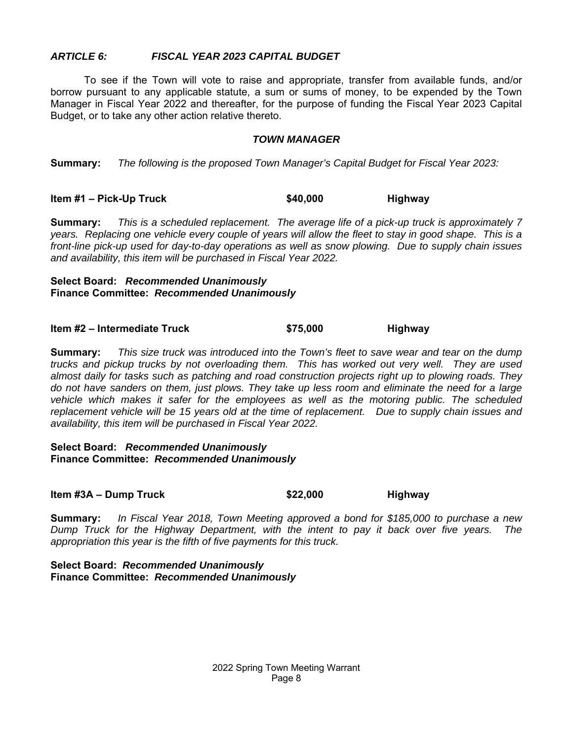### *ARTICLE 6: FISCAL YEAR 2023 CAPITAL BUDGET*

To see if the Town will vote to raise and appropriate, transfer from available funds, and/or borrow pursuant to any applicable statute, a sum or sums of money, to be expended by the Town Manager in Fiscal Year 2022 and thereafter, for the purpose of funding the Fiscal Year 2023 Capital Budget, or to take any other action relative thereto.

***TOWN MANAGER***

**Summary:** *The following is the proposed Town Manager's Capital Budget for Fiscal Year 2023:*

**Item #1 – Pick-Up Truck $40,000 Highway**

**Summary:** *This is a scheduled replacement. The average life of a pick-up truck is approximately 7 years. Replacing one vehicle every couple of years will allow the fleet to stay in good shape. This is a front-line pick-up used for day-to-day operations as well as snow plowing. Due to supply chain issues and availability, this item will be purchased in Fiscal Year 2022.*

**Select Board:** ***Recommended Unanimously***
**Finance Committee:** ***Recommended Unanimously***

**Item #2 – Intermediate Truck $75,000 Highway**

**Summary:** *This size truck was introduced into the Town's fleet to save wear and tear on the dump trucks and pickup trucks by not overloading them. This has worked out very well. They are used almost daily for tasks such as patching and road construction projects right up to plowing roads. They do not have sanders on them, just plows. They take up less room and eliminate the need for a large vehicle which makes it safer for the employees as well as the motoring public. The scheduled replacement vehicle will be 15 years old at the time of replacement. Due to supply chain issues and availability, this item will be purchased in Fiscal Year 2022.*

**Select Board:** ***Recommended Unanimously***
**Finance Committee:** ***Recommended Unanimously***

**Item #3A – Dump Truck $22,000 Highway**

**Summary:** *In Fiscal Year 2018, Town Meeting approved a bond for $185,000 to purchase a new Dump Truck for the Highway Department, with the intent to pay it back over five years. The appropriation this year is the fifth of five payments for this truck.*

**Select Board:** ***Recommended Unanimously***
**Finance Committee:** ***Recommended Unanimously***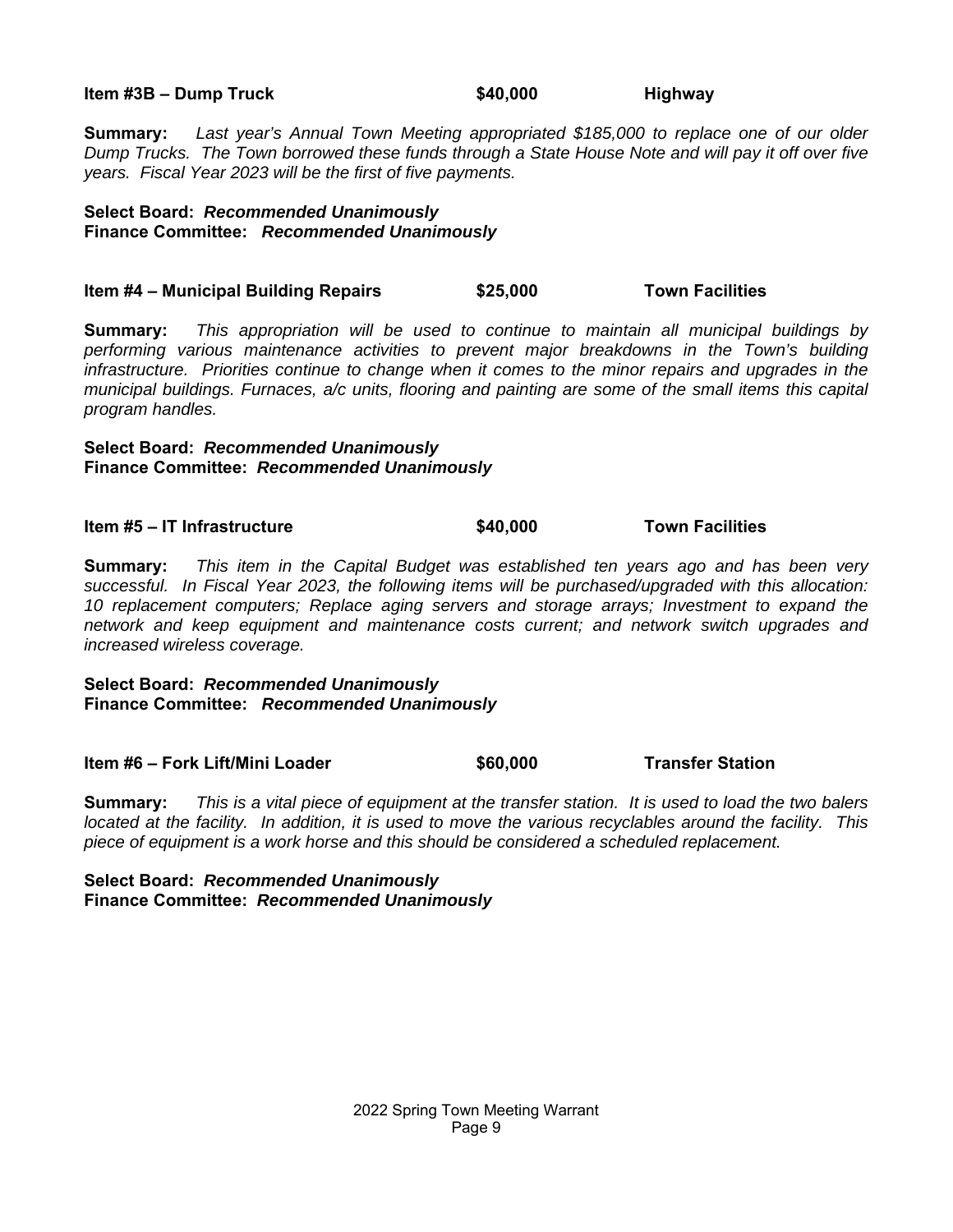**Item #3B – Dump Truck $40,000 Highway**

**Summary:** *Last year's Annual Town Meeting appropriated $185,000 to replace one of our older Dump Trucks. The Town borrowed these funds through a State House Note and will pay it off over five years. Fiscal Year 2023 will be the first of five payments.*

**Select Board: *Recommended Unanimously***
**Finance Committee: *Recommended Unanimously***

**Item #4 – Municipal Building Repairs $25,000 Town Facilities**

**Summary:** *This appropriation will be used to continue to maintain all municipal buildings by performing various maintenance activities to prevent major breakdowns in the Town's building infrastructure. Priorities continue to change when it comes to the minor repairs and upgrades in the municipal buildings. Furnaces, a/c units, flooring and painting are some of the small items this capital program handles.*

**Select Board: *Recommended Unanimously***
**Finance Committee: *Recommended Unanimously***

**Item #5 – IT Infrastructure $40,000 Town Facilities**

**Summary:** *This item in the Capital Budget was established ten years ago and has been very successful. In Fiscal Year 2023, the following items will be purchased/upgraded with this allocation: 10 replacement computers; Replace aging servers and storage arrays; Investment to expand the network and keep equipment and maintenance costs current; and network switch upgrades and increased wireless coverage.*

**Select Board: *Recommended Unanimously***
**Finance Committee: *Recommended Unanimously***

**Item #6 – Fork Lift/Mini Loader $60,000 Transfer Station**

**Summary:** *This is a vital piece of equipment at the transfer station. It is used to load the two balers located at the facility. In addition, it is used to move the various recyclables around the facility. This piece of equipment is a work horse and this should be considered a scheduled replacement.*

**Select Board: *Recommended Unanimously***
**Finance Committee: *Recommended Unanimously***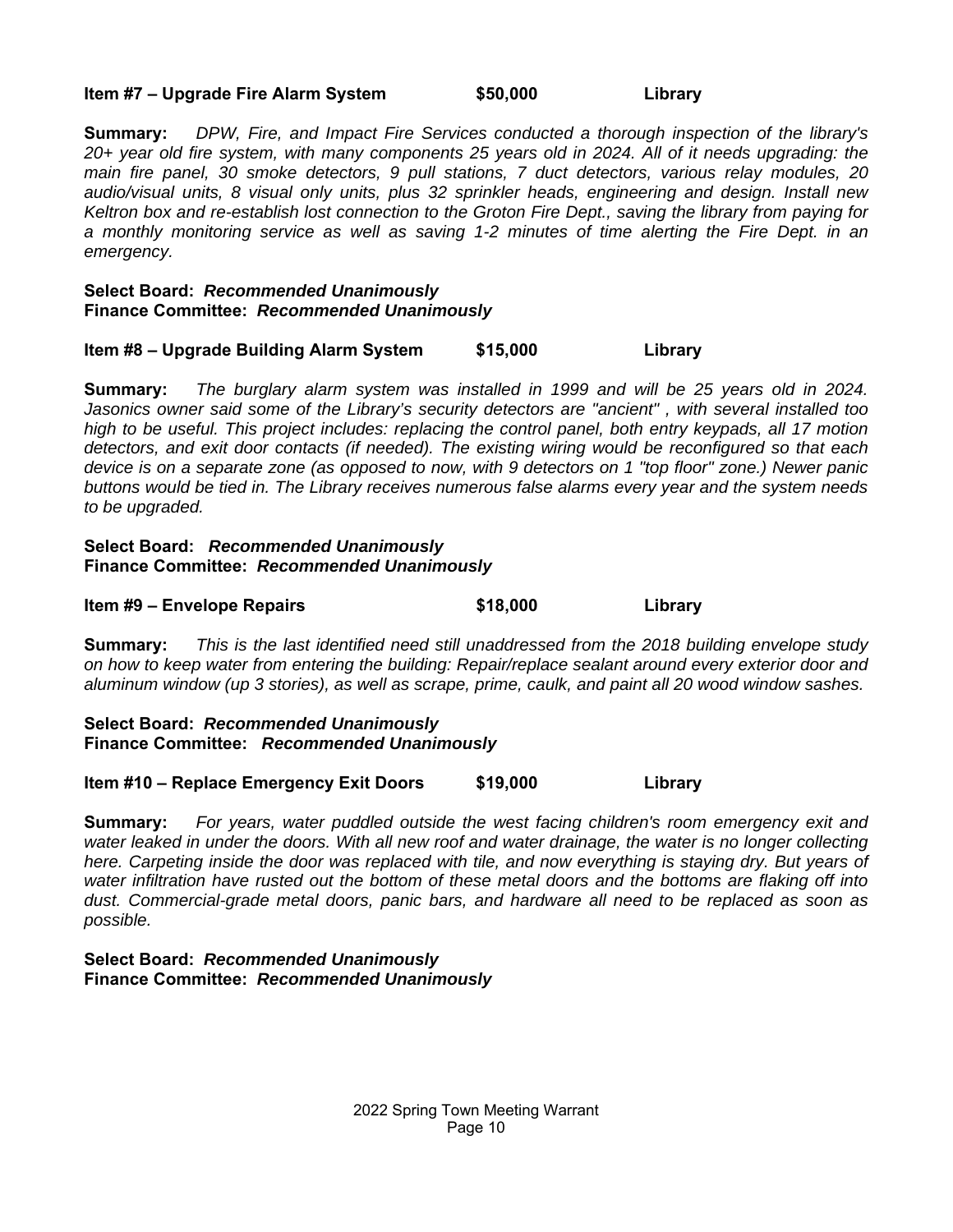**Item #7 – Upgrade Fire Alarm System $50,000 Library**

**Summary:** *DPW, Fire, and Impact Fire Services conducted a thorough inspection of the library's 20+ year old fire system, with many components 25 years old in 2024. All of it needs upgrading: the main fire panel, 30 smoke detectors, 9 pull stations, 7 duct detectors, various relay modules, 20 audio/visual units, 8 visual only units, plus 32 sprinkler heads, engineering and design. Install new Keltron box and re-establish lost connection to the Groton Fire Dept., saving the library from paying for a monthly monitoring service as well as saving 1-2 minutes of time alerting the Fire Dept. in an emergency.*

**Select Board:** ***Recommended Unanimously***
**Finance Committee:** ***Recommended Unanimously***

**Item #8 – Upgrade Building Alarm System $15,000 Library**

**Summary:** *The burglary alarm system was installed in 1999 and will be 25 years old in 2024. Jasonics owner said some of the Library's security detectors are "ancient" , with several installed too high to be useful. This project includes: replacing the control panel, both entry keypads, all 17 motion detectors, and exit door contacts (if needed). The existing wiring would be reconfigured so that each device is on a separate zone (as opposed to now, with 9 detectors on 1 "top floor" zone.) Newer panic buttons would be tied in. The Library receives numerous false alarms every year and the system needs to be upgraded.*

**Select Board:** ***Recommended Unanimously***
**Finance Committee:** ***Recommended Unanimously***

**Item #9 – Envelope Repairs $18,000 Library**

**Summary:** *This is the last identified need still unaddressed from the 2018 building envelope study on how to keep water from entering the building: Repair/replace sealant around every exterior door and aluminum window (up 3 stories), as well as scrape, prime, caulk, and paint all 20 wood window sashes.*

**Select Board:** ***Recommended Unanimously***
**Finance Committee:** ***Recommended Unanimously***

**Item #10 – Replace Emergency Exit Doors $19,000 Library**

**Summary:** *For years, water puddled outside the west facing children's room emergency exit and water leaked in under the doors. With all new roof and water drainage, the water is no longer collecting here. Carpeting inside the door was replaced with tile, and now everything is staying dry. But years of water infiltration have rusted out the bottom of these metal doors and the bottoms are flaking off into dust. Commercial-grade metal doors, panic bars, and hardware all need to be replaced as soon as possible.*

**Select Board:** ***Recommended Unanimously***
**Finance Committee:** ***Recommended Unanimously***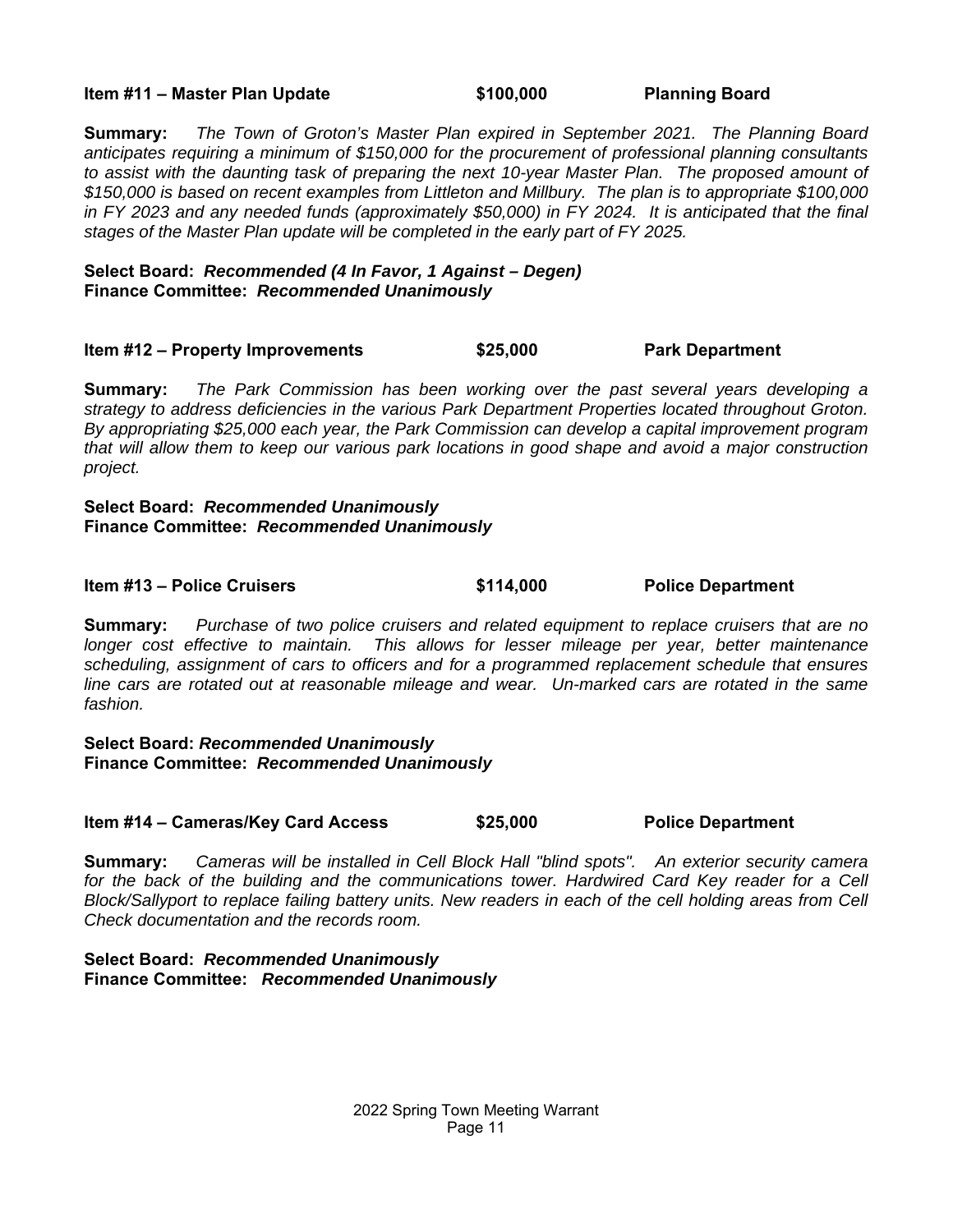**Item #11 – Master Plan Update $100,000 Planning Board**

**Summary:** *The Town of Groton's Master Plan expired in September 2021. The Planning Board anticipates requiring a minimum of $150,000 for the procurement of professional planning consultants to assist with the daunting task of preparing the next 10-year Master Plan. The proposed amount of $150,000 is based on recent examples from Littleton and Millbury. The plan is to appropriate $100,000 in FY 2023 and any needed funds (approximately $50,000) in FY 2024. It is anticipated that the final stages of the Master Plan update will be completed in the early part of FY 2025.*

**Select Board:** ***Recommended (4 In Favor, 1 Against – Degen)***
**Finance Committee:** ***Recommended Unanimously***

**Item #12 – Property Improvements $25,000 Park Department**

**Summary:** *The Park Commission has been working over the past several years developing a strategy to address deficiencies in the various Park Department Properties located throughout Groton. By appropriating $25,000 each year, the Park Commission can develop a capital improvement program that will allow them to keep our various park locations in good shape and avoid a major construction project.*

**Select Board:** ***Recommended Unanimously***
**Finance Committee:** ***Recommended Unanimously***

**Item #13 – Police Cruisers $114,000 Police Department**

**Summary:** *Purchase of two police cruisers and related equipment to replace cruisers that are no longer cost effective to maintain. This allows for lesser mileage per year, better maintenance scheduling, assignment of cars to officers and for a programmed replacement schedule that ensures line cars are rotated out at reasonable mileage and wear. Un-marked cars are rotated in the same fashion.*

**Select Board:** ***Recommended Unanimously***
**Finance Committee:** ***Recommended Unanimously***

**Item #14 – Cameras/Key Card Access $25,000 Police Department**

**Summary:** *Cameras will be installed in Cell Block Hall "blind spots". An exterior security camera for the back of the building and the communications tower. Hardwired Card Key reader for a Cell Block/Sallyport to replace failing battery units. New readers in each of the cell holding areas from Cell Check documentation and the records room.*

**Select Board:** ***Recommended Unanimously***
**Finance Committee:** ***Recommended Unanimously***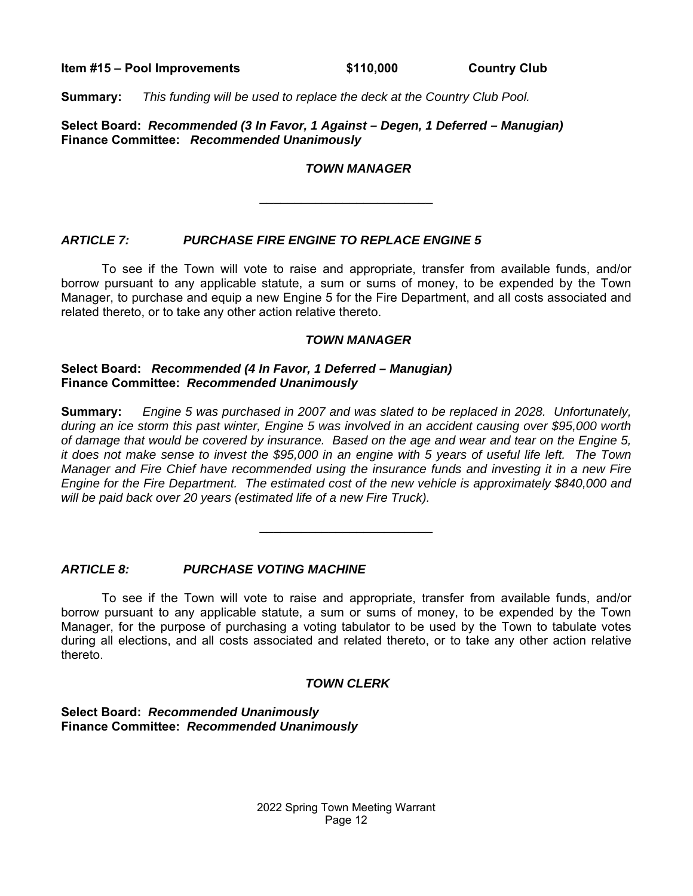**Item #15 – Pool Improvements** **$110,000** **Country Club**

**Summary:** *This funding will be used to replace the deck at the Country Club Pool.*

**Select Board:** ***Recommended (3 In Favor, 1 Against – Degen, 1 Deferred – Manugian)***
**Finance Committee:** ***Recommended Unanimously***

***TOWN MANAGER***

---

### *ARTICLE 7: PURCHASE FIRE ENGINE TO REPLACE ENGINE 5*

To see if the Town will vote to raise and appropriate, transfer from available funds, and/or borrow pursuant to any applicable statute, a sum or sums of money, to be expended by the Town Manager, to purchase and equip a new Engine 5 for the Fire Department, and all costs associated and related thereto, or to take any other action relative thereto.

***TOWN MANAGER***

**Select Board:** ***Recommended (4 In Favor, 1 Deferred – Manugian)***
**Finance Committee:** ***Recommended Unanimously***

**Summary:** *Engine 5 was purchased in 2007 and was slated to be replaced in 2028. Unfortunately, during an ice storm this past winter, Engine 5 was involved in an accident causing over $95,000 worth of damage that would be covered by insurance. Based on the age and wear and tear on the Engine 5, it does not make sense to invest the $95,000 in an engine with 5 years of useful life left. The Town Manager and Fire Chief have recommended using the insurance funds and investing it in a new Fire Engine for the Fire Department. The estimated cost of the new vehicle is approximately $840,000 and will be paid back over 20 years (estimated life of a new Fire Truck).*

---

### *ARTICLE 8: PURCHASE VOTING MACHINE*

To see if the Town will vote to raise and appropriate, transfer from available funds, and/or borrow pursuant to any applicable statute, a sum or sums of money, to be expended by the Town Manager, for the purpose of purchasing a voting tabulator to be used by the Town to tabulate votes during all elections, and all costs associated and related thereto, or to take any other action relative thereto.

***TOWN CLERK***

**Select Board:** ***Recommended Unanimously***
**Finance Committee:** ***Recommended Unanimously***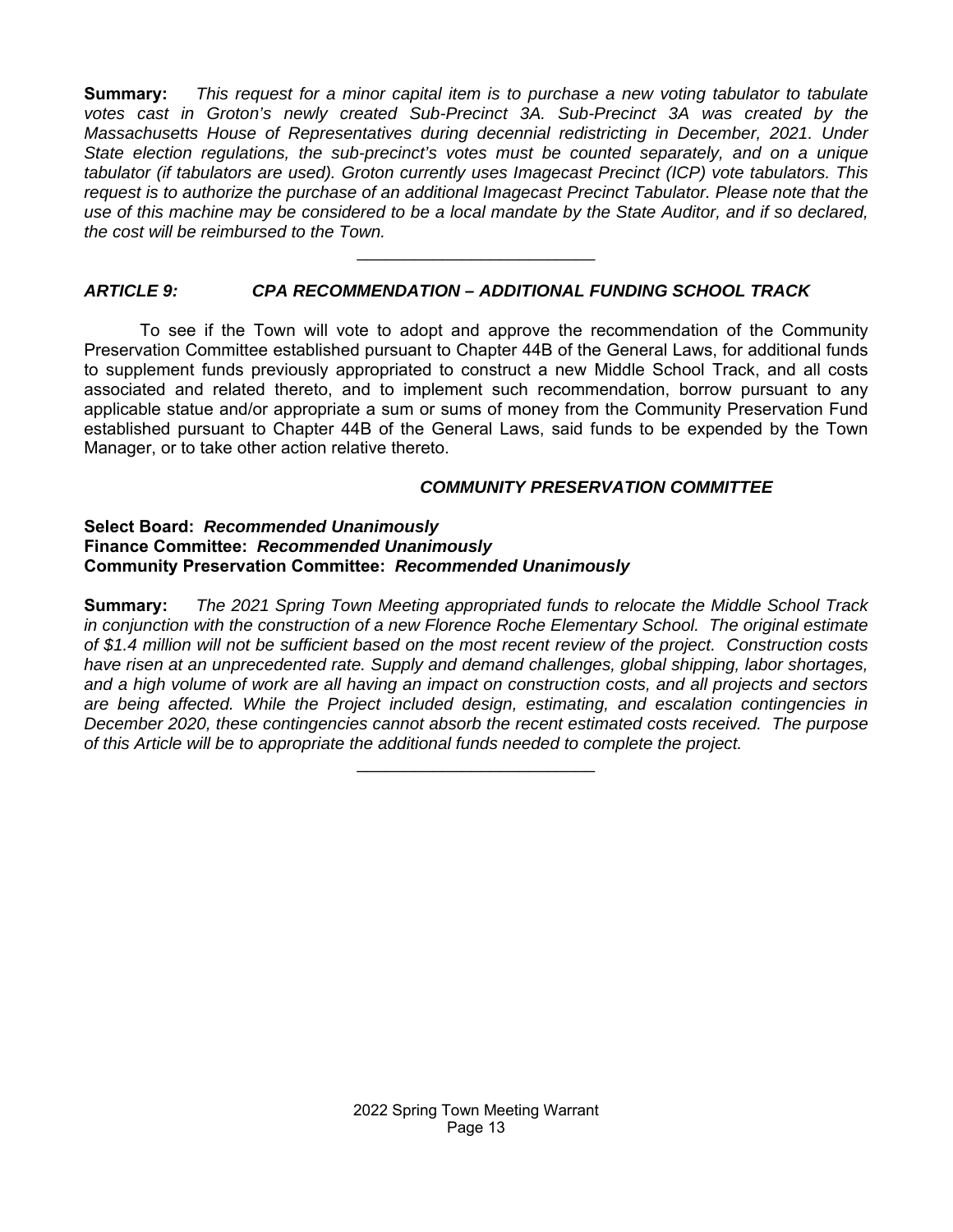**Summary:** *This request for a minor capital item is to purchase a new voting tabulator to tabulate votes cast in Groton's newly created Sub-Precinct 3A. Sub-Precinct 3A was created by the Massachusetts House of Representatives during decennial redistricting in December, 2021. Under State election regulations, the sub-precinct's votes must be counted separately, and on a unique tabulator (if tabulators are used). Groton currently uses Imagecast Precinct (ICP) vote tabulators. This request is to authorize the purchase of an additional Imagecast Precinct Tabulator. Please note that the use of this machine may be considered to be a local mandate by the State Auditor, and if so declared, the cost will be reimbursed to the Town.*

---

### *ARTICLE 9: CPA RECOMMENDATION – ADDITIONAL FUNDING SCHOOL TRACK*

To see if the Town will vote to adopt and approve the recommendation of the Community Preservation Committee established pursuant to Chapter 44B of the General Laws, for additional funds to supplement funds previously appropriated to construct a new Middle School Track, and all costs associated and related thereto, and to implement such recommendation, borrow pursuant to any applicable statue and/or appropriate a sum or sums of money from the Community Preservation Fund established pursuant to Chapter 44B of the General Laws, said funds to be expended by the Town Manager, or to take other action relative thereto.

***COMMUNITY PRESERVATION COMMITTEE***

**Select Board:** ***Recommended Unanimously***
**Finance Committee:** ***Recommended Unanimously***
**Community Preservation Committee:** ***Recommended Unanimously***

**Summary:** *The 2021 Spring Town Meeting appropriated funds to relocate the Middle School Track in conjunction with the construction of a new Florence Roche Elementary School. The original estimate of $1.4 million will not be sufficient based on the most recent review of the project. Construction costs have risen at an unprecedented rate. Supply and demand challenges, global shipping, labor shortages, and a high volume of work are all having an impact on construction costs, and all projects and sectors are being affected. While the Project included design, estimating, and escalation contingencies in December 2020, these contingencies cannot absorb the recent estimated costs received. The purpose of this Article will be to appropriate the additional funds needed to complete the project.*

---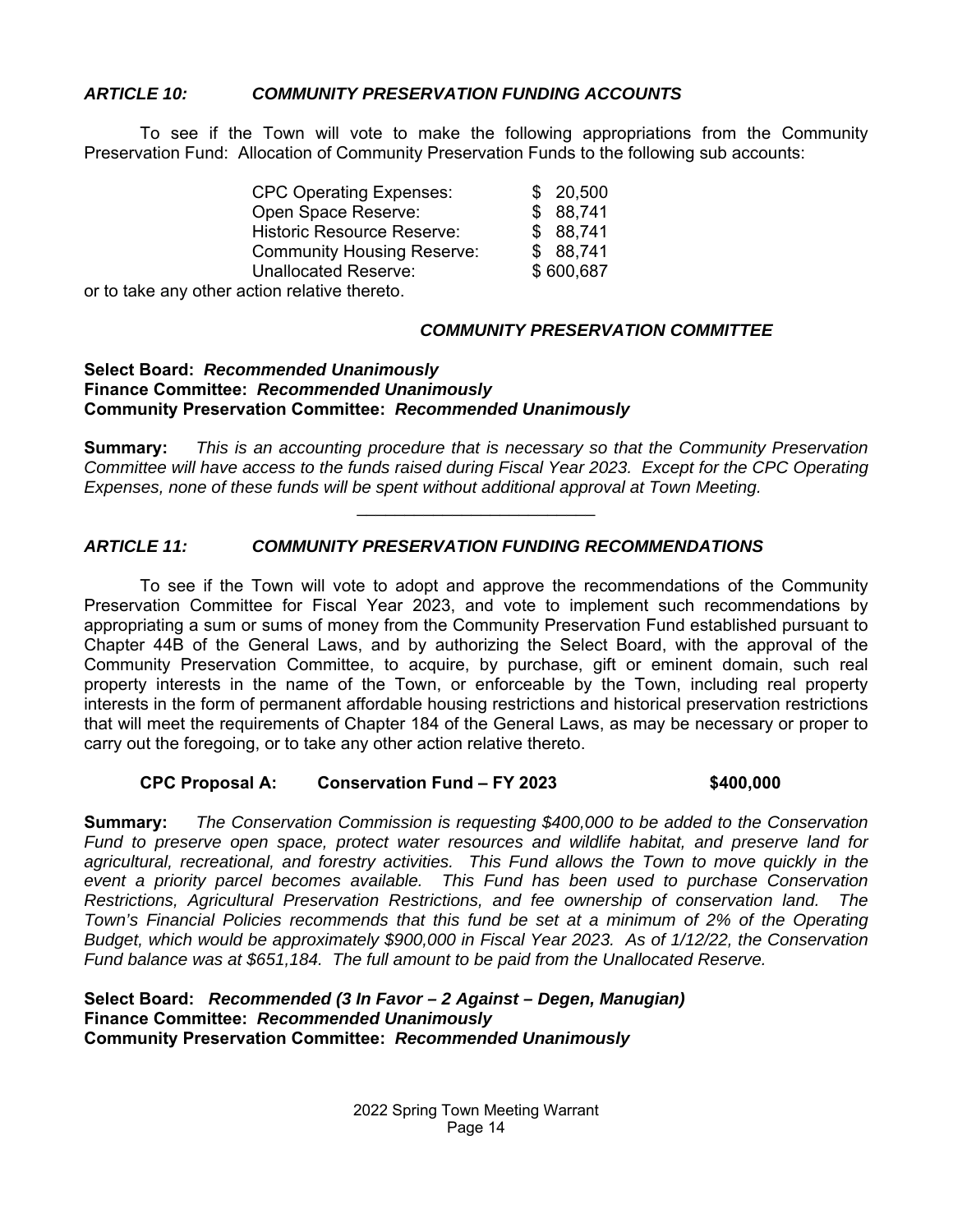### *ARTICLE 10: COMMUNITY PRESERVATION FUNDING ACCOUNTS*

To see if the Town will vote to make the following appropriations from the Community Preservation Fund: Allocation of Community Preservation Funds to the following sub accounts:

| | |
|---|---|
| CPC Operating Expenses: | $ 20,500 |
| Open Space Reserve: | $ 88,741 |
| Historic Resource Reserve: | $ 88,741 |
| Community Housing Reserve: | $ 88,741 |
| Unallocated Reserve: | $ 600,687 |

or to take any other action relative thereto.

***COMMUNITY PRESERVATION COMMITTEE***

**Select Board:** ***Recommended Unanimously***
**Finance Committee:** ***Recommended Unanimously***
**Community Preservation Committee:** ***Recommended Unanimously***

**Summary:** *This is an accounting procedure that is necessary so that the Community Preservation Committee will have access to the funds raised during Fiscal Year 2023. Except for the CPC Operating Expenses, none of these funds will be spent without additional approval at Town Meeting.*

---

### *ARTICLE 11: COMMUNITY PRESERVATION FUNDING RECOMMENDATIONS*

To see if the Town will vote to adopt and approve the recommendations of the Community Preservation Committee for Fiscal Year 2023, and vote to implement such recommendations by appropriating a sum or sums of money from the Community Preservation Fund established pursuant to Chapter 44B of the General Laws, and by authorizing the Select Board, with the approval of the Community Preservation Committee, to acquire, by purchase, gift or eminent domain, such real property interests in the name of the Town, or enforceable by the Town, including real property interests in the form of permanent affordable housing restrictions and historical preservation restrictions that will meet the requirements of Chapter 184 of the General Laws, as may be necessary or proper to carry out the foregoing, or to take any other action relative thereto.

**CPC Proposal A: Conservation Fund – FY 2023 $400,000**

**Summary:** *The Conservation Commission is requesting $400,000 to be added to the Conservation Fund to preserve open space, protect water resources and wildlife habitat, and preserve land for agricultural, recreational, and forestry activities. This Fund allows the Town to move quickly in the event a priority parcel becomes available. This Fund has been used to purchase Conservation Restrictions, Agricultural Preservation Restrictions, and fee ownership of conservation land. The Town's Financial Policies recommends that this fund be set at a minimum of 2% of the Operating Budget, which would be approximately $900,000 in Fiscal Year 2023. As of 1/12/22, the Conservation Fund balance was at $651,184. The full amount to be paid from the Unallocated Reserve.*

**Select Board:** ***Recommended (3 In Favor – 2 Against – Degen, Manugian)***
**Finance Committee:** ***Recommended Unanimously***
**Community Preservation Committee:** ***Recommended Unanimously***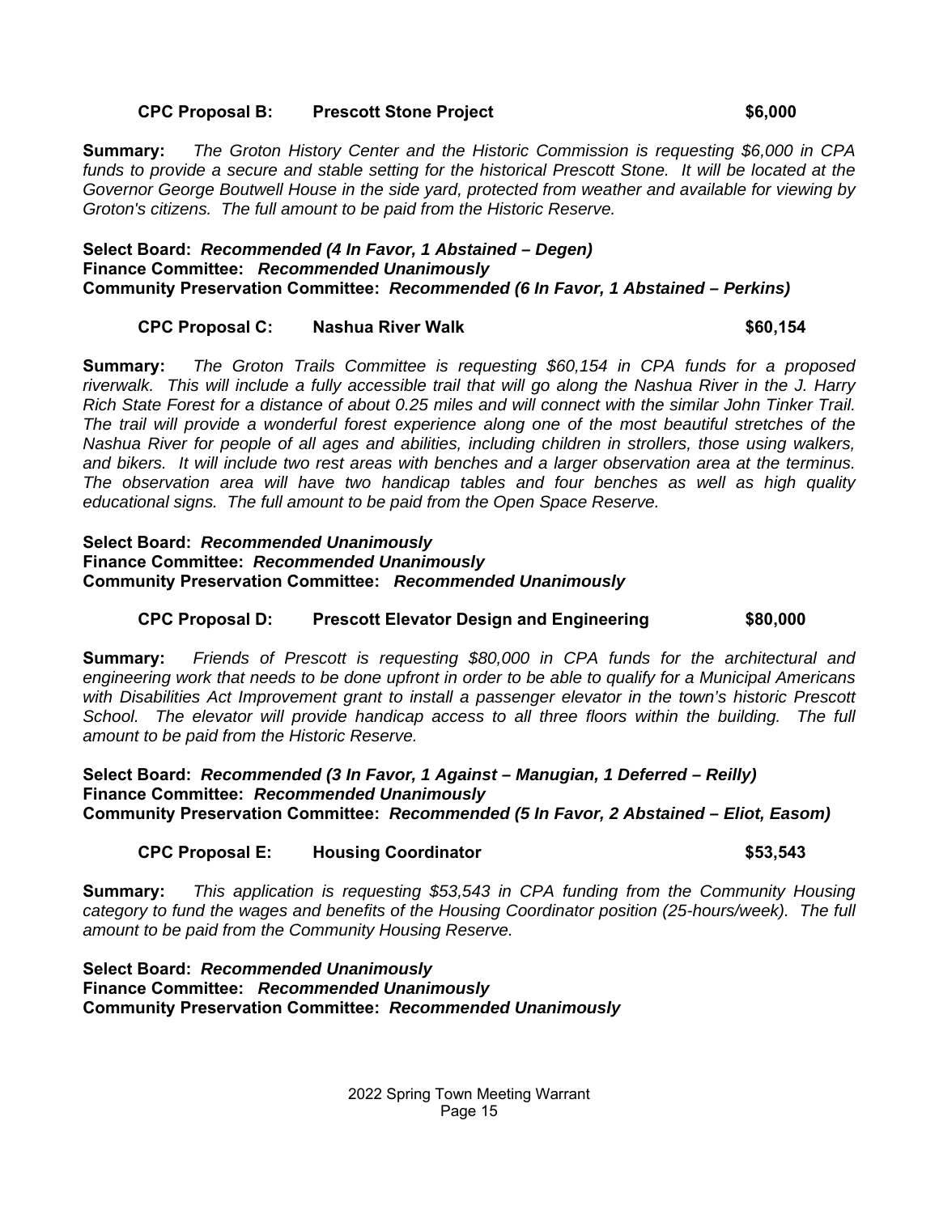**CPC Proposal B: Prescott Stone Project $6,000**

**Summary:** *The Groton History Center and the Historic Commission is requesting $6,000 in CPA funds to provide a secure and stable setting for the historical Prescott Stone. It will be located at the Governor George Boutwell House in the side yard, protected from weather and available for viewing by Groton's citizens. The full amount to be paid from the Historic Reserve.*

**Select Board:** ***Recommended (4 In Favor, 1 Abstained – Degen)***
**Finance Committee:** ***Recommended Unanimously***
**Community Preservation Committee:** ***Recommended (6 In Favor, 1 Abstained – Perkins)***

**CPC Proposal C: Nashua River Walk $60,154**

**Summary:** *The Groton Trails Committee is requesting $60,154 in CPA funds for a proposed riverwalk. This will include a fully accessible trail that will go along the Nashua River in the J. Harry Rich State Forest for a distance of about 0.25 miles and will connect with the similar John Tinker Trail. The trail will provide a wonderful forest experience along one of the most beautiful stretches of the Nashua River for people of all ages and abilities, including children in strollers, those using walkers, and bikers. It will include two rest areas with benches and a larger observation area at the terminus. The observation area will have two handicap tables and four benches as well as high quality educational signs. The full amount to be paid from the Open Space Reserve.*

**Select Board:** ***Recommended Unanimously***
**Finance Committee:** ***Recommended Unanimously***
**Community Preservation Committee:** ***Recommended Unanimously***

**CPC Proposal D: Prescott Elevator Design and Engineering $80,000**

**Summary:** *Friends of Prescott is requesting $80,000 in CPA funds for the architectural and engineering work that needs to be done upfront in order to be able to qualify for a Municipal Americans with Disabilities Act Improvement grant to install a passenger elevator in the town's historic Prescott School. The elevator will provide handicap access to all three floors within the building. The full amount to be paid from the Historic Reserve.*

**Select Board:** ***Recommended (3 In Favor, 1 Against – Manugian, 1 Deferred – Reilly)***
**Finance Committee:** ***Recommended Unanimously***
**Community Preservation Committee:** ***Recommended (5 In Favor, 2 Abstained – Eliot, Easom)***

**CPC Proposal E: Housing Coordinator $53,543**

**Summary:** *This application is requesting $53,543 in CPA funding from the Community Housing category to fund the wages and benefits of the Housing Coordinator position (25-hours/week). The full amount to be paid from the Community Housing Reserve.*

**Select Board:** ***Recommended Unanimously***
**Finance Committee:** ***Recommended Unanimously***
**Community Preservation Committee:** ***Recommended Unanimously***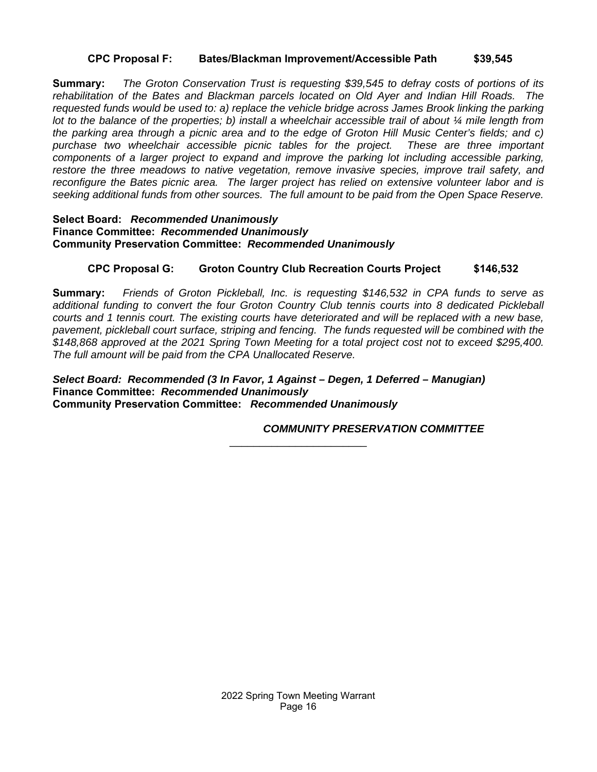**CPC Proposal F: Bates/Blackman Improvement/Accessible Path $39,545**

**Summary:** *The Groton Conservation Trust is requesting $39,545 to defray costs of portions of its rehabilitation of the Bates and Blackman parcels located on Old Ayer and Indian Hill Roads. The requested funds would be used to: a) replace the vehicle bridge across James Brook linking the parking lot to the balance of the properties; b) install a wheelchair accessible trail of about ¼ mile length from the parking area through a picnic area and to the edge of Groton Hill Music Center's fields; and c) purchase two wheelchair accessible picnic tables for the project. These are three important components of a larger project to expand and improve the parking lot including accessible parking, restore the three meadows to native vegetation, remove invasive species, improve trail safety, and reconfigure the Bates picnic area. The larger project has relied on extensive volunteer labor and is seeking additional funds from other sources. The full amount to be paid from the Open Space Reserve.*

**Select Board:** ***Recommended Unanimously***
**Finance Committee:** ***Recommended Unanimously***
**Community Preservation Committee:** ***Recommended Unanimously***

**CPC Proposal G: Groton Country Club Recreation Courts Project $146,532**

**Summary:** *Friends of Groton Pickleball, Inc. is requesting $146,532 in CPA funds to serve as additional funding to convert the four Groton Country Club tennis courts into 8 dedicated Pickleball courts and 1 tennis court. The existing courts have deteriorated and will be replaced with a new base, pavement, pickleball court surface, striping and fencing. The funds requested will be combined with the $148,868 approved at the 2021 Spring Town Meeting for a total project cost not to exceed $295,400. The full amount will be paid from the CPA Unallocated Reserve.*

***Select Board: Recommended (3 In Favor, 1 Against – Degen, 1 Deferred – Manugian)***
**Finance Committee:** ***Recommended Unanimously***
**Community Preservation Committee:** ***Recommended Unanimously***

***COMMUNITY PRESERVATION COMMITTEE***

\_\_\_\_\_\_\_\_\_\_\_\_\_\_\_\_\_\_\_\_\_\_\_\_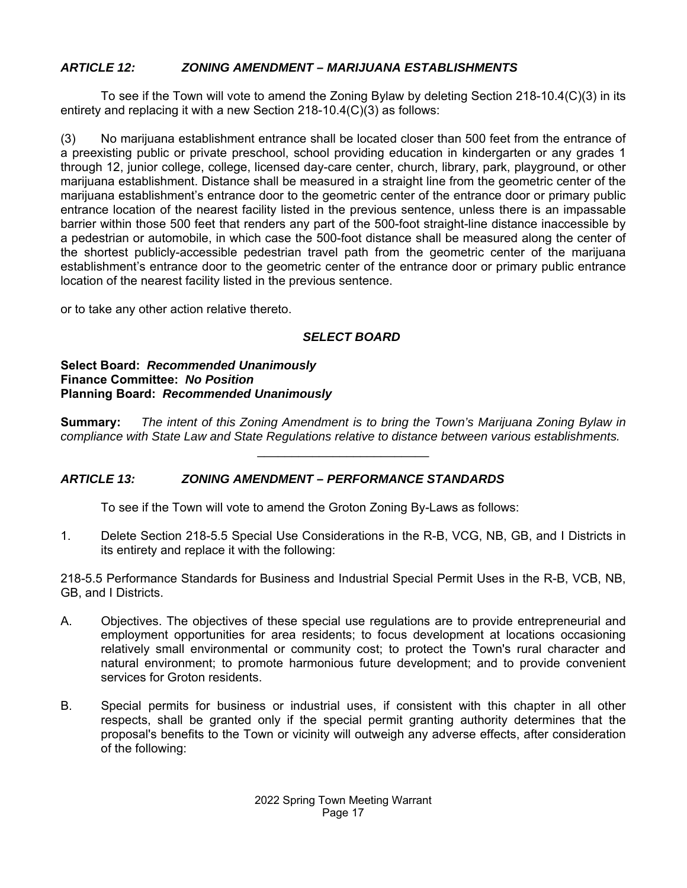## *ARTICLE 12: ZONING AMENDMENT – MARIJUANA ESTABLISHMENTS*

To see if the Town will vote to amend the Zoning Bylaw by deleting Section 218-10.4(C)(3) in its entirety and replacing it with a new Section 218-10.4(C)(3) as follows:

(3) No marijuana establishment entrance shall be located closer than 500 feet from the entrance of a preexisting public or private preschool, school providing education in kindergarten or any grades 1 through 12, junior college, college, licensed day-care center, church, library, park, playground, or other marijuana establishment. Distance shall be measured in a straight line from the geometric center of the marijuana establishment's entrance door to the geometric center of the entrance door or primary public entrance location of the nearest facility listed in the previous sentence, unless there is an impassable barrier within those 500 feet that renders any part of the 500-foot straight-line distance inaccessible by a pedestrian or automobile, in which case the 500-foot distance shall be measured along the center of the shortest publicly-accessible pedestrian travel path from the geometric center of the marijuana establishment's entrance door to the geometric center of the entrance door or primary public entrance location of the nearest facility listed in the previous sentence.

or to take any other action relative thereto.

***SELECT BOARD***

**Select Board:** ***Recommended Unanimously***
**Finance Committee:** ***No Position***
**Planning Board:** ***Recommended Unanimously***

**Summary:** *The intent of this Zoning Amendment is to bring the Town's Marijuana Zoning Bylaw in compliance with State Law and State Regulations relative to distance between various establishments.*

---

## *ARTICLE 13: ZONING AMENDMENT – PERFORMANCE STANDARDS*

To see if the Town will vote to amend the Groton Zoning By-Laws as follows:

1. Delete Section 218-5.5 Special Use Considerations in the R-B, VCG, NB, GB, and I Districts in its entirety and replace it with the following:

218-5.5 Performance Standards for Business and Industrial Special Permit Uses in the R-B, VCB, NB, GB, and I Districts.

A. Objectives. The objectives of these special use regulations are to provide entrepreneurial and employment opportunities for area residents; to focus development at locations occasioning relatively small environmental or community cost; to protect the Town's rural character and natural environment; to promote harmonious future development; and to provide convenient services for Groton residents.

B. Special permits for business or industrial uses, if consistent with this chapter in all other respects, shall be granted only if the special permit granting authority determines that the proposal's benefits to the Town or vicinity will outweigh any adverse effects, after consideration of the following: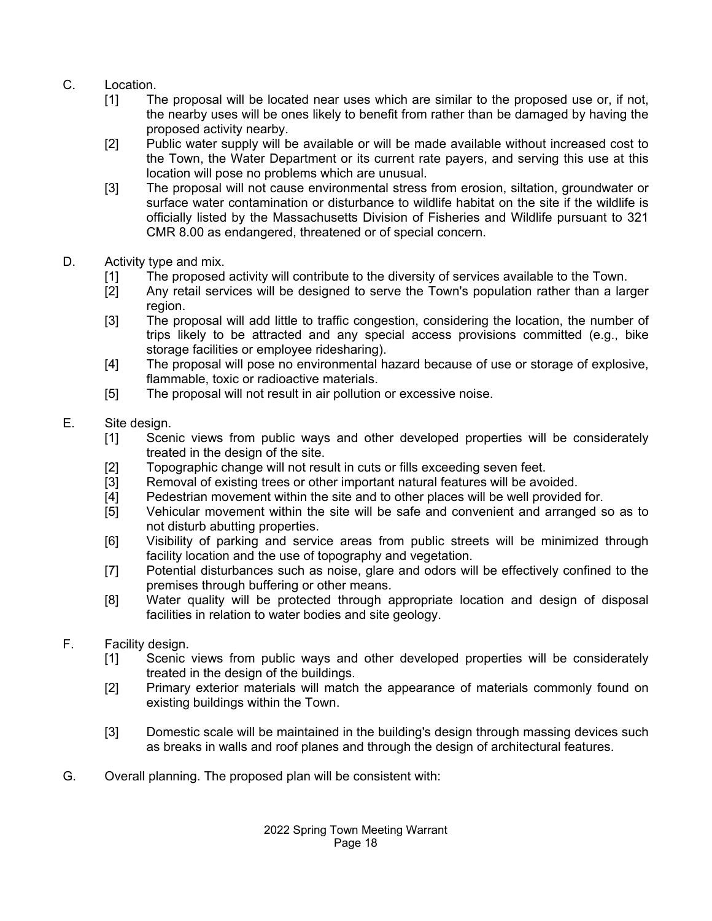C. Location.

[1] The proposal will be located near uses which are similar to the proposed use or, if not, the nearby uses will be ones likely to benefit from rather than be damaged by having the proposed activity nearby.

[2] Public water supply will be available or will be made available without increased cost to the Town, the Water Department or its current rate payers, and serving this use at this location will pose no problems which are unusual.

[3] The proposal will not cause environmental stress from erosion, siltation, groundwater or surface water contamination or disturbance to wildlife habitat on the site if the wildlife is officially listed by the Massachusetts Division of Fisheries and Wildlife pursuant to 321 CMR 8.00 as endangered, threatened or of special concern.

D. Activity type and mix.

[1] The proposed activity will contribute to the diversity of services available to the Town.

[2] Any retail services will be designed to serve the Town's population rather than a larger region.

[3] The proposal will add little to traffic congestion, considering the location, the number of trips likely to be attracted and any special access provisions committed (e.g., bike storage facilities or employee ridesharing).

[4] The proposal will pose no environmental hazard because of use or storage of explosive, flammable, toxic or radioactive materials.

[5] The proposal will not result in air pollution or excessive noise.

E. Site design.

[1] Scenic views from public ways and other developed properties will be considerately treated in the design of the site.

[2] Topographic change will not result in cuts or fills exceeding seven feet.

[3] Removal of existing trees or other important natural features will be avoided.

[4] Pedestrian movement within the site and to other places will be well provided for.

[5] Vehicular movement within the site will be safe and convenient and arranged so as to not disturb abutting properties.

[6] Visibility of parking and service areas from public streets will be minimized through facility location and the use of topography and vegetation.

[7] Potential disturbances such as noise, glare and odors will be effectively confined to the premises through buffering or other means.

[8] Water quality will be protected through appropriate location and design of disposal facilities in relation to water bodies and site geology.

F. Facility design.

[1] Scenic views from public ways and other developed properties will be considerately treated in the design of the buildings.

[2] Primary exterior materials will match the appearance of materials commonly found on existing buildings within the Town.

[3] Domestic scale will be maintained in the building's design through massing devices such as breaks in walls and roof planes and through the design of architectural features.

G. Overall planning. The proposed plan will be consistent with: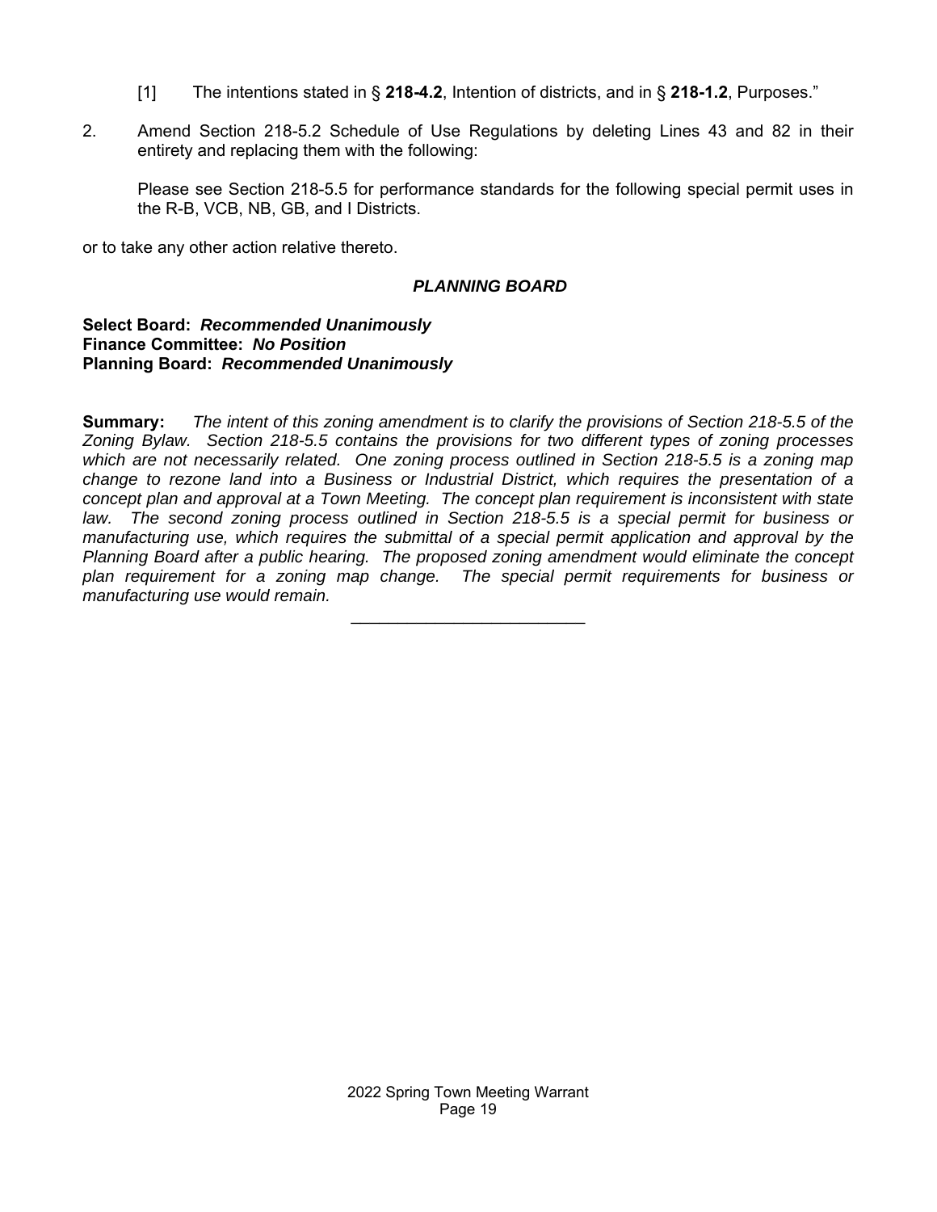[1] The intentions stated in § **218-4.2**, Intention of districts, and in § **218-1.2**, Purposes."

2. Amend Section 218-5.2 Schedule of Use Regulations by deleting Lines 43 and 82 in their entirety and replacing them with the following:

   Please see Section 218-5.5 for performance standards for the following special permit uses in the R-B, VCB, NB, GB, and I Districts.

or to take any other action relative thereto.

***PLANNING BOARD***

**Select Board: *Recommended Unanimously***
**Finance Committee: *No Position***
**Planning Board: *Recommended Unanimously***

**Summary:** *The intent of this zoning amendment is to clarify the provisions of Section 218-5.5 of the Zoning Bylaw. Section 218-5.5 contains the provisions for two different types of zoning processes which are not necessarily related. One zoning process outlined in Section 218-5.5 is a zoning map change to rezone land into a Business or Industrial District, which requires the presentation of a concept plan and approval at a Town Meeting. The concept plan requirement is inconsistent with state law. The second zoning process outlined in Section 218-5.5 is a special permit for business or manufacturing use, which requires the submittal of a special permit application and approval by the Planning Board after a public hearing. The proposed zoning amendment would eliminate the concept plan requirement for a zoning map change. The special permit requirements for business or manufacturing use would remain.*

---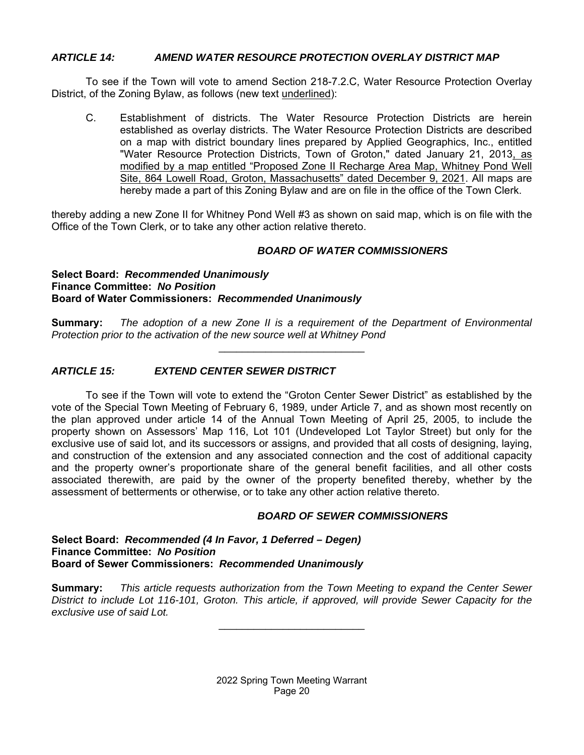### *ARTICLE 14: AMEND WATER RESOURCE PROTECTION OVERLAY DISTRICT MAP*

To see if the Town will vote to amend Section 218-7.2.C, Water Resource Protection Overlay District, of the Zoning Bylaw, as follows (new text <u>underlined</u>):

> C. Establishment of districts. The Water Resource Protection Districts are herein established as overlay districts. The Water Resource Protection Districts are described on a map with district boundary lines prepared by Applied Geographics, Inc., entitled "Water Resource Protection Districts, Town of Groton," dated January 21, 2013<u>, as modified by a map entitled "Proposed Zone II Recharge Area Map, Whitney Pond Well Site, 864 Lowell Road, Groton, Massachusetts" dated December 9, 2021</u>. All maps are hereby made a part of this Zoning Bylaw and are on file in the office of the Town Clerk.

thereby adding a new Zone II for Whitney Pond Well #3 as shown on said map, which is on file with the Office of the Town Clerk, or to take any other action relative thereto.

***BOARD OF WATER COMMISSIONERS***

**Select Board:** ***Recommended Unanimously***
**Finance Committee:** ***No Position***
**Board of Water Commissioners:** ***Recommended Unanimously***

**Summary:** *The adoption of a new Zone II is a requirement of the Department of Environmental Protection prior to the activation of the new source well at Whitney Pond*

---

### *ARTICLE 15: EXTEND CENTER SEWER DISTRICT*

To see if the Town will vote to extend the "Groton Center Sewer District" as established by the vote of the Special Town Meeting of February 6, 1989, under Article 7, and as shown most recently on the plan approved under article 14 of the Annual Town Meeting of April 25, 2005, to include the property shown on Assessors' Map 116, Lot 101 (Undeveloped Lot Taylor Street) but only for the exclusive use of said lot, and its successors or assigns, and provided that all costs of designing, laying, and construction of the extension and any associated connection and the cost of additional capacity and the property owner's proportionate share of the general benefit facilities, and all other costs associated therewith, are paid by the owner of the property benefited thereby, whether by the assessment of betterments or otherwise, or to take any other action relative thereto.

***BOARD OF SEWER COMMISSIONERS***

**Select Board:** ***Recommended (4 In Favor, 1 Deferred – Degen)***
**Finance Committee:** ***No Position***
**Board of Sewer Commissioners:** ***Recommended Unanimously***

**Summary:** *This article requests authorization from the Town Meeting to expand the Center Sewer District to include Lot 116-101, Groton. This article, if approved, will provide Sewer Capacity for the exclusive use of said Lot.*

---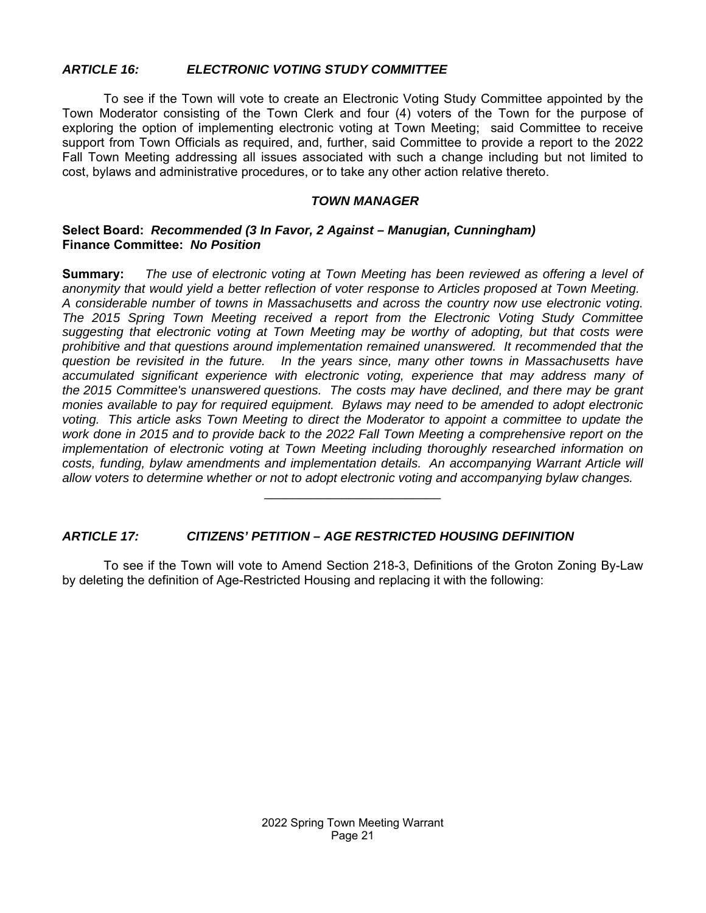### *ARTICLE 16: ELECTRONIC VOTING STUDY COMMITTEE*

To see if the Town will vote to create an Electronic Voting Study Committee appointed by the Town Moderator consisting of the Town Clerk and four (4) voters of the Town for the purpose of exploring the option of implementing electronic voting at Town Meeting; said Committee to receive support from Town Officials as required, and, further, said Committee to provide a report to the 2022 Fall Town Meeting addressing all issues associated with such a change including but not limited to cost, bylaws and administrative procedures, or to take any other action relative thereto.

***TOWN MANAGER***

**Select Board:** ***Recommended (3 In Favor, 2 Against – Manugian, Cunningham)***
**Finance Committee:** ***No Position***

**Summary:** *The use of electronic voting at Town Meeting has been reviewed as offering a level of anonymity that would yield a better reflection of voter response to Articles proposed at Town Meeting. A considerable number of towns in Massachusetts and across the country now use electronic voting. The 2015 Spring Town Meeting received a report from the Electronic Voting Study Committee suggesting that electronic voting at Town Meeting may be worthy of adopting, but that costs were prohibitive and that questions around implementation remained unanswered. It recommended that the question be revisited in the future. In the years since, many other towns in Massachusetts have accumulated significant experience with electronic voting, experience that may address many of the 2015 Committee's unanswered questions. The costs may have declined, and there may be grant monies available to pay for required equipment. Bylaws may need to be amended to adopt electronic voting. This article asks Town Meeting to direct the Moderator to appoint a committee to update the work done in 2015 and to provide back to the 2022 Fall Town Meeting a comprehensive report on the implementation of electronic voting at Town Meeting including thoroughly researched information on costs, funding, bylaw amendments and implementation details. An accompanying Warrant Article will allow voters to determine whether or not to adopt electronic voting and accompanying bylaw changes.*

---

### *ARTICLE 17: CITIZENS' PETITION – AGE RESTRICTED HOUSING DEFINITION*

To see if the Town will vote to Amend Section 218-3, Definitions of the Groton Zoning By-Law by deleting the definition of Age-Restricted Housing and replacing it with the following: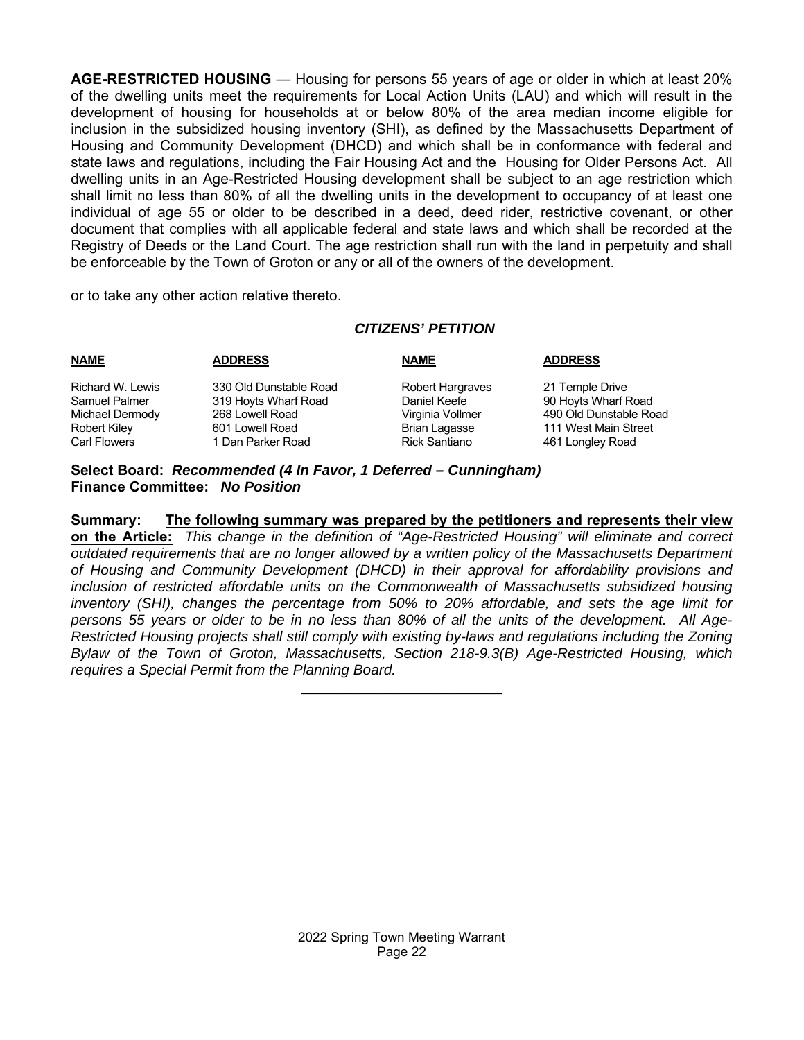**AGE-RESTRICTED HOUSING** — Housing for persons 55 years of age or older in which at least 20% of the dwelling units meet the requirements for Local Action Units (LAU) and which will result in the development of housing for households at or below 80% of the area median income eligible for inclusion in the subsidized housing inventory (SHI), as defined by the Massachusetts Department of Housing and Community Development (DHCD) and which shall be in conformance with federal and state laws and regulations, including the Fair Housing Act and the Housing for Older Persons Act. All dwelling units in an Age-Restricted Housing development shall be subject to an age restriction which shall limit no less than 80% of all the dwelling units in the development to occupancy of at least one individual of age 55 or older to be described in a deed, deed rider, restrictive covenant, or other document that complies with all applicable federal and state laws and which shall be recorded at the Registry of Deeds or the Land Court. The age restriction shall run with the land in perpetuity and shall be enforceable by the Town of Groton or any or all of the owners of the development.

or to take any other action relative thereto.

***CITIZENS' PETITION***

| **NAME** | **ADDRESS** | **NAME** | **ADDRESS** |
|---|---|---|---|
| Richard W. Lewis | 330 Old Dunstable Road | Robert Hargraves | 21 Temple Drive |
| Samuel Palmer | 319 Hoyts Wharf Road | Daniel Keefe | 90 Hoyts Wharf Road |
| Michael Dermody | 268 Lowell Road | Virginia Vollmer | 490 Old Dunstable Road |
| Robert Kiley | 601 Lowell Road | Brian Lagasse | 111 West Main Street |
| Carl Flowers | 1 Dan Parker Road | Rick Santiano | 461 Longley Road |

**Select Board:** ***Recommended (4 In Favor, 1 Deferred – Cunningham)***
**Finance Committee:** ***No Position***

**Summary: The following summary was prepared by the petitioners and represents their view on the Article:** *This change in the definition of "Age-Restricted Housing" will eliminate and correct outdated requirements that are no longer allowed by a written policy of the Massachusetts Department of Housing and Community Development (DHCD) in their approval for affordability provisions and inclusion of restricted affordable units on the Commonwealth of Massachusetts subsidized housing inventory (SHI), changes the percentage from 50% to 20% affordable, and sets the age limit for persons 55 years or older to be in no less than 80% of all the units of the development. All Age-Restricted Housing projects shall still comply with existing by-laws and regulations including the Zoning Bylaw of the Town of Groton, Massachusetts, Section 218-9.3(B) Age-Restricted Housing, which requires a Special Permit from the Planning Board.*

---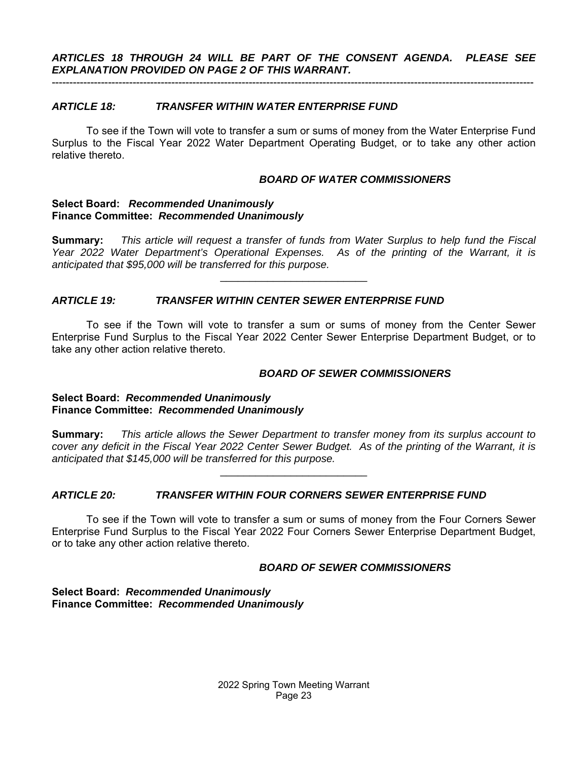***ARTICLES 18 THROUGH 24 WILL BE PART OF THE CONSENT AGENDA. PLEASE SEE EXPLANATION PROVIDED ON PAGE 2 OF THIS WARRANT.***

---

### *ARTICLE 18: TRANSFER WITHIN WATER ENTERPRISE FUND*

To see if the Town will vote to transfer a sum or sums of money from the Water Enterprise Fund Surplus to the Fiscal Year 2022 Water Department Operating Budget, or to take any other action relative thereto.

***BOARD OF WATER COMMISSIONERS***

**Select Board:** ***Recommended Unanimously***
**Finance Committee:** ***Recommended Unanimously***

**Summary:** *This article will request a transfer of funds from Water Surplus to help fund the Fiscal Year 2022 Water Department's Operational Expenses. As of the printing of the Warrant, it is anticipated that $95,000 will be transferred for this purpose.*

---

### *ARTICLE 19: TRANSFER WITHIN CENTER SEWER ENTERPRISE FUND*

To see if the Town will vote to transfer a sum or sums of money from the Center Sewer Enterprise Fund Surplus to the Fiscal Year 2022 Center Sewer Enterprise Department Budget, or to take any other action relative thereto.

***BOARD OF SEWER COMMISSIONERS***

**Select Board:** ***Recommended Unanimously***
**Finance Committee:** ***Recommended Unanimously***

**Summary:** *This article allows the Sewer Department to transfer money from its surplus account to cover any deficit in the Fiscal Year 2022 Center Sewer Budget. As of the printing of the Warrant, it is anticipated that $145,000 will be transferred for this purpose.*

---

### *ARTICLE 20: TRANSFER WITHIN FOUR CORNERS SEWER ENTERPRISE FUND*

To see if the Town will vote to transfer a sum or sums of money from the Four Corners Sewer Enterprise Fund Surplus to the Fiscal Year 2022 Four Corners Sewer Enterprise Department Budget, or to take any other action relative thereto.

***BOARD OF SEWER COMMISSIONERS***

**Select Board:** ***Recommended Unanimously***
**Finance Committee:** ***Recommended Unanimously***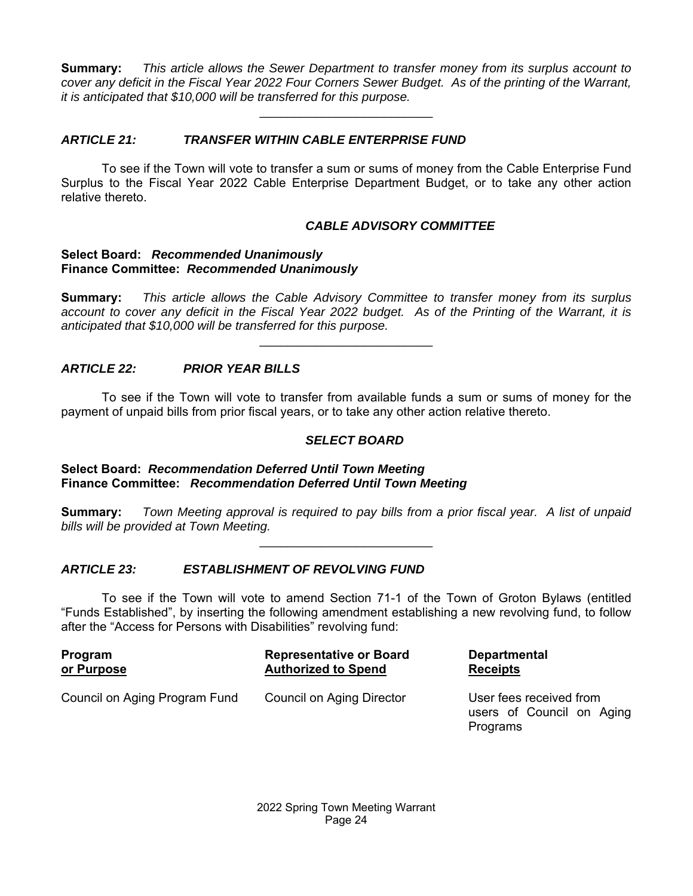**Summary:** *This article allows the Sewer Department to transfer money from its surplus account to cover any deficit in the Fiscal Year 2022 Four Corners Sewer Budget. As of the printing of the Warrant, it is anticipated that $10,000 will be transferred for this purpose.*

---

### *ARTICLE 21: TRANSFER WITHIN CABLE ENTERPRISE FUND*

To see if the Town will vote to transfer a sum or sums of money from the Cable Enterprise Fund Surplus to the Fiscal Year 2022 Cable Enterprise Department Budget, or to take any other action relative thereto.

***CABLE ADVISORY COMMITTEE***

**Select Board:** ***Recommended Unanimously***
**Finance Committee:** ***Recommended Unanimously***

**Summary:** *This article allows the Cable Advisory Committee to transfer money from its surplus account to cover any deficit in the Fiscal Year 2022 budget. As of the Printing of the Warrant, it is anticipated that $10,000 will be transferred for this purpose.*

---

### *ARTICLE 22: PRIOR YEAR BILLS*

To see if the Town will vote to transfer from available funds a sum or sums of money for the payment of unpaid bills from prior fiscal years, or to take any other action relative thereto.

***SELECT BOARD***

**Select Board:** ***Recommendation Deferred Until Town Meeting***
**Finance Committee:** ***Recommendation Deferred Until Town Meeting***

**Summary:** *Town Meeting approval is required to pay bills from a prior fiscal year. A list of unpaid bills will be provided at Town Meeting.*

---

### *ARTICLE 23: ESTABLISHMENT OF REVOLVING FUND*

To see if the Town will vote to amend Section 71-1 of the Town of Groton Bylaws (entitled "Funds Established", by inserting the following amendment establishing a new revolving fund, to follow after the "Access for Persons with Disabilities" revolving fund:

| Program or Purpose | Representative or Board Authorized to Spend | Departmental Receipts |
|---|---|---|
| Council on Aging Program Fund | Council on Aging Director | User fees received from users of Council on Aging Programs |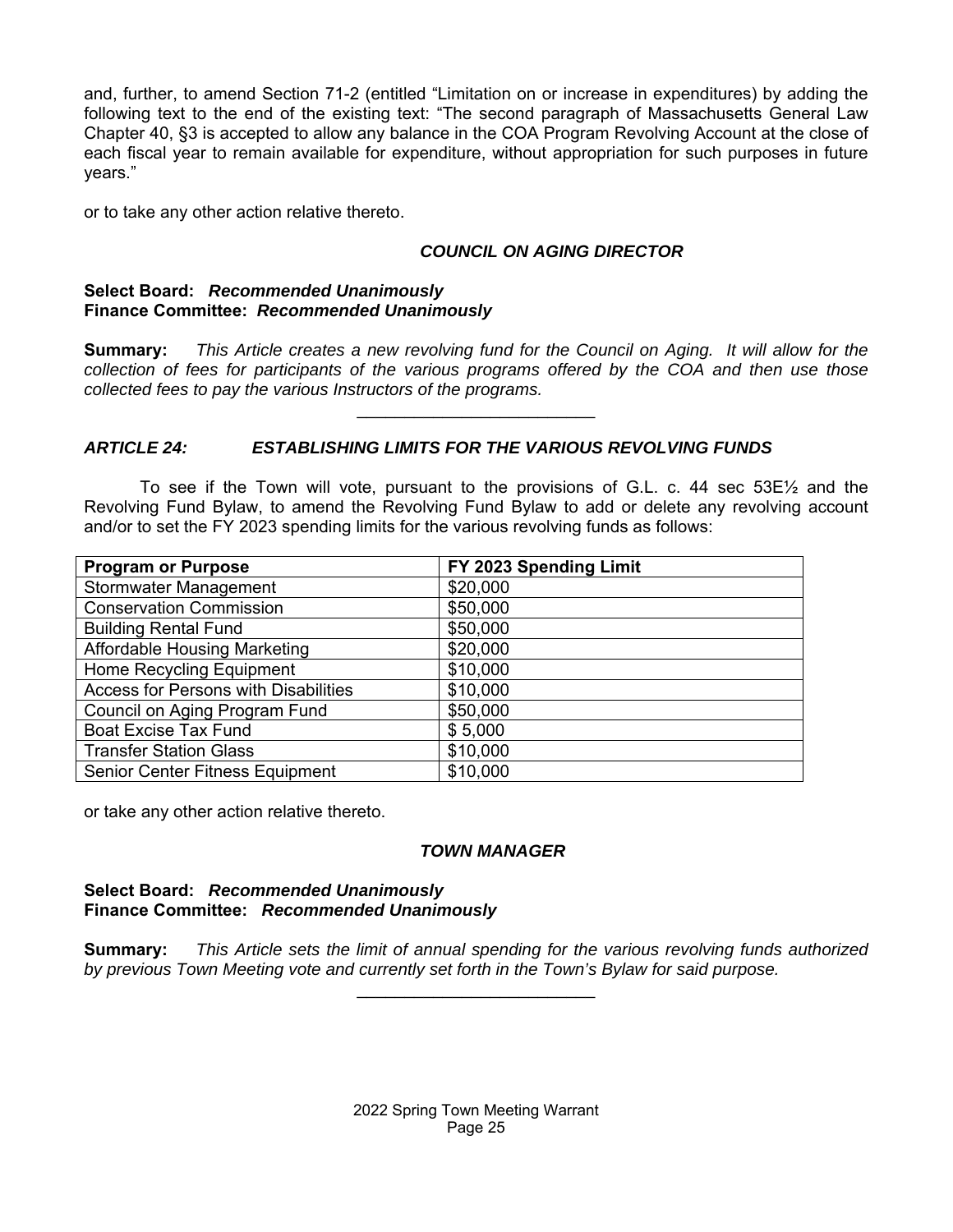and, further, to amend Section 71-2 (entitled "Limitation on or increase in expenditures) by adding the following text to the end of the existing text: "The second paragraph of Massachusetts General Law Chapter 40, §3 is accepted to allow any balance in the COA Program Revolving Account at the close of each fiscal year to remain available for expenditure, without appropriation for such purposes in future years."

or to take any other action relative thereto.

***COUNCIL ON AGING DIRECTOR***

**Select Board:** ***Recommended Unanimously***
**Finance Committee:** ***Recommended Unanimously***

**Summary:** *This Article creates a new revolving fund for the Council on Aging. It will allow for the collection of fees for participants of the various programs offered by the COA and then use those collected fees to pay the various Instructors of the programs.*

---

### *ARTICLE 24: ESTABLISHING LIMITS FOR THE VARIOUS REVOLVING FUNDS*

To see if the Town will vote, pursuant to the provisions of G.L. c. 44 sec 53E½ and the Revolving Fund Bylaw, to amend the Revolving Fund Bylaw to add or delete any revolving account and/or to set the FY 2023 spending limits for the various revolving funds as follows:

| Program or Purpose | FY 2023 Spending Limit |
|---|---|
| Stormwater Management | $20,000 |
| Conservation Commission | $50,000 |
| Building Rental Fund | $50,000 |
| Affordable Housing Marketing | $20,000 |
| Home Recycling Equipment | $10,000 |
| Access for Persons with Disabilities | $10,000 |
| Council on Aging Program Fund | $50,000 |
| Boat Excise Tax Fund | $ 5,000 |
| Transfer Station Glass | $10,000 |
| Senior Center Fitness Equipment | $10,000 |

or take any other action relative thereto.

***TOWN MANAGER***

**Select Board:** ***Recommended Unanimously***
**Finance Committee:** ***Recommended Unanimously***

**Summary:** *This Article sets the limit of annual spending for the various revolving funds authorized by previous Town Meeting vote and currently set forth in the Town's Bylaw for said purpose.*

---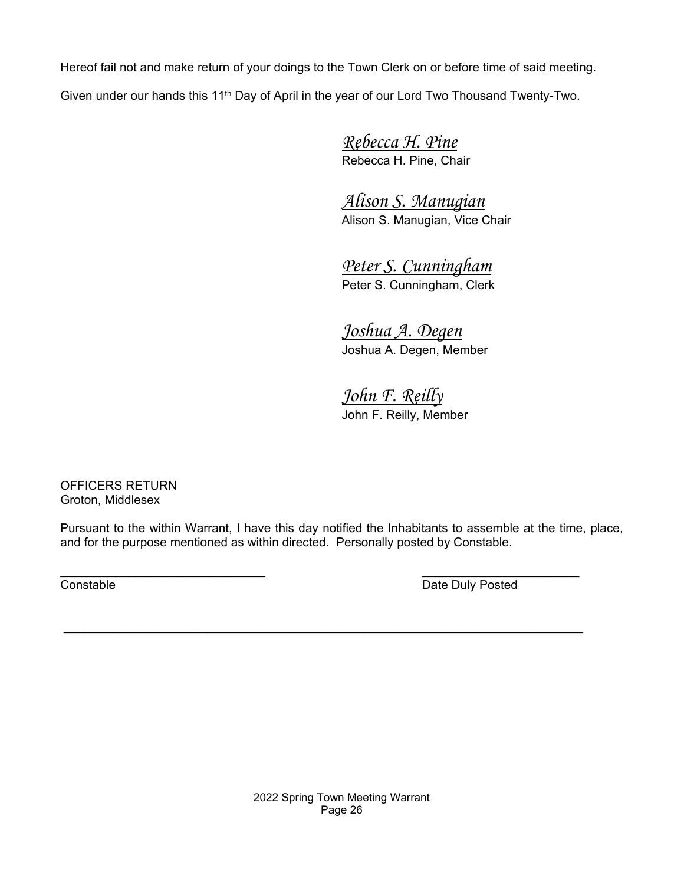Hereof fail not and make return of your doings to the Town Clerk on or before time of said meeting.

Given under our hands this 11th Day of April in the year of our Lord Two Thousand Twenty-Two.

*Rebecca H. Pine*
Rebecca H. Pine, Chair

*Alison S. Manugian*
Alison S. Manugian, Vice Chair

*Peter S. Cunningham*
Peter S. Cunningham, Clerk

*Joshua A. Degen*
Joshua A. Degen, Member

*John F. Reilly*
John F. Reilly, Member

OFFICERS RETURN
Groton, Middlesex

Pursuant to the within Warrant, I have this day notified the Inhabitants to assemble at the time, place, and for the purpose mentioned as within directed. Personally posted by Constable.

______________________________ ______________________
Constable Date Duly Posted

______________________________________________________________________________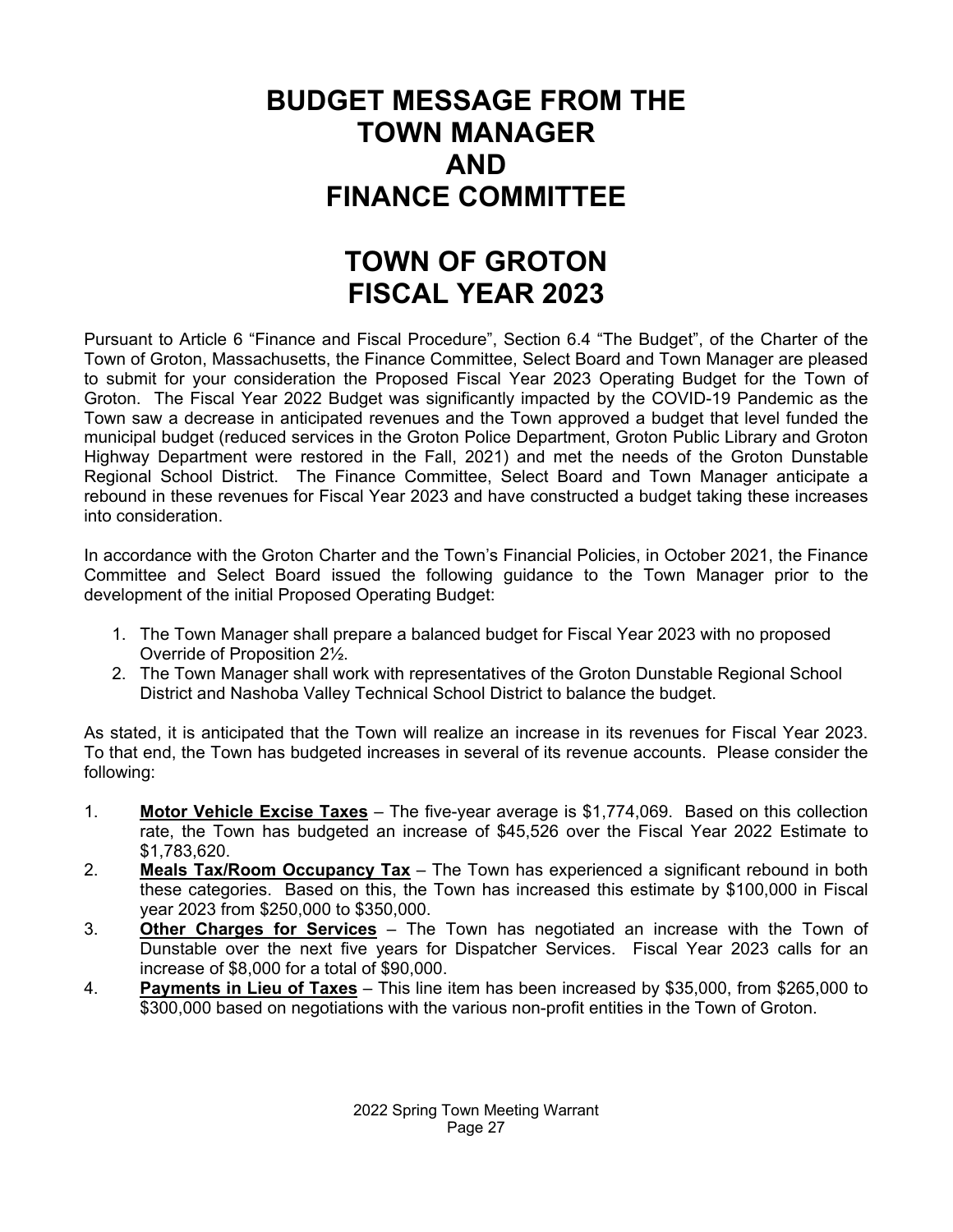# BUDGET MESSAGE FROM THE TOWN MANAGER AND FINANCE COMMITTEE

# TOWN OF GROTON FISCAL YEAR 2023

Pursuant to Article 6 "Finance and Fiscal Procedure", Section 6.4 "The Budget", of the Charter of the Town of Groton, Massachusetts, the Finance Committee, Select Board and Town Manager are pleased to submit for your consideration the Proposed Fiscal Year 2023 Operating Budget for the Town of Groton. The Fiscal Year 2022 Budget was significantly impacted by the COVID-19 Pandemic as the Town saw a decrease in anticipated revenues and the Town approved a budget that level funded the municipal budget (reduced services in the Groton Police Department, Groton Public Library and Groton Highway Department were restored in the Fall, 2021) and met the needs of the Groton Dunstable Regional School District. The Finance Committee, Select Board and Town Manager anticipate a rebound in these revenues for Fiscal Year 2023 and have constructed a budget taking these increases into consideration.

In accordance with the Groton Charter and the Town's Financial Policies, in October 2021, the Finance Committee and Select Board issued the following guidance to the Town Manager prior to the development of the initial Proposed Operating Budget:

1. The Town Manager shall prepare a balanced budget for Fiscal Year 2023 with no proposed Override of Proposition 2½.
2. The Town Manager shall work with representatives of the Groton Dunstable Regional School District and Nashoba Valley Technical School District to balance the budget.

As stated, it is anticipated that the Town will realize an increase in its revenues for Fiscal Year 2023. To that end, the Town has budgeted increases in several of its revenue accounts. Please consider the following:

1. **Motor Vehicle Excise Taxes** – The five-year average is $1,774,069. Based on this collection rate, the Town has budgeted an increase of $45,526 over the Fiscal Year 2022 Estimate to $1,783,620.
2. **Meals Tax/Room Occupancy Tax** – The Town has experienced a significant rebound in both these categories. Based on this, the Town has increased this estimate by $100,000 in Fiscal year 2023 from $250,000 to $350,000.
3. **Other Charges for Services** – The Town has negotiated an increase with the Town of Dunstable over the next five years for Dispatcher Services. Fiscal Year 2023 calls for an increase of $8,000 for a total of $90,000.
4. **Payments in Lieu of Taxes** – This line item has been increased by $35,000, from $265,000 to $300,000 based on negotiations with the various non-profit entities in the Town of Groton.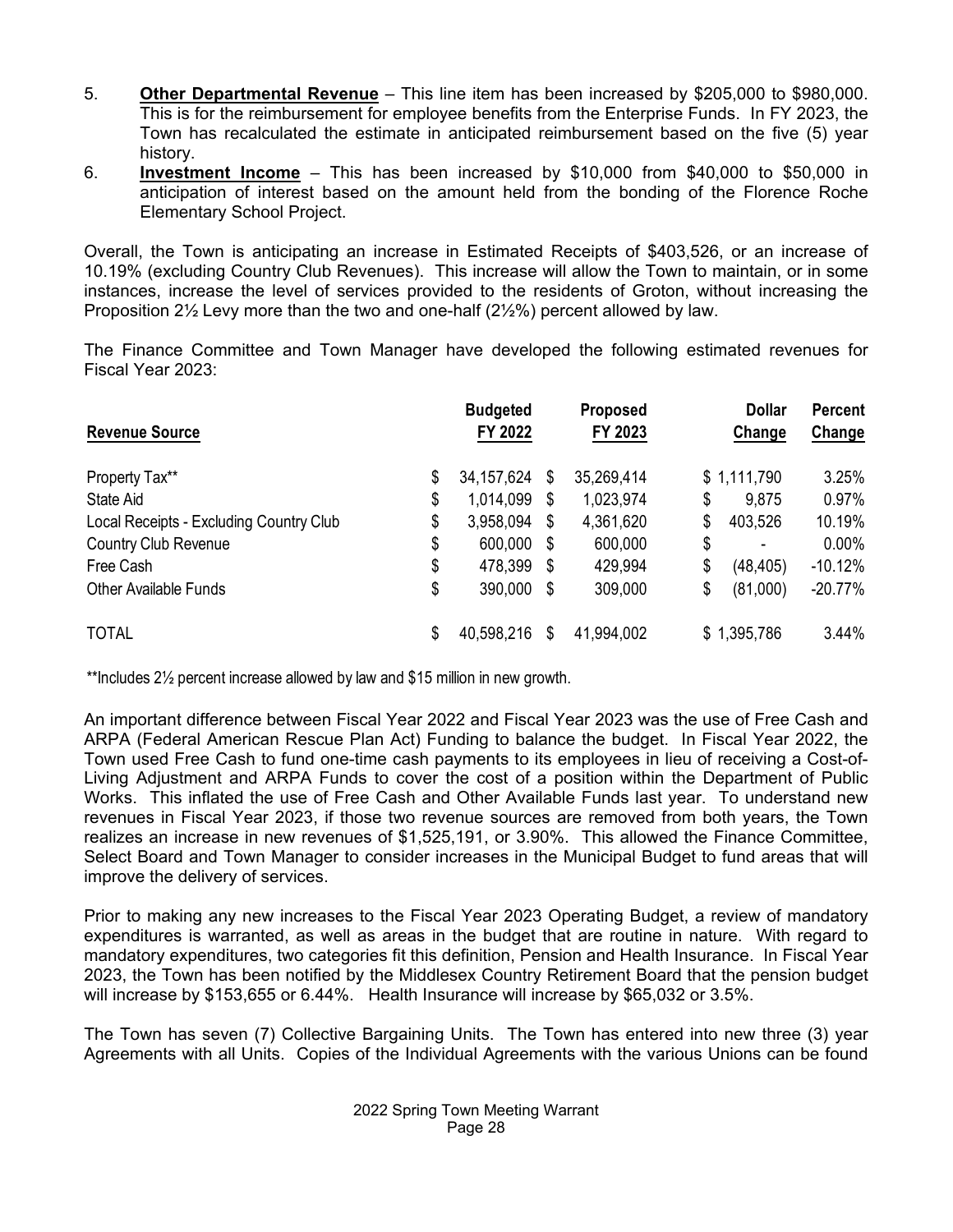5. **Other Departmental Revenue** – This line item has been increased by $205,000 to $980,000. This is for the reimbursement for employee benefits from the Enterprise Funds. In FY 2023, the Town has recalculated the estimate in anticipated reimbursement based on the five (5) year history.
6. **Investment Income** – This has been increased by $10,000 from $40,000 to $50,000 in anticipation of interest based on the amount held from the bonding of the Florence Roche Elementary School Project.

Overall, the Town is anticipating an increase in Estimated Receipts of $403,526, or an increase of 10.19% (excluding Country Club Revenues). This increase will allow the Town to maintain, or in some instances, increase the level of services provided to the residents of Groton, without increasing the Proposition 2½ Levy more than the two and one-half (2½%) percent allowed by law.

The Finance Committee and Town Manager have developed the following estimated revenues for Fiscal Year 2023:

| Revenue Source | Budgeted FY 2022 | Proposed FY 2023 | Dollar Change | Percent Change |
|---|---|---|---|---|
| Property Tax** | $ 34,157,624 | $ 35,269,414 | $ 1,111,790 | 3.25% |
| State Aid | $ 1,014,099 | $ 1,023,974 | $ 9,875 | 0.97% |
| Local Receipts - Excluding Country Club | $ 3,958,094 | $ 4,361,620 | $ 403,526 | 10.19% |
| Country Club Revenue | $ 600,000 | $ 600,000 | $ - | 0.00% |
| Free Cash | $ 478,399 | $ 429,994 | $ (48,405) | -10.12% |
| Other Available Funds | $ 390,000 | $ 309,000 | $ (81,000) | -20.77% |
| TOTAL | $ 40,598,216 | $ 41,994,002 | $ 1,395,786 | 3.44% |

**Includes 2½ percent increase allowed by law and $15 million in new growth.

An important difference between Fiscal Year 2022 and Fiscal Year 2023 was the use of Free Cash and ARPA (Federal American Rescue Plan Act) Funding to balance the budget. In Fiscal Year 2022, the Town used Free Cash to fund one-time cash payments to its employees in lieu of receiving a Cost-of-Living Adjustment and ARPA Funds to cover the cost of a position within the Department of Public Works. This inflated the use of Free Cash and Other Available Funds last year. To understand new revenues in Fiscal Year 2023, if those two revenue sources are removed from both years, the Town realizes an increase in new revenues of $1,525,191, or 3.90%. This allowed the Finance Committee, Select Board and Town Manager to consider increases in the Municipal Budget to fund areas that will improve the delivery of services.

Prior to making any new increases to the Fiscal Year 2023 Operating Budget, a review of mandatory expenditures is warranted, as well as areas in the budget that are routine in nature. With regard to mandatory expenditures, two categories fit this definition, Pension and Health Insurance. In Fiscal Year 2023, the Town has been notified by the Middlesex Country Retirement Board that the pension budget will increase by $153,655 or 6.44%. Health Insurance will increase by $65,032 or 3.5%.

The Town has seven (7) Collective Bargaining Units. The Town has entered into new three (3) year Agreements with all Units. Copies of the Individual Agreements with the various Unions can be found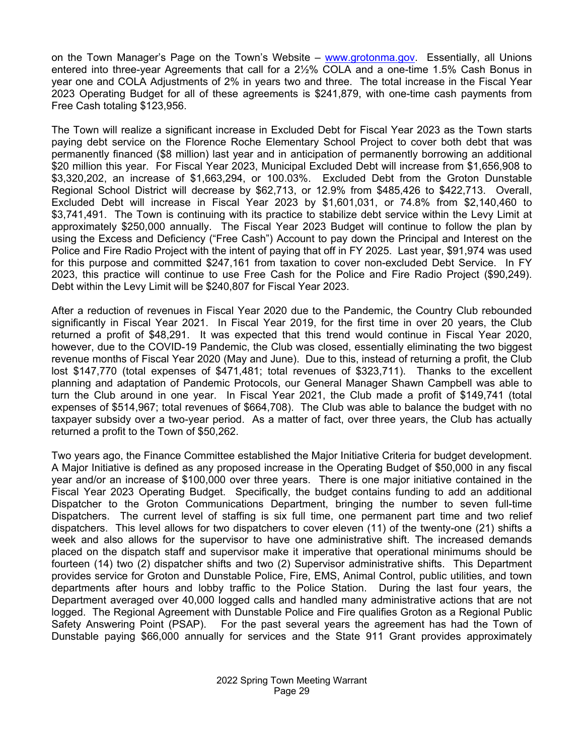on the Town Manager's Page on the Town's Website – www.grotonma.gov. Essentially, all Unions entered into three-year Agreements that call for a 2½% COLA and a one-time 1.5% Cash Bonus in year one and COLA Adjustments of 2% in years two and three. The total increase in the Fiscal Year 2023 Operating Budget for all of these agreements is $241,879, with one-time cash payments from Free Cash totaling $123,956.

The Town will realize a significant increase in Excluded Debt for Fiscal Year 2023 as the Town starts paying debt service on the Florence Roche Elementary School Project to cover both debt that was permanently financed ($8 million) last year and in anticipation of permanently borrowing an additional $20 million this year. For Fiscal Year 2023, Municipal Excluded Debt will increase from $1,656,908 to $3,320,202, an increase of $1,663,294, or 100.03%. Excluded Debt from the Groton Dunstable Regional School District will decrease by $62,713, or 12.9% from $485,426 to $422,713. Overall, Excluded Debt will increase in Fiscal Year 2023 by $1,601,031, or 74.8% from $2,140,460 to $3,741,491. The Town is continuing with its practice to stabilize debt service within the Levy Limit at approximately $250,000 annually. The Fiscal Year 2023 Budget will continue to follow the plan by using the Excess and Deficiency ("Free Cash") Account to pay down the Principal and Interest on the Police and Fire Radio Project with the intent of paying that off in FY 2025. Last year, $91,974 was used for this purpose and committed $247,161 from taxation to cover non-excluded Debt Service. In FY 2023, this practice will continue to use Free Cash for the Police and Fire Radio Project ($90,249). Debt within the Levy Limit will be $240,807 for Fiscal Year 2023.

After a reduction of revenues in Fiscal Year 2020 due to the Pandemic, the Country Club rebounded significantly in Fiscal Year 2021. In Fiscal Year 2019, for the first time in over 20 years, the Club returned a profit of $48,291. It was expected that this trend would continue in Fiscal Year 2020, however, due to the COVID-19 Pandemic, the Club was closed, essentially eliminating the two biggest revenue months of Fiscal Year 2020 (May and June). Due to this, instead of returning a profit, the Club lost $147,770 (total expenses of $471,481; total revenues of $323,711). Thanks to the excellent planning and adaptation of Pandemic Protocols, our General Manager Shawn Campbell was able to turn the Club around in one year. In Fiscal Year 2021, the Club made a profit of $149,741 (total expenses of $514,967; total revenues of $664,708). The Club was able to balance the budget with no taxpayer subsidy over a two-year period. As a matter of fact, over three years, the Club has actually returned a profit to the Town of $50,262.

Two years ago, the Finance Committee established the Major Initiative Criteria for budget development. A Major Initiative is defined as any proposed increase in the Operating Budget of $50,000 in any fiscal year and/or an increase of $100,000 over three years. There is one major initiative contained in the Fiscal Year 2023 Operating Budget. Specifically, the budget contains funding to add an additional Dispatcher to the Groton Communications Department, bringing the number to seven full-time Dispatchers. The current level of staffing is six full time, one permanent part time and two relief dispatchers. This level allows for two dispatchers to cover eleven (11) of the twenty-one (21) shifts a week and also allows for the supervisor to have one administrative shift. The increased demands placed on the dispatch staff and supervisor make it imperative that operational minimums should be fourteen (14) two (2) dispatcher shifts and two (2) Supervisor administrative shifts. This Department provides service for Groton and Dunstable Police, Fire, EMS, Animal Control, public utilities, and town departments after hours and lobby traffic to the Police Station. During the last four years, the Department averaged over 40,000 logged calls and handled many administrative actions that are not logged. The Regional Agreement with Dunstable Police and Fire qualifies Groton as a Regional Public Safety Answering Point (PSAP). For the past several years the agreement has had the Town of Dunstable paying $66,000 annually for services and the State 911 Grant provides approximately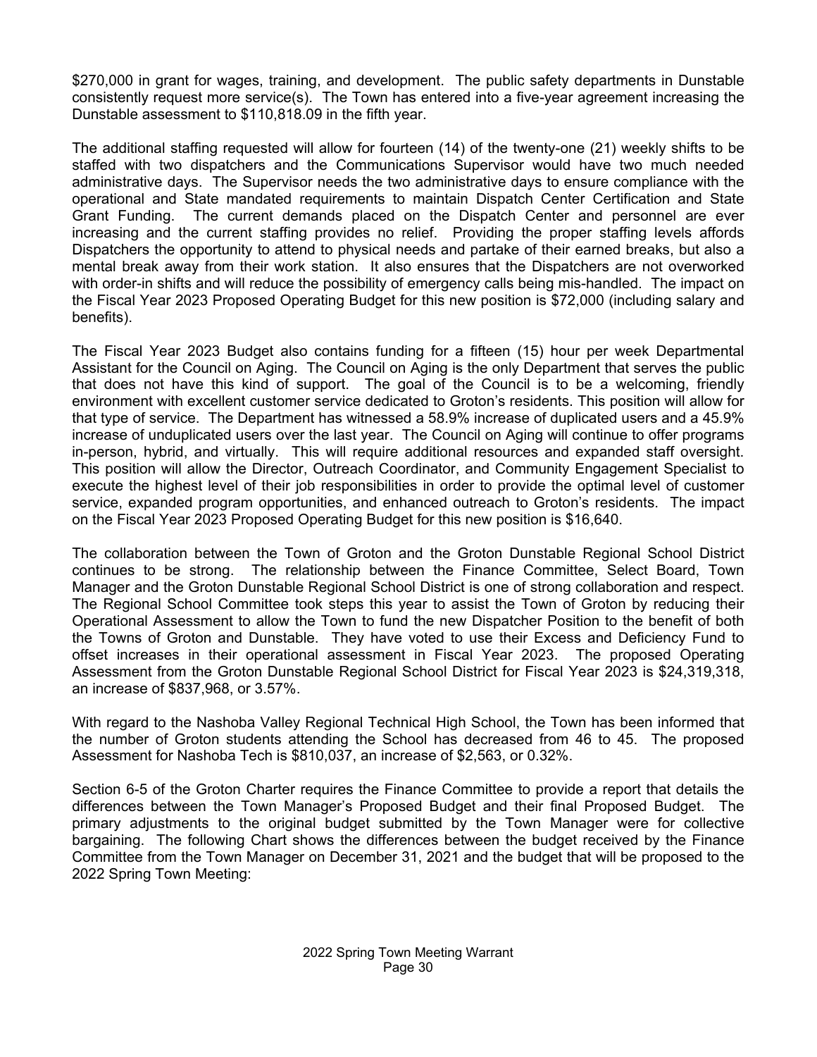$270,000 in grant for wages, training, and development. The public safety departments in Dunstable consistently request more service(s). The Town has entered into a five-year agreement increasing the Dunstable assessment to $110,818.09 in the fifth year.

The additional staffing requested will allow for fourteen (14) of the twenty-one (21) weekly shifts to be staffed with two dispatchers and the Communications Supervisor would have two much needed administrative days. The Supervisor needs the two administrative days to ensure compliance with the operational and State mandated requirements to maintain Dispatch Center Certification and State Grant Funding. The current demands placed on the Dispatch Center and personnel are ever increasing and the current staffing provides no relief. Providing the proper staffing levels affords Dispatchers the opportunity to attend to physical needs and partake of their earned breaks, but also a mental break away from their work station. It also ensures that the Dispatchers are not overworked with order-in shifts and will reduce the possibility of emergency calls being mis-handled. The impact on the Fiscal Year 2023 Proposed Operating Budget for this new position is $72,000 (including salary and benefits).

The Fiscal Year 2023 Budget also contains funding for a fifteen (15) hour per week Departmental Assistant for the Council on Aging. The Council on Aging is the only Department that serves the public that does not have this kind of support. The goal of the Council is to be a welcoming, friendly environment with excellent customer service dedicated to Groton's residents. This position will allow for that type of service. The Department has witnessed a 58.9% increase of duplicated users and a 45.9% increase of unduplicated users over the last year. The Council on Aging will continue to offer programs in-person, hybrid, and virtually. This will require additional resources and expanded staff oversight. This position will allow the Director, Outreach Coordinator, and Community Engagement Specialist to execute the highest level of their job responsibilities in order to provide the optimal level of customer service, expanded program opportunities, and enhanced outreach to Groton's residents. The impact on the Fiscal Year 2023 Proposed Operating Budget for this new position is $16,640.

The collaboration between the Town of Groton and the Groton Dunstable Regional School District continues to be strong. The relationship between the Finance Committee, Select Board, Town Manager and the Groton Dunstable Regional School District is one of strong collaboration and respect. The Regional School Committee took steps this year to assist the Town of Groton by reducing their Operational Assessment to allow the Town to fund the new Dispatcher Position to the benefit of both the Towns of Groton and Dunstable. They have voted to use their Excess and Deficiency Fund to offset increases in their operational assessment in Fiscal Year 2023. The proposed Operating Assessment from the Groton Dunstable Regional School District for Fiscal Year 2023 is $24,319,318, an increase of $837,968, or 3.57%.

With regard to the Nashoba Valley Regional Technical High School, the Town has been informed that the number of Groton students attending the School has decreased from 46 to 45. The proposed Assessment for Nashoba Tech is $810,037, an increase of $2,563, or 0.32%.

Section 6-5 of the Groton Charter requires the Finance Committee to provide a report that details the differences between the Town Manager's Proposed Budget and their final Proposed Budget. The primary adjustments to the original budget submitted by the Town Manager were for collective bargaining. The following Chart shows the differences between the budget received by the Finance Committee from the Town Manager on December 31, 2021 and the budget that will be proposed to the 2022 Spring Town Meeting: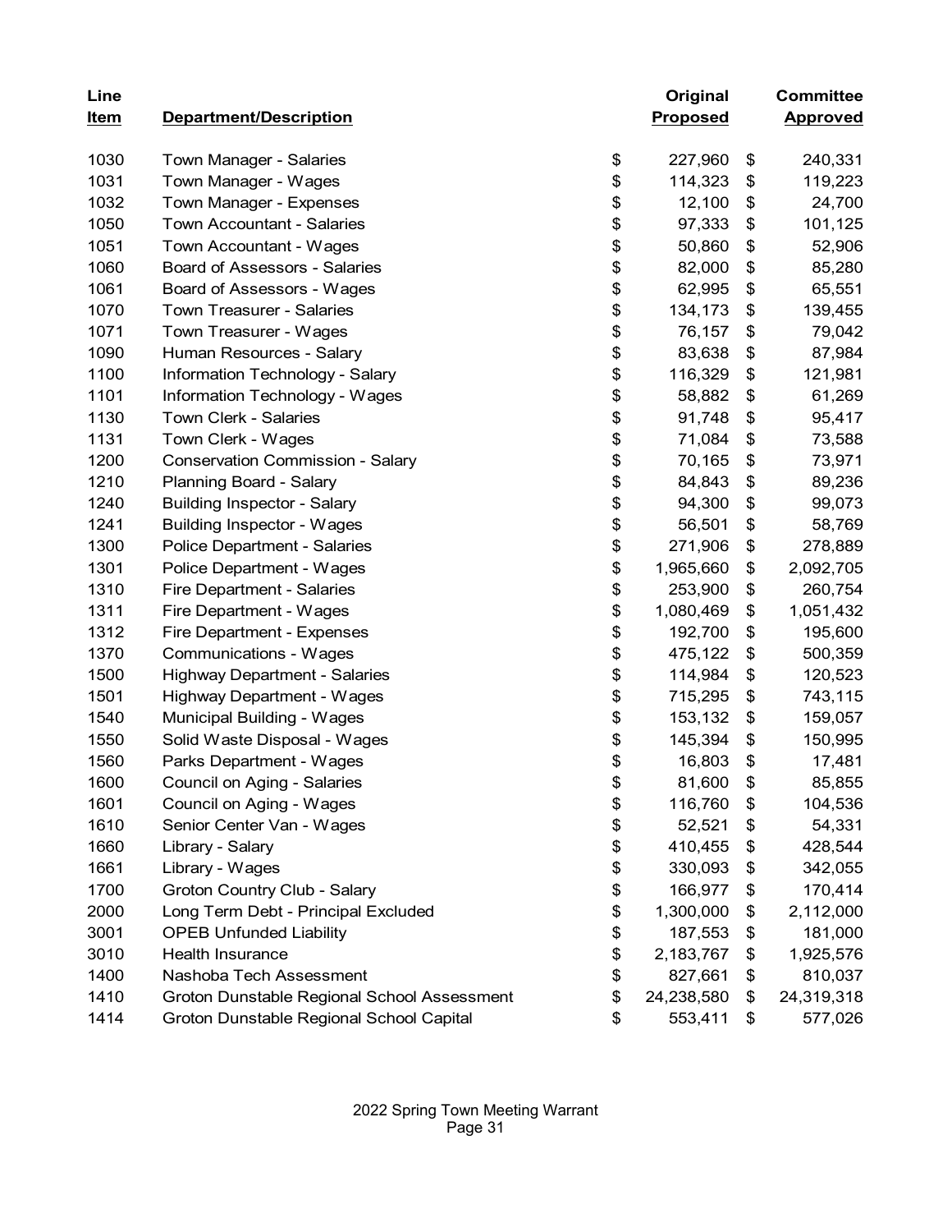| Line Item | Department/Description | Original Proposed | Committee Approved |
|---|---|---|---|
| 1030 | Town Manager - Salaries | $ 227,960 | $ 240,331 |
| 1031 | Town Manager - Wages | $ 114,323 | $ 119,223 |
| 1032 | Town Manager - Expenses | $ 12,100 | $ 24,700 |
| 1050 | Town Accountant - Salaries | $ 97,333 | $ 101,125 |
| 1051 | Town Accountant - Wages | $ 50,860 | $ 52,906 |
| 1060 | Board of Assessors - Salaries | $ 82,000 | $ 85,280 |
| 1061 | Board of Assessors - Wages | $ 62,995 | $ 65,551 |
| 1070 | Town Treasurer - Salaries | $ 134,173 | $ 139,455 |
| 1071 | Town Treasurer - Wages | $ 76,157 | $ 79,042 |
| 1090 | Human Resources - Salary | $ 83,638 | $ 87,984 |
| 1100 | Information Technology - Salary | $ 116,329 | $ 121,981 |
| 1101 | Information Technology - Wages | $ 58,882 | $ 61,269 |
| 1130 | Town Clerk - Salaries | $ 91,748 | $ 95,417 |
| 1131 | Town Clerk - Wages | $ 71,084 | $ 73,588 |
| 1200 | Conservation Commission - Salary | $ 70,165 | $ 73,971 |
| 1210 | Planning Board - Salary | $ 84,843 | $ 89,236 |
| 1240 | Building Inspector - Salary | $ 94,300 | $ 99,073 |
| 1241 | Building Inspector - Wages | $ 56,501 | $ 58,769 |
| 1300 | Police Department - Salaries | $ 271,906 | $ 278,889 |
| 1301 | Police Department - Wages | $ 1,965,660 | $ 2,092,705 |
| 1310 | Fire Department - Salaries | $ 253,900 | $ 260,754 |
| 1311 | Fire Department - Wages | $ 1,080,469 | $ 1,051,432 |
| 1312 | Fire Department - Expenses | $ 192,700 | $ 195,600 |
| 1370 | Communications - Wages | $ 475,122 | $ 500,359 |
| 1500 | Highway Department - Salaries | $ 114,984 | $ 120,523 |
| 1501 | Highway Department - Wages | $ 715,295 | $ 743,115 |
| 1540 | Municipal Building - Wages | $ 153,132 | $ 159,057 |
| 1550 | Solid Waste Disposal - Wages | $ 145,394 | $ 150,995 |
| 1560 | Parks Department - Wages | $ 16,803 | $ 17,481 |
| 1600 | Council on Aging - Salaries | $ 81,600 | $ 85,855 |
| 1601 | Council on Aging - Wages | $ 116,760 | $ 104,536 |
| 1610 | Senior Center Van - Wages | $ 52,521 | $ 54,331 |
| 1660 | Library - Salary | $ 410,455 | $ 428,544 |
| 1661 | Library - Wages | $ 330,093 | $ 342,055 |
| 1700 | Groton Country Club - Salary | $ 166,977 | $ 170,414 |
| 2000 | Long Term Debt - Principal Excluded | $ 1,300,000 | $ 2,112,000 |
| 3001 | OPEB Unfunded Liability | $ 187,553 | $ 181,000 |
| 3010 | Health Insurance | $ 2,183,767 | $ 1,925,576 |
| 1400 | Nashoba Tech Assessment | $ 827,661 | $ 810,037 |
| 1410 | Groton Dunstable Regional School Assessment | $ 24,238,580 | $ 24,319,318 |
| 1414 | Groton Dunstable Regional School Capital | $ 553,411 | $ 577,026 |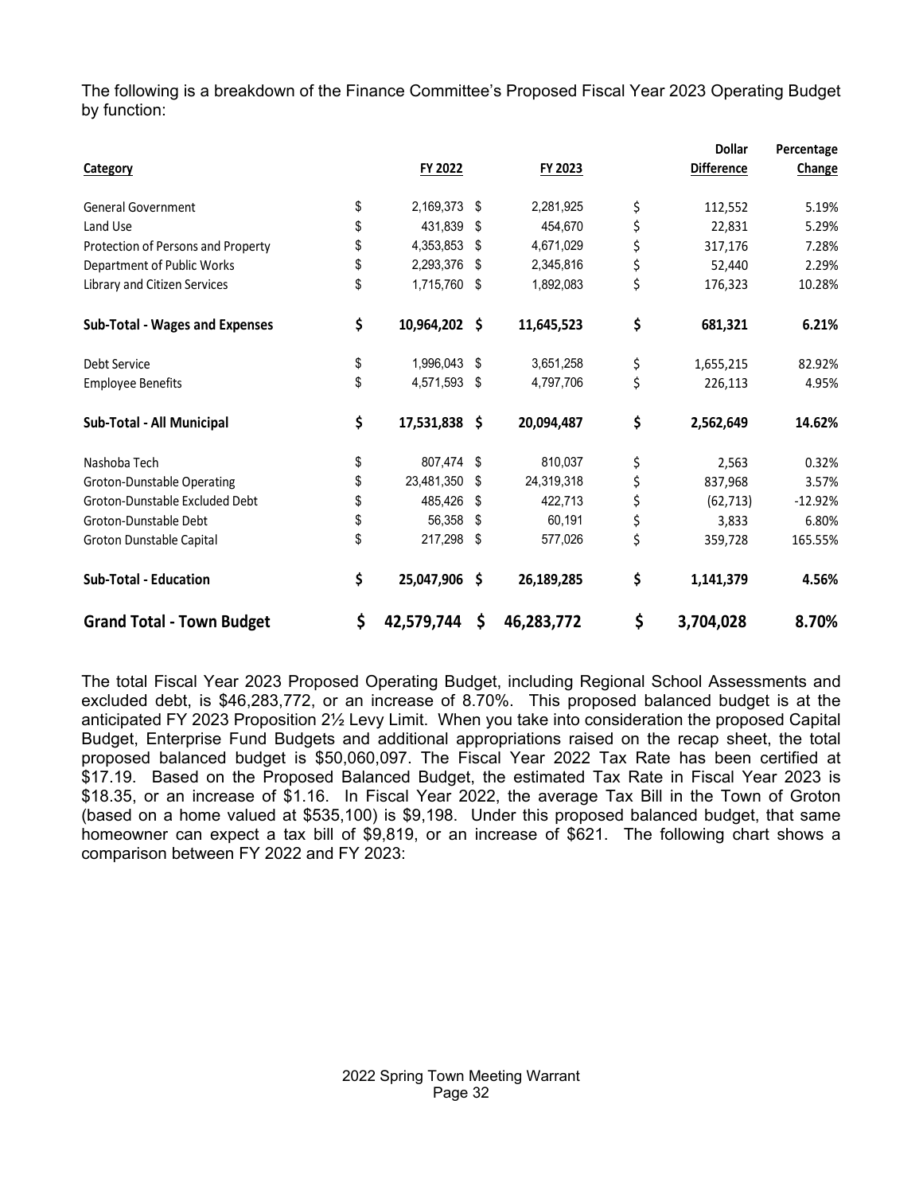The following is a breakdown of the Finance Committee's Proposed Fiscal Year 2023 Operating Budget by function:

| Category | FY 2022 | FY 2023 | Dollar Difference | Percentage Change |
|---|---|---|---|---|
| General Government | $ 2,169,373 | $ 2,281,925 | $ 112,552 | 5.19% |
| Land Use | $ 431,839 | $ 454,670 | $ 22,831 | 5.29% |
| Protection of Persons and Property | $ 4,353,853 | $ 4,671,029 | $ 317,176 | 7.28% |
| Department of Public Works | $ 2,293,376 | $ 2,345,816 | $ 52,440 | 2.29% |
| Library and Citizen Services | $ 1,715,760 | $ 1,892,083 | $ 176,323 | 10.28% |
| **Sub-Total - Wages and Expenses** | **$ 10,964,202** | **$ 11,645,523** | **$ 681,321** | **6.21%** |
| Debt Service | $ 1,996,043 | $ 3,651,258 | $ 1,655,215 | 82.92% |
| Employee Benefits | $ 4,571,593 | $ 4,797,706 | $ 226,113 | 4.95% |
| **Sub-Total - All Municipal** | **$ 17,531,838** | **$ 20,094,487** | **$ 2,562,649** | **14.62%** |
| Nashoba Tech | $ 807,474 | $ 810,037 | $ 2,563 | 0.32% |
| Groton-Dunstable Operating | $ 23,481,350 | $ 24,319,318 | $ 837,968 | 3.57% |
| Groton-Dunstable Excluded Debt | $ 485,426 | $ 422,713 | $ (62,713) | -12.92% |
| Groton-Dunstable Debt | $ 56,358 | $ 60,191 | $ 3,833 | 6.80% |
| Groton Dunstable Capital | $ 217,298 | $ 577,026 | $ 359,728 | 165.55% |
| **Sub-Total - Education** | **$ 25,047,906** | **$ 26,189,285** | **$ 1,141,379** | **4.56%** |
| **Grand Total - Town Budget** | **$ 42,579,744** | **$ 46,283,772** | **$ 3,704,028** | **8.70%** |

The total Fiscal Year 2023 Proposed Operating Budget, including Regional School Assessments and excluded debt, is $46,283,772, or an increase of 8.70%. This proposed balanced budget is at the anticipated FY 2023 Proposition 2½ Levy Limit. When you take into consideration the proposed Capital Budget, Enterprise Fund Budgets and additional appropriations raised on the recap sheet, the total proposed balanced budget is $50,060,097. The Fiscal Year 2022 Tax Rate has been certified at $17.19. Based on the Proposed Balanced Budget, the estimated Tax Rate in Fiscal Year 2023 is $18.35, or an increase of $1.16. In Fiscal Year 2022, the average Tax Bill in the Town of Groton (based on a home valued at $535,100) is $9,198. Under this proposed balanced budget, that same homeowner can expect a tax bill of $9,819, or an increase of $621. The following chart shows a comparison between FY 2022 and FY 2023: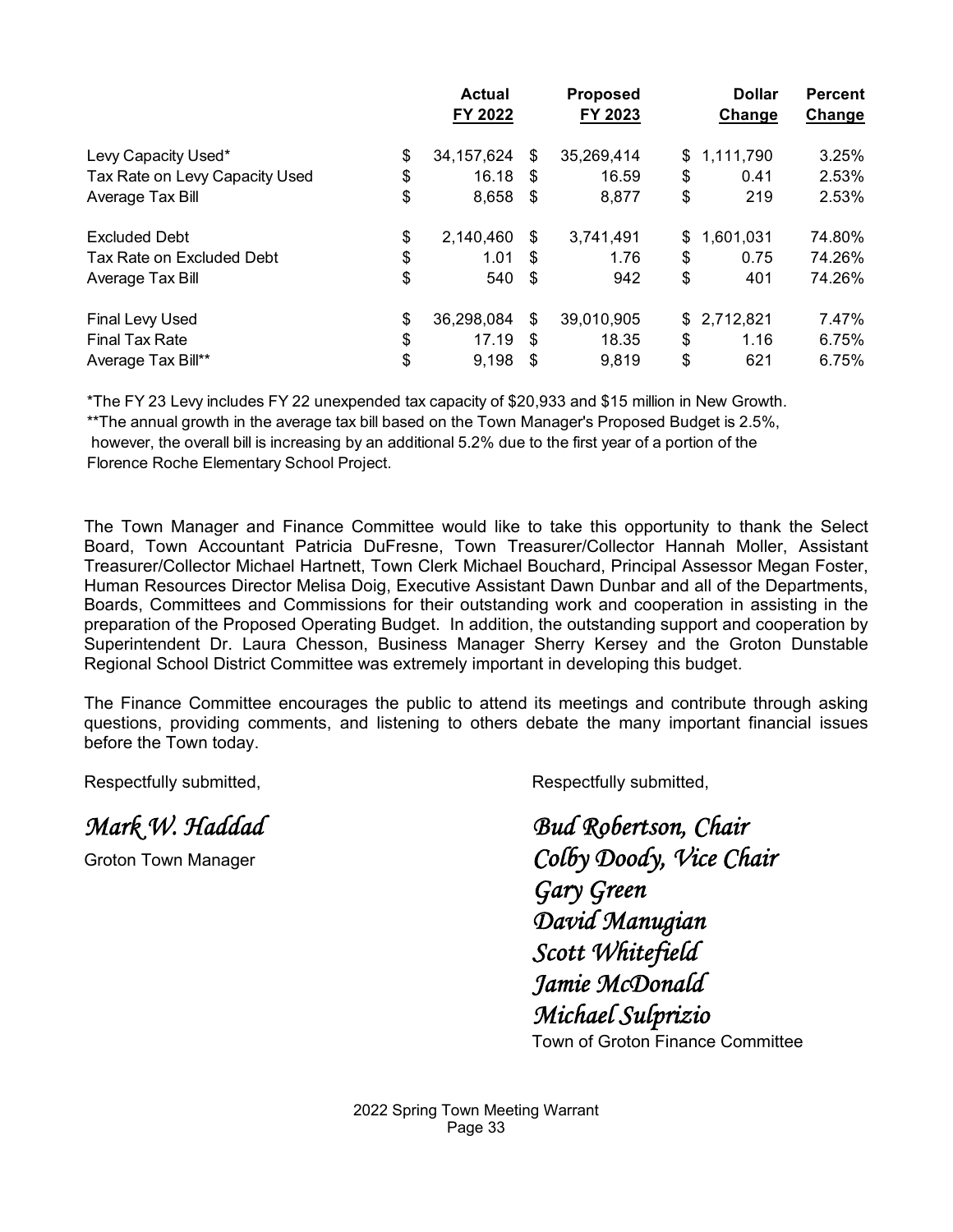| | Actual FY 2022 | Proposed FY 2023 | Dollar Change | Percent Change |
|---|---|---|---|---|
| Levy Capacity Used* | $ 34,157,624 | $ 35,269,414 | $ 1,111,790 | 3.25% |
| Tax Rate on Levy Capacity Used | $ 16.18 | $ 16.59 | $ 0.41 | 2.53% |
| Average Tax Bill | $ 8,658 | $ 8,877 | $ 219 | 2.53% |
| Excluded Debt | $ 2,140,460 | $ 3,741,491 | $ 1,601,031 | 74.80% |
| Tax Rate on Excluded Debt | $ 1.01 | $ 1.76 | $ 0.75 | 74.26% |
| Average Tax Bill | $ 540 | $ 942 | $ 401 | 74.26% |
| Final Levy Used | $ 36,298,084 | $ 39,010,905 | $ 2,712,821 | 7.47% |
| Final Tax Rate | $ 17.19 | $ 18.35 | $ 1.16 | 6.75% |
| Average Tax Bill** | $ 9,198 | $ 9,819 | $ 621 | 6.75% |

*The FY 23 Levy includes FY 22 unexpended tax capacity of $20,933 and $15 million in New Growth.
**The annual growth in the average tax bill based on the Town Manager's Proposed Budget is 2.5%, however, the overall bill is increasing by an additional 5.2% due to the first year of a portion of the Florence Roche Elementary School Project.

The Town Manager and Finance Committee would like to take this opportunity to thank the Select Board, Town Accountant Patricia DuFresne, Town Treasurer/Collector Hannah Moller, Assistant Treasurer/Collector Michael Hartnett, Town Clerk Michael Bouchard, Principal Assessor Megan Foster, Human Resources Director Melisa Doig, Executive Assistant Dawn Dunbar and all of the Departments, Boards, Committees and Commissions for their outstanding work and cooperation in assisting in the preparation of the Proposed Operating Budget. In addition, the outstanding support and cooperation by Superintendent Dr. Laura Chesson, Business Manager Sherry Kersey and the Groton Dunstable Regional School District Committee was extremely important in developing this budget.

The Finance Committee encourages the public to attend its meetings and contribute through asking questions, providing comments, and listening to others debate the many important financial issues before the Town today.

Respectfully submitted,

*Mark W. Haddad*
Groton Town Manager

Respectfully submitted,

*Bud Robertson, Chair*
*Colby Doody, Vice Chair*
*Gary Green*
*David Manugian*
*Scott Whitefield*
*Jamie McDonald*
*Michael Sulprizio*
Town of Groton Finance Committee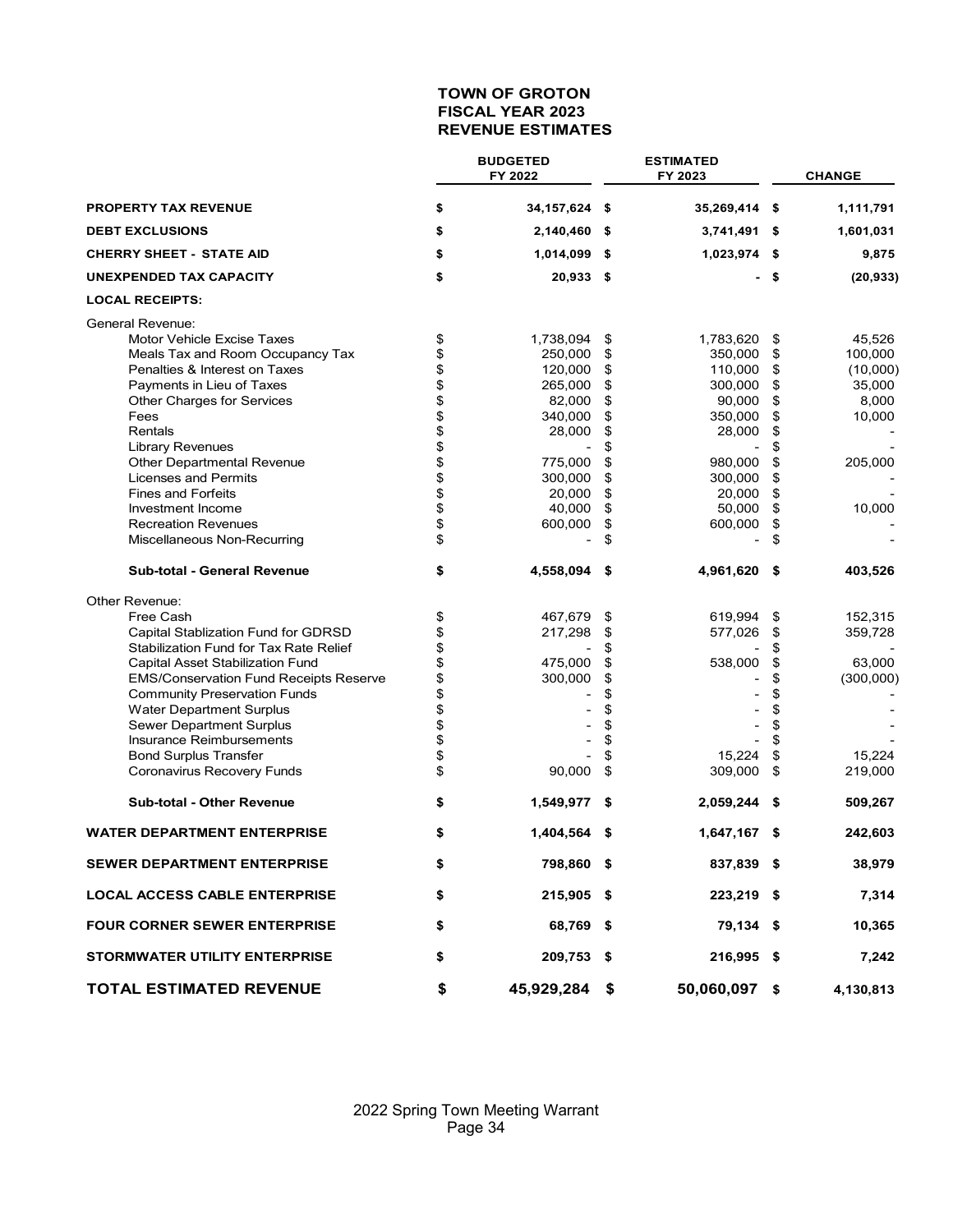# TOWN OF GROTON
## FISCAL YEAR 2023
## REVENUE ESTIMATES

| | BUDGETED FY 2022 | ESTIMATED FY 2023 | CHANGE |
|---|---|---|---|
| **PROPERTY TAX REVENUE** | **$ 34,157,624** | **$ 35,269,414** | **$ 1,111,791** |
| **DEBT EXCLUSIONS** | **$ 2,140,460** | **$ 3,741,491** | **$ 1,601,031** |
| **CHERRY SHEET - STATE AID** | **$ 1,014,099** | **$ 1,023,974** | **$ 9,875** |
| **UNEXPENDED TAX CAPACITY** | **$ 20,933** | **$ -** | **$ (20,933)** |
| **LOCAL RECEIPTS:** | | | |
| General Revenue: | | | |
| Motor Vehicle Excise Taxes | $ 1,738,094 | $ 1,783,620 | $ 45,526 |
| Meals Tax and Room Occupancy Tax | $ 250,000 | $ 350,000 | $ 100,000 |
| Penalties & Interest on Taxes | $ 120,000 | $ 110,000 | $ (10,000) |
| Payments in Lieu of Taxes | $ 265,000 | $ 300,000 | $ 35,000 |
| Other Charges for Services | $ 82,000 | $ 90,000 | $ 8,000 |
| Fees | $ 340,000 | $ 350,000 | $ 10,000 |
| Rentals | $ 28,000 | $ 28,000 | $ - |
| Library Revenues | $ - | $ - | $ - |
| Other Departmental Revenue | $ 775,000 | $ 980,000 | $ 205,000 |
| Licenses and Permits | $ 300,000 | $ 300,000 | $ - |
| Fines and Forfeits | $ 20,000 | $ 20,000 | $ - |
| Investment Income | $ 40,000 | $ 50,000 | $ 10,000 |
| Recreation Revenues | $ 600,000 | $ 600,000 | $ - |
| Miscellaneous Non-Recurring | $ - | $ - | $ - |
| **Sub-total - General Revenue** | **$ 4,558,094** | **$ 4,961,620** | **$ 403,526** |
| Other Revenue: | | | |
| Free Cash | $ 467,679 | $ 619,994 | $ 152,315 |
| Capital Stablization Fund for GDRSD | $ 217,298 | $ 577,026 | $ 359,728 |
| Stabilization Fund for Tax Rate Relief | $ - | $ - | $ - |
| Capital Asset Stabilization Fund | $ 475,000 | $ 538,000 | $ 63,000 |
| EMS/Conservation Fund Receipts Reserve | $ 300,000 | $ - | $ (300,000) |
| Community Preservation Funds | $ - | $ - | $ - |
| Water Department Surplus | $ - | $ - | $ - |
| Sewer Department Surplus | $ - | $ - | $ - |
| Insurance Reimbursements | $ - | $ - | $ - |
| Bond Surplus Transfer | $ - | $ 15,224 | $ 15,224 |
| Coronavirus Recovery Funds | $ 90,000 | $ 309,000 | $ 219,000 |
| **Sub-total - Other Revenue** | **$ 1,549,977** | **$ 2,059,244** | **$ 509,267** |
| **WATER DEPARTMENT ENTERPRISE** | **$ 1,404,564** | **$ 1,647,167** | **$ 242,603** |
| **SEWER DEPARTMENT ENTERPRISE** | **$ 798,860** | **$ 837,839** | **$ 38,979** |
| **LOCAL ACCESS CABLE ENTERPRISE** | **$ 215,905** | **$ 223,219** | **$ 7,314** |
| **FOUR CORNER SEWER ENTERPRISE** | **$ 68,769** | **$ 79,134** | **$ 10,365** |
| **STORMWATER UTILITY ENTERPRISE** | **$ 209,753** | **$ 216,995** | **$ 7,242** |
| **TOTAL ESTIMATED REVENUE** | **$ 45,929,284** | **$ 50,060,097** | **$ 4,130,813** |

2022 Spring Town Meeting Warrant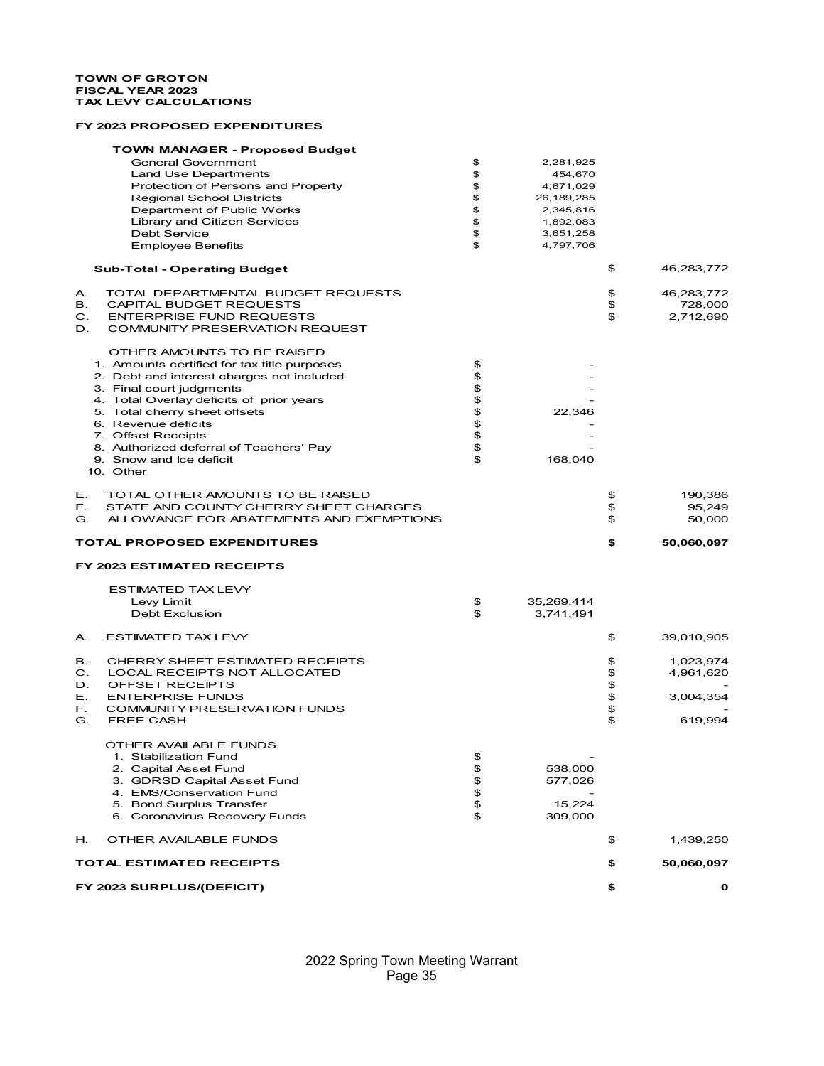**TOWN OF GROTON**
**FISCAL YEAR 2023**
**TAX LEVY CALCULATIONS**

**FY 2023 PROPOSED EXPENDITURES**

| | | | | |
|---|---|---|---|---|
| **TOWN MANAGER - Proposed Budget** | | | | |
| General Government | $ | 2,281,925 | | |
| Land Use Departments | $ | 454,670 | | |
| Protection of Persons and Property | $ | 4,671,029 | | |
| Regional School Districts | $ | 26,189,285 | | |
| Department of Public Works | $ | 2,345,816 | | |
| Library and Citizen Services | $ | 1,892,083 | | |
| Debt Service | $ | 3,651,258 | | |
| Employee Benefits | $ | 4,797,706 | | |
| **Sub-Total - Operating Budget** | | | $ | 46,283,772 |
| A. TOTAL DEPARTMENTAL BUDGET REQUESTS | | | $ | 46,283,772 |
| B. CAPITAL BUDGET REQUESTS | | | $ | 728,000 |
| C. ENTERPRISE FUND REQUESTS | | | $ | 2,712,690 |
| D. COMMUNITY PRESERVATION REQUEST | | | | |
| OTHER AMOUNTS TO BE RAISED | | | | |
| 1. Amounts certified for tax title purposes | $ | - | | |
| 2. Debt and interest charges not included | $ | - | | |
| 3. Final court judgments | $ | - | | |
| 4. Total Overlay deficits of prior years | $ | - | | |
| 5. Total cherry sheet offsets | $ | 22,346 | | |
| 6. Revenue deficits | $ | - | | |
| 7. Offset Receipts | $ | - | | |
| 8. Authorized deferral of Teachers' Pay | $ | - | | |
| 9. Snow and Ice deficit | $ | 168,040 | | |
| 10. Other | | | | |
| E. TOTAL OTHER AMOUNTS TO BE RAISED | | | $ | 190,386 |
| F. STATE AND COUNTY CHERRY SHEET CHARGES | | | $ | 95,249 |
| G. ALLOWANCE FOR ABATEMENTS AND EXEMPTIONS | | | $ | 50,000 |
| **TOTAL PROPOSED EXPENDITURES** | | | **$** | **50,060,097** |

**FY 2023 ESTIMATED RECEIPTS**

| | | | | |
|---|---|---|---|---|
| ESTIMATED TAX LEVY | | | | |
| Levy Limit | $ | 35,269,414 | | |
| Debt Exclusion | $ | 3,741,491 | | |
| A. ESTIMATED TAX LEVY | | | $ | 39,010,905 |
| B. CHERRY SHEET ESTIMATED RECEIPTS | | | $ | 1,023,974 |
| C. LOCAL RECEIPTS NOT ALLOCATED | | | $ | 4,961,620 |
| D. OFFSET RECEIPTS | | | $ | - |
| E. ENTERPRISE FUNDS | | | $ | 3,004,354 |
| F. COMMUNITY PRESERVATION FUNDS | | | $ | - |
| G. FREE CASH | | | $ | 619,994 |
| OTHER AVAILABLE FUNDS | | | | |
| 1. Stabilization Fund | $ | - | | |
| 2. Capital Asset Fund | $ | 538,000 | | |
| 3. GDRSD Capital Asset Fund | $ | 577,026 | | |
| 4. EMS/Conservation Fund | $ | - | | |
| 5. Bond Surplus Transfer | $ | 15,224 | | |
| 6. Coronavirus Recovery Funds | $ | 309,000 | | |
| H. OTHER AVAILABLE FUNDS | | | $ | 1,439,250 |
| **TOTAL ESTIMATED RECEIPTS** | | | **$** | **50,060,097** |
| **FY 2023 SURPLUS/(DEFICIT)** | | | **$** | **0** |

2022 Spring Town Meeting Warrant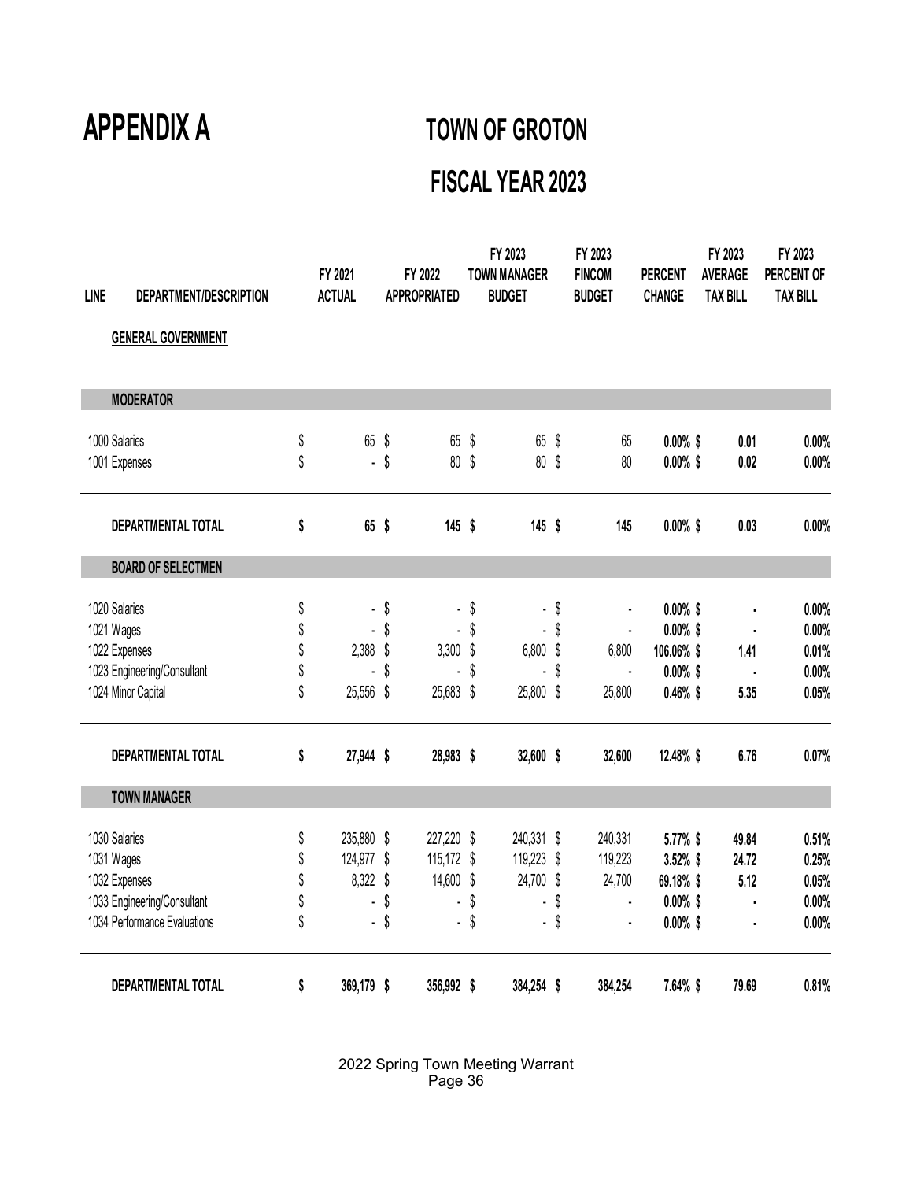# APPENDIX A

## TOWN OF GROTON

## FISCAL YEAR 2023

| LINE | DEPARTMENT/DESCRIPTION | FY 2021 ACTUAL | FY 2022 APPROPRIATED | FY 2023 TOWN MANAGER BUDGET | FY 2023 FINCOM BUDGET | PERCENT CHANGE | FY 2023 AVERAGE TAX BILL | FY 2023 PERCENT OF TAX BILL |
|---|---|---|---|---|---|---|---|---|
| | **GENERAL GOVERNMENT** | | | | | | | |
| | **MODERATOR** | | | | | | | |
| 1000 | Salaries | $ 65 | $ 65 | $ 65 | $ 65 | **0.00%** | **$ 0.01** | **0.00%** |
| 1001 | Expenses | $ - | $ 80 | $ 80 | $ 80 | **0.00%** | **$ 0.02** | **0.00%** |
| | **DEPARTMENTAL TOTAL** | **$ 65** | **$ 145** | **$ 145** | **$ 145** | **0.00%** | **$ 0.03** | **0.00%** |
| | **BOARD OF SELECTMEN** | | | | | | | |
| 1020 | Salaries | $ - | $ - | $ - | $ - | **0.00%** | **$ -** | **0.00%** |
| 1021 | Wages | $ - | $ - | $ - | $ - | **0.00%** | **$ -** | **0.00%** |
| 1022 | Expenses | $ 2,388 | $ 3,300 | $ 6,800 | $ 6,800 | **106.06%** | **$ 1.41** | **0.01%** |
| 1023 | Engineering/Consultant | $ - | $ - | $ - | $ - | **0.00%** | **$ -** | **0.00%** |
| 1024 | Minor Capital | $ 25,556 | $ 25,683 | $ 25,800 | $ 25,800 | **0.46%** | **$ 5.35** | **0.05%** |
| | **DEPARTMENTAL TOTAL** | **$ 27,944** | **$ 28,983** | **$ 32,600** | **$ 32,600** | **12.48%** | **$ 6.76** | **0.07%** |
| | **TOWN MANAGER** | | | | | | | |
| 1030 | Salaries | $ 235,880 | $ 227,220 | $ 240,331 | $ 240,331 | **5.77%** | **$ 49.84** | **0.51%** |
| 1031 | Wages | $ 124,977 | $ 115,172 | $ 119,223 | $ 119,223 | **3.52%** | **$ 24.72** | **0.25%** |
| 1032 | Expenses | $ 8,322 | $ 14,600 | $ 24,700 | $ 24,700 | **69.18%** | **$ 5.12** | **0.05%** |
| 1033 | Engineering/Consultant | $ - | $ - | $ - | $ - | **0.00%** | **$ -** | **0.00%** |
| 1034 | Performance Evaluations | $ - | $ - | $ - | $ - | **0.00%** | **$ -** | **0.00%** |
| | **DEPARTMENTAL TOTAL** | **$ 369,179** | **$ 356,992** | **$ 384,254** | **$ 384,254** | **7.64%** | **$ 79.69** | **0.81%** |

2022 Spring Town Meeting Warrant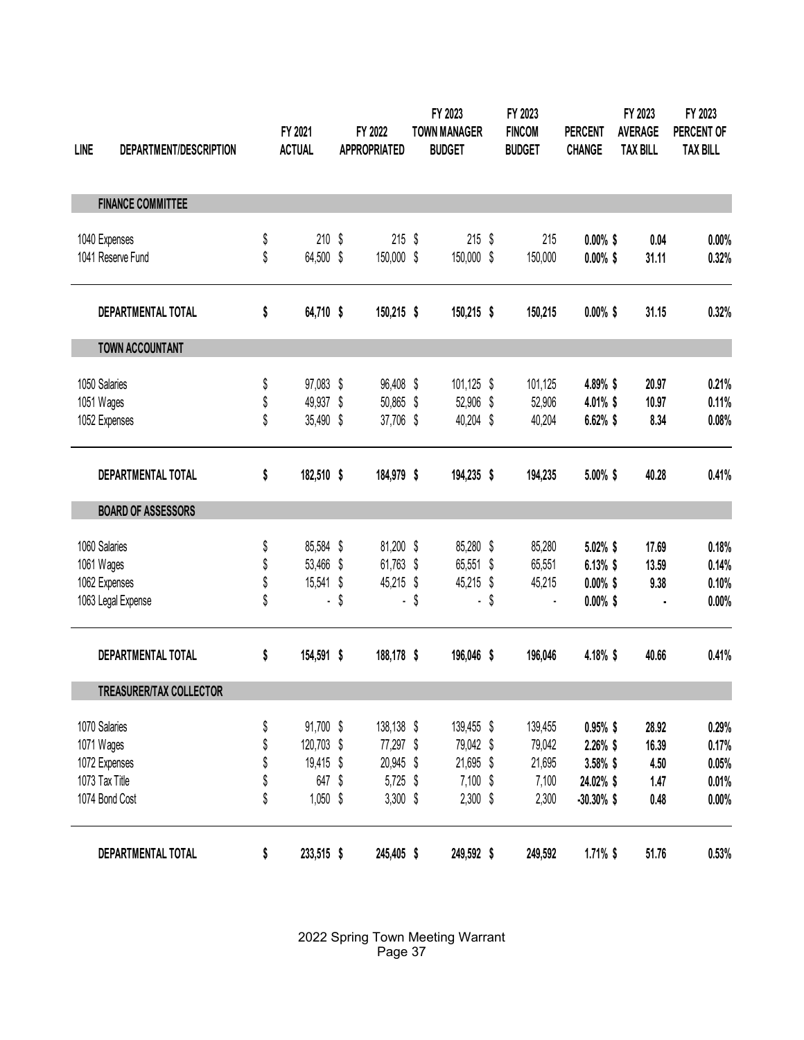| LINE | DEPARTMENT/DESCRIPTION | FY 2021 ACTUAL | FY 2022 APPROPRIATED | FY 2023 TOWN MANAGER BUDGET | FY 2023 FINCOM BUDGET | PERCENT CHANGE | FY 2023 AVERAGE TAX BILL | FY 2023 PERCENT OF TAX BILL |
|---|---|---|---|---|---|---|---|---|
| | **FINANCE COMMITTEE** | | | | | | | |
| 1040 | Expenses | $ 210 | $ 215 | $ 215 | $ 215 | **0.00%** | **$ 0.04** | **0.00%** |
| 1041 | Reserve Fund | $ 64,500 | $ 150,000 | $ 150,000 | $ 150,000 | **0.00%** | **$ 31.11** | **0.32%** |
| | **DEPARTMENTAL TOTAL** | **$ 64,710** | **$ 150,215** | **$ 150,215** | **$ 150,215** | **0.00%** | **$ 31.15** | **0.32%** |
| | **TOWN ACCOUNTANT** | | | | | | | |
| 1050 | Salaries | $ 97,083 | $ 96,408 | $ 101,125 | $ 101,125 | **4.89%** | **$ 20.97** | **0.21%** |
| 1051 | Wages | $ 49,937 | $ 50,865 | $ 52,906 | $ 52,906 | **4.01%** | **$ 10.97** | **0.11%** |
| 1052 | Expenses | $ 35,490 | $ 37,706 | $ 40,204 | $ 40,204 | **6.62%** | **$ 8.34** | **0.08%** |
| | **DEPARTMENTAL TOTAL** | **$ 182,510** | **$ 184,979** | **$ 194,235** | **$ 194,235** | **5.00%** | **$ 40.28** | **0.41%** |
| | **BOARD OF ASSESSORS** | | | | | | | |
| 1060 | Salaries | $ 85,584 | $ 81,200 | $ 85,280 | $ 85,280 | **5.02%** | **$ 17.69** | **0.18%** |
| 1061 | Wages | $ 53,466 | $ 61,763 | $ 65,551 | $ 65,551 | **6.13%** | **$ 13.59** | **0.14%** |
| 1062 | Expenses | $ 15,541 | $ 45,215 | $ 45,215 | $ 45,215 | **0.00%** | **$ 9.38** | **0.10%** |
| 1063 | Legal Expense | $ - | $ - | $ - | $ - | **0.00%** | **$ -** | **0.00%** |
| | **DEPARTMENTAL TOTAL** | **$ 154,591** | **$ 188,178** | **$ 196,046** | **$ 196,046** | **4.18%** | **$ 40.66** | **0.41%** |
| | **TREASURER/TAX COLLECTOR** | | | | | | | |
| 1070 | Salaries | $ 91,700 | $ 138,138 | $ 139,455 | $ 139,455 | **0.95%** | **$ 28.92** | **0.29%** |
| 1071 | Wages | $ 120,703 | $ 77,297 | $ 79,042 | $ 79,042 | **2.26%** | **$ 16.39** | **0.17%** |
| 1072 | Expenses | $ 19,415 | $ 20,945 | $ 21,695 | $ 21,695 | **3.58%** | **$ 4.50** | **0.05%** |
| 1073 | Tax Title | $ 647 | $ 5,725 | $ 7,100 | $ 7,100 | **24.02%** | **$ 1.47** | **0.01%** |
| 1074 | Bond Cost | $ 1,050 | $ 3,300 | $ 2,300 | $ 2,300 | **-30.30%** | **$ 0.48** | **0.00%** |
| | **DEPARTMENTAL TOTAL** | **$ 233,515** | **$ 245,405** | **$ 249,592** | **$ 249,592** | **1.71%** | **$ 51.76** | **0.53%** |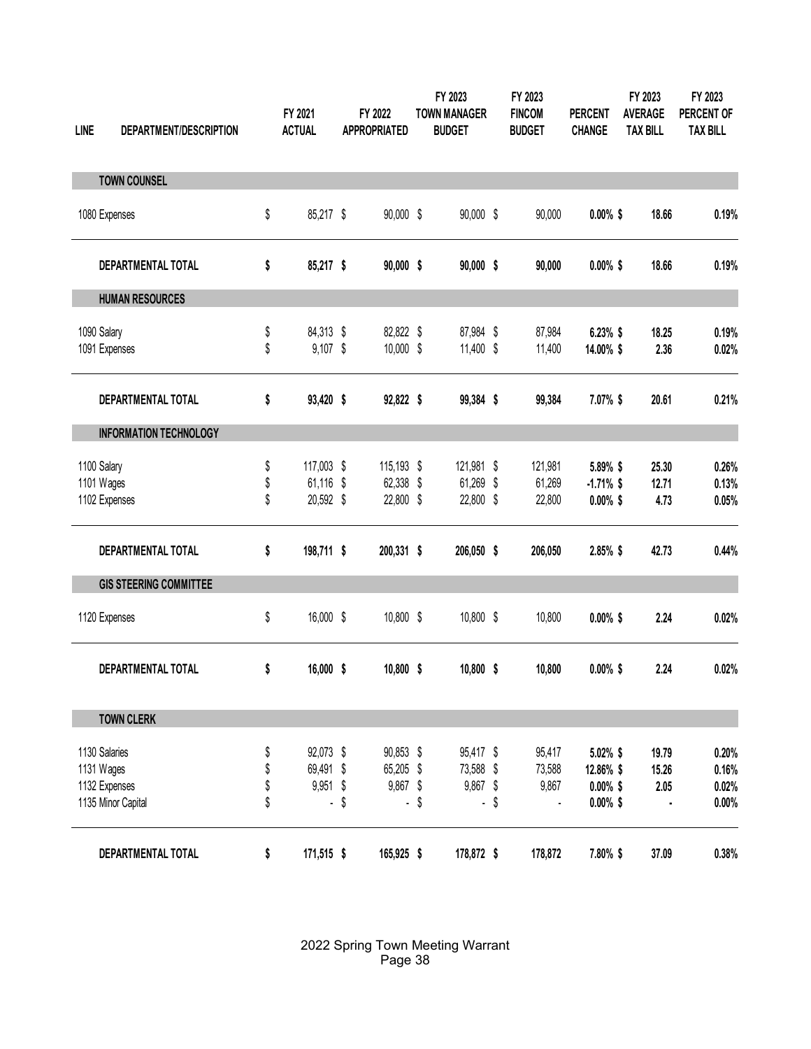| LINE | DEPARTMENT/DESCRIPTION | FY 2021 ACTUAL | FY 2022 APPROPRIATED | FY 2023 TOWN MANAGER BUDGET | FY 2023 FINCOM BUDGET | PERCENT CHANGE | FY 2023 AVERAGE TAX BILL | FY 2023 PERCENT OF TAX BILL |
|---|---|---|---|---|---|---|---|---|
| | **TOWN COUNSEL** | | | | | | | |
| 1080 | Expenses | $ 85,217 | $ 90,000 | $ 90,000 | $ 90,000 | **0.00%** | **$ 18.66** | **0.19%** |
| | **DEPARTMENTAL TOTAL** | **$ 85,217** | **$ 90,000** | **$ 90,000** | **$ 90,000** | **0.00%** | **$ 18.66** | **0.19%** |
| | **HUMAN RESOURCES** | | | | | | | |
| 1090 | Salary | $ 84,313 | $ 82,822 | $ 87,984 | $ 87,984 | **6.23%** | **$ 18.25** | **0.19%** |
| 1091 | Expenses | $ 9,107 | $ 10,000 | $ 11,400 | $ 11,400 | **14.00%** | **$ 2.36** | **0.02%** |
| | **DEPARTMENTAL TOTAL** | **$ 93,420** | **$ 92,822** | **$ 99,384** | **$ 99,384** | **7.07%** | **$ 20.61** | **0.21%** |
| | **INFORMATION TECHNOLOGY** | | | | | | | |
| 1100 | Salary | $ 117,003 | $ 115,193 | $ 121,981 | $ 121,981 | **5.89%** | **$ 25.30** | **0.26%** |
| 1101 | Wages | $ 61,116 | $ 62,338 | $ 61,269 | $ 61,269 | **-1.71%** | **$ 12.71** | **0.13%** |
| 1102 | Expenses | $ 20,592 | $ 22,800 | $ 22,800 | $ 22,800 | **0.00%** | **$ 4.73** | **0.05%** |
| | **DEPARTMENTAL TOTAL** | **$ 198,711** | **$ 200,331** | **$ 206,050** | **$ 206,050** | **2.85%** | **$ 42.73** | **0.44%** |
| | **GIS STEERING COMMITTEE** | | | | | | | |
| 1120 | Expenses | $ 16,000 | $ 10,800 | $ 10,800 | $ 10,800 | **0.00%** | **$ 2.24** | **0.02%** |
| | **DEPARTMENTAL TOTAL** | **$ 16,000** | **$ 10,800** | **$ 10,800** | **$ 10,800** | **0.00%** | **$ 2.24** | **0.02%** |
| | **TOWN CLERK** | | | | | | | |
| 1130 | Salaries | $ 92,073 | $ 90,853 | $ 95,417 | $ 95,417 | **5.02%** | **$ 19.79** | **0.20%** |
| 1131 | Wages | $ 69,491 | $ 65,205 | $ 73,588 | $ 73,588 | **12.86%** | **$ 15.26** | **0.16%** |
| 1132 | Expenses | $ 9,951 | $ 9,867 | $ 9,867 | $ 9,867 | **0.00%** | **$ 2.05** | **0.02%** |
| 1135 | Minor Capital | $ - | $ - | $ - | $ - | **0.00%** | **$ -** | **0.00%** |
| | **DEPARTMENTAL TOTAL** | **$ 171,515** | **$ 165,925** | **$ 178,872** | **$ 178,872** | **7.80%** | **$ 37.09** | **0.38%** |

2022 Spring Town Meeting Warrant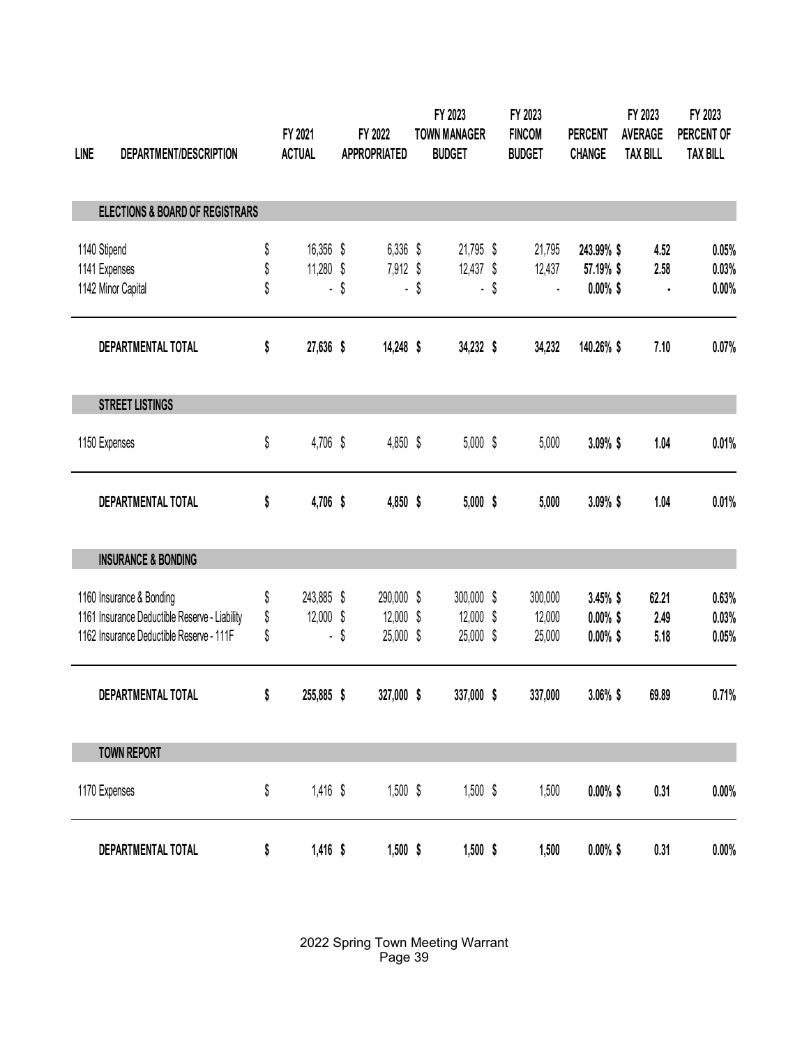| LINE | DEPARTMENT/DESCRIPTION | FY 2021 ACTUAL | FY 2022 APPROPRIATED | FY 2023 TOWN MANAGER BUDGET | FY 2023 FINCOM BUDGET | PERCENT CHANGE | FY 2023 AVERAGE TAX BILL | FY 2023 PERCENT OF TAX BILL |
|---|---|---|---|---|---|---|---|---|
| | **ELECTIONS & BOARD OF REGISTRARS** | | | | | | | |
| 1140 | Stipend | $ 16,356 | $ 6,336 | $ 21,795 | $ 21,795 | **243.99%** | **$ 4.52** | **0.05%** |
| 1141 | Expenses | $ 11,280 | $ 7,912 | $ 12,437 | $ 12,437 | **57.19%** | **$ 2.58** | **0.03%** |
| 1142 | Minor Capital | $ - | $ - | $ - | $ - | **0.00%** | **$ -** | **0.00%** |
| | **DEPARTMENTAL TOTAL** | **$ 27,636** | **$ 14,248** | **$ 34,232** | **$ 34,232** | **140.26%** | **$ 7.10** | **0.07%** |
| | **STREET LISTINGS** | | | | | | | |
| 1150 | Expenses | $ 4,706 | $ 4,850 | $ 5,000 | $ 5,000 | **3.09%** | **$ 1.04** | **0.01%** |
| | **DEPARTMENTAL TOTAL** | **$ 4,706** | **$ 4,850** | **$ 5,000** | **$ 5,000** | **3.09%** | **$ 1.04** | **0.01%** |
| | **INSURANCE & BONDING** | | | | | | | |
| 1160 | Insurance & Bonding | $ 243,885 | $ 290,000 | $ 300,000 | $ 300,000 | **3.45%** | **$ 62.21** | **0.63%** |
| 1161 | Insurance Deductible Reserve - Liability | $ 12,000 | $ 12,000 | $ 12,000 | $ 12,000 | **0.00%** | **$ 2.49** | **0.03%** |
| 1162 | Insurance Deductible Reserve - 111F | $ - | $ 25,000 | $ 25,000 | $ 25,000 | **0.00%** | **$ 5.18** | **0.05%** |
| | **DEPARTMENTAL TOTAL** | **$ 255,885** | **$ 327,000** | **$ 337,000** | **$ 337,000** | **3.06%** | **$ 69.89** | **0.71%** |
| | **TOWN REPORT** | | | | | | | |
| 1170 | Expenses | $ 1,416 | $ 1,500 | $ 1,500 | $ 1,500 | **0.00%** | **$ 0.31** | **0.00%** |
| | **DEPARTMENTAL TOTAL** | **$ 1,416** | **$ 1,500** | **$ 1,500** | **$ 1,500** | **0.00%** | **$ 0.31** | **0.00%** |

2022 Spring Town Meeting Warrant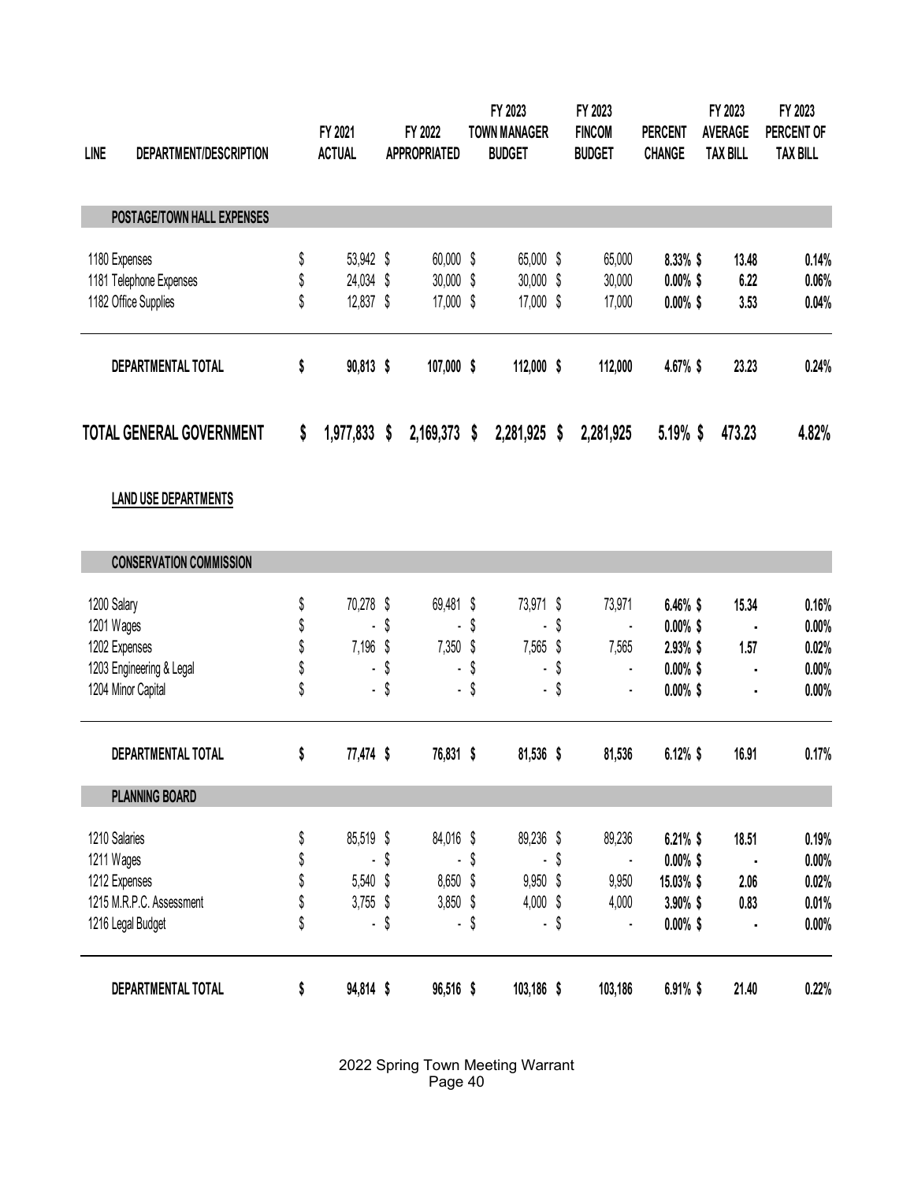| LINE | DEPARTMENT/DESCRIPTION | FY 2021 ACTUAL | FY 2022 APPROPRIATED | FY 2023 TOWN MANAGER BUDGET | FY 2023 FINCOM BUDGET | PERCENT CHANGE | FY 2023 AVERAGE TAX BILL | FY 2023 PERCENT OF TAX BILL |
|---|---|---|---|---|---|---|---|---|
| | **POSTAGE/TOWN HALL EXPENSES** | | | | | | | |
| 1180 | Expenses | $ 53,942 | $ 60,000 | $ 65,000 | $ 65,000 | **8.33%** | **$ 13.48** | **0.14%** |
| 1181 | Telephone Expenses | $ 24,034 | $ 30,000 | $ 30,000 | $ 30,000 | **0.00%** | **$ 6.22** | **0.06%** |
| 1182 | Office Supplies | $ 12,837 | $ 17,000 | $ 17,000 | $ 17,000 | **0.00%** | **$ 3.53** | **0.04%** |
| | **DEPARTMENTAL TOTAL** | **$ 90,813** | **$ 107,000** | **$ 112,000** | **$ 112,000** | **4.67%** | **$ 23.23** | **0.24%** |
| | **TOTAL GENERAL GOVERNMENT** | **$ 1,977,833** | **$ 2,169,373** | **$ 2,281,925** | **$ 2,281,925** | **5.19%** | **$ 473.23** | **4.82%** |
| | **LAND USE DEPARTMENTS** | | | | | | | |
| | **CONSERVATION COMMISSION** | | | | | | | |
| 1200 | Salary | $ 70,278 | $ 69,481 | $ 73,971 | $ 73,971 | **6.46%** | **$ 15.34** | **0.16%** |
| 1201 | Wages | $ - | $ - | $ - | $ - | **0.00%** | **$ -** | **0.00%** |
| 1202 | Expenses | $ 7,196 | $ 7,350 | $ 7,565 | $ 7,565 | **2.93%** | **$ 1.57** | **0.02%** |
| 1203 | Engineering & Legal | $ - | $ - | $ - | $ - | **0.00%** | **$ -** | **0.00%** |
| 1204 | Minor Capital | $ - | $ - | $ - | $ - | **0.00%** | **$ -** | **0.00%** |
| | **DEPARTMENTAL TOTAL** | **$ 77,474** | **$ 76,831** | **$ 81,536** | **$ 81,536** | **6.12%** | **$ 16.91** | **0.17%** |
| | **PLANNING BOARD** | | | | | | | |
| 1210 | Salaries | $ 85,519 | $ 84,016 | $ 89,236 | $ 89,236 | **6.21%** | **$ 18.51** | **0.19%** |
| 1211 | Wages | $ - | $ - | $ - | $ - | **0.00%** | **$ -** | **0.00%** |
| 1212 | Expenses | $ 5,540 | $ 8,650 | $ 9,950 | $ 9,950 | **15.03%** | **$ 2.06** | **0.02%** |
| 1215 | M.R.P.C. Assessment | $ 3,755 | $ 3,850 | $ 4,000 | $ 4,000 | **3.90%** | **$ 0.83** | **0.01%** |
| 1216 | Legal Budget | $ - | $ - | $ - | $ - | **0.00%** | **$ -** | **0.00%** |
| | **DEPARTMENTAL TOTAL** | **$ 94,814** | **$ 96,516** | **$ 103,186** | **$ 103,186** | **6.91%** | **$ 21.40** | **0.22%** |

2022 Spring Town Meeting Warrant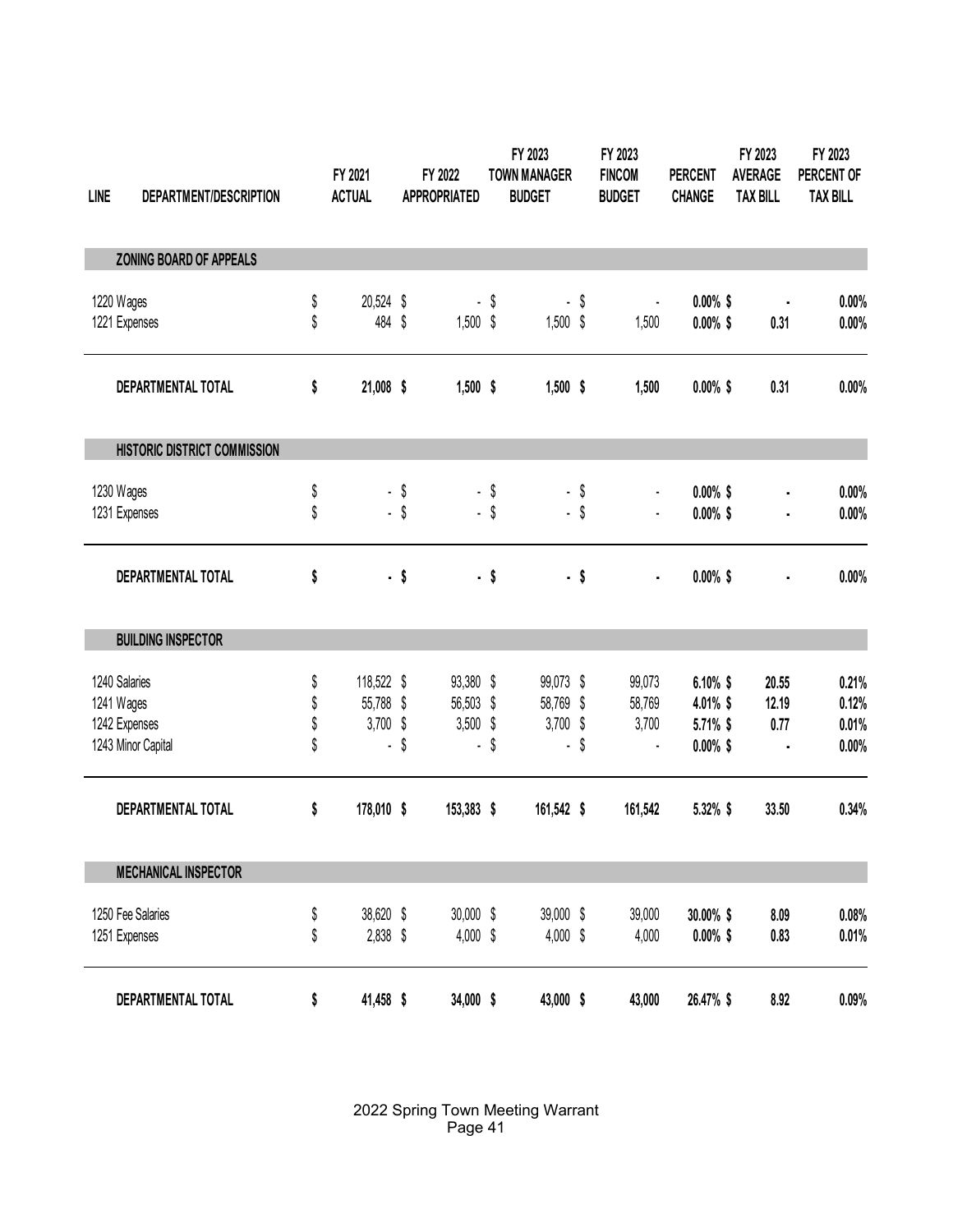| LINE | DEPARTMENT/DESCRIPTION | FY 2021 ACTUAL | FY 2022 APPROPRIATED | FY 2023 TOWN MANAGER BUDGET | FY 2023 FINCOM BUDGET | PERCENT CHANGE | FY 2023 AVERAGE TAX BILL | FY 2023 PERCENT OF TAX BILL |
|---|---|---|---|---|---|---|---|---|
| | **ZONING BOARD OF APPEALS** | | | | | | | |
| 1220 | Wages | $ 20,524 | $ - | $ - | $ - | 0.00% | $ - | 0.00% |
| 1221 | Expenses | $ 484 | $ 1,500 | $ 1,500 | $ 1,500 | 0.00% | $ 0.31 | 0.00% |
| | **DEPARTMENTAL TOTAL** | **$ 21,008** | **$ 1,500** | **$ 1,500** | **$ 1,500** | **0.00%** | **$ 0.31** | **0.00%** |
| | **HISTORIC DISTRICT COMMISSION** | | | | | | | |
| 1230 | Wages | $ - | $ - | $ - | $ - | 0.00% | $ - | 0.00% |
| 1231 | Expenses | $ - | $ - | $ - | $ - | 0.00% | $ - | 0.00% |
| | **DEPARTMENTAL TOTAL** | **$ -** | **$ -** | **$ -** | **$ -** | **0.00%** | **$ -** | **0.00%** |
| | **BUILDING INSPECTOR** | | | | | | | |
| 1240 | Salaries | $ 118,522 | $ 93,380 | $ 99,073 | $ 99,073 | 6.10% | $ 20.55 | 0.21% |
| 1241 | Wages | $ 55,788 | $ 56,503 | $ 58,769 | $ 58,769 | 4.01% | $ 12.19 | 0.12% |
| 1242 | Expenses | $ 3,700 | $ 3,500 | $ 3,700 | $ 3,700 | 5.71% | $ 0.77 | 0.01% |
| 1243 | Minor Capital | $ - | $ - | $ - | $ - | 0.00% | $ - | 0.00% |
| | **DEPARTMENTAL TOTAL** | **$ 178,010** | **$ 153,383** | **$ 161,542** | **$ 161,542** | **5.32%** | **$ 33.50** | **0.34%** |
| | **MECHANICAL INSPECTOR** | | | | | | | |
| 1250 | Fee Salaries | $ 38,620 | $ 30,000 | $ 39,000 | $ 39,000 | 30.00% | $ 8.09 | 0.08% |
| 1251 | Expenses | $ 2,838 | $ 4,000 | $ 4,000 | $ 4,000 | 0.00% | $ 0.83 | 0.01% |
| | **DEPARTMENTAL TOTAL** | **$ 41,458** | **$ 34,000** | **$ 43,000** | **$ 43,000** | **26.47%** | **$ 8.92** | **0.09%** |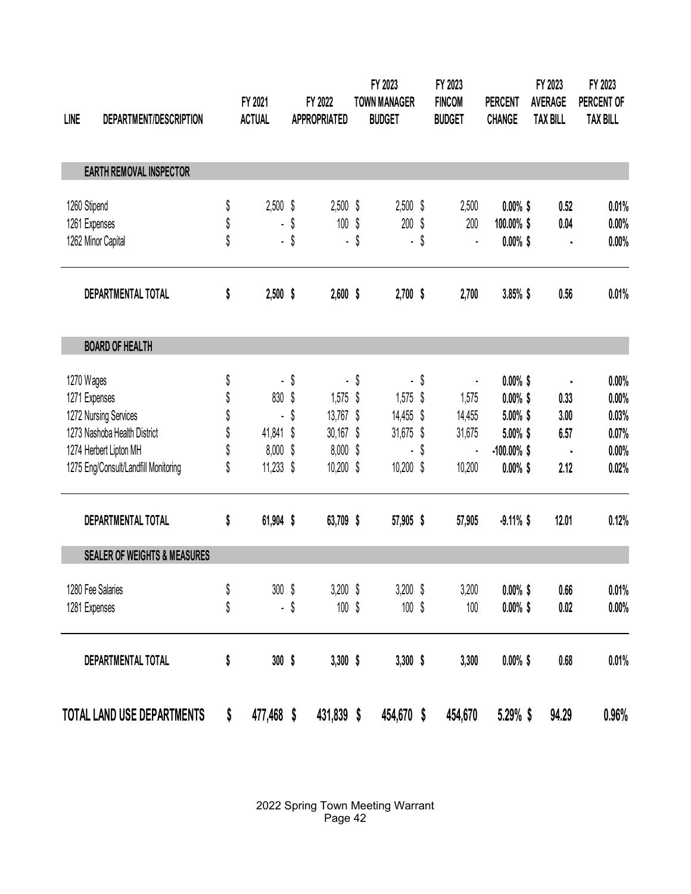| LINE | DEPARTMENT/DESCRIPTION | FY 2021 ACTUAL | FY 2022 APPROPRIATED | FY 2023 TOWN MANAGER BUDGET | FY 2023 FINCOM BUDGET | PERCENT CHANGE | FY 2023 AVERAGE TAX BILL | FY 2023 PERCENT OF TAX BILL |
|---|---|---|---|---|---|---|---|---|
| | **EARTH REMOVAL INSPECTOR** | | | | | | | |
| 1260 | Stipend | $ 2,500 | $ 2,500 | $ 2,500 | $ 2,500 | 0.00% | $ 0.52 | 0.01% |
| 1261 | Expenses | $ - | $ 100 | $ 200 | $ 200 | 100.00% | $ 0.04 | 0.00% |
| 1262 | Minor Capital | $ - | $ - | $ - | $ - | 0.00% | $ - | 0.00% |
| | **DEPARTMENTAL TOTAL** | **$ 2,500** | **$ 2,600** | **$ 2,700** | **$ 2,700** | **3.85%** | **$ 0.56** | **0.01%** |
| | **BOARD OF HEALTH** | | | | | | | |
| 1270 | Wages | $ - | $ - | $ - | $ - | 0.00% | $ - | 0.00% |
| 1271 | Expenses | $ 830 | $ 1,575 | $ 1,575 | $ 1,575 | 0.00% | $ 0.33 | 0.00% |
| 1272 | Nursing Services | $ - | $ 13,767 | $ 14,455 | $ 14,455 | 5.00% | $ 3.00 | 0.03% |
| 1273 | Nashoba Health District | $ 41,841 | $ 30,167 | $ 31,675 | $ 31,675 | 5.00% | $ 6.57 | 0.07% |
| 1274 | Herbert Lipton MH | $ 8,000 | $ 8,000 | $ - | $ - | -100.00% | $ - | 0.00% |
| 1275 | Eng/Consult/Landfill Monitoring | $ 11,233 | $ 10,200 | $ 10,200 | $ 10,200 | 0.00% | $ 2.12 | 0.02% |
| | **DEPARTMENTAL TOTAL** | **$ 61,904** | **$ 63,709** | **$ 57,905** | **$ 57,905** | **-9.11%** | **$ 12.01** | **0.12%** |
| | **SEALER OF WEIGHTS & MEASURES** | | | | | | | |
| 1280 | Fee Salaries | $ 300 | $ 3,200 | $ 3,200 | $ 3,200 | 0.00% | $ 0.66 | 0.01% |
| 1281 | Expenses | $ - | $ 100 | $ 100 | $ 100 | 0.00% | $ 0.02 | 0.00% |
| | **DEPARTMENTAL TOTAL** | **$ 300** | **$ 3,300** | **$ 3,300** | **$ 3,300** | **0.00%** | **$ 0.68** | **0.01%** |
| | **TOTAL LAND USE DEPARTMENTS** | **$ 477,468** | **$ 431,839** | **$ 454,670** | **$ 454,670** | **5.29%** | **$ 94.29** | **0.96%** |

2022 Spring Town Meeting Warrant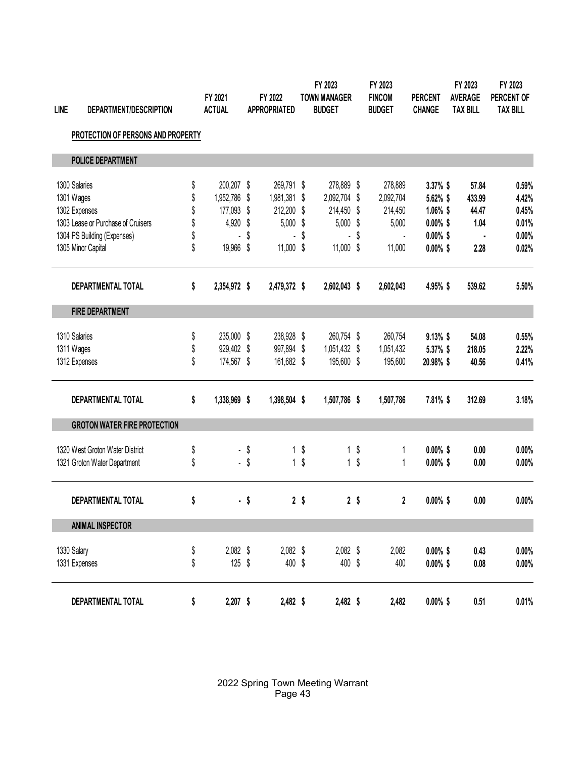| LINE | DEPARTMENT/DESCRIPTION | FY 2021 ACTUAL | FY 2022 APPROPRIATED | FY 2023 TOWN MANAGER BUDGET | FY 2023 FINCOM BUDGET | PERCENT CHANGE | FY 2023 AVERAGE TAX BILL | FY 2023 PERCENT OF TAX BILL |
|---|---|---|---|---|---|---|---|---|
| | **PROTECTION OF PERSONS AND PROPERTY** | | | | | | | |
| | **POLICE DEPARTMENT** | | | | | | | |
| 1300 | Salaries | $ 200,207 | $ 269,791 | $ 278,889 | $ 278,889 | **3.37%** | **$ 57.84** | **0.59%** |
| 1301 | Wages | $ 1,952,786 | $ 1,981,381 | $ 2,092,704 | $ 2,092,704 | **5.62%** | **$ 433.99** | **4.42%** |
| 1302 | Expenses | $ 177,093 | $ 212,200 | $ 214,450 | $ 214,450 | **1.06%** | **$ 44.47** | **0.45%** |
| 1303 | Lease or Purchase of Cruisers | $ 4,920 | $ 5,000 | $ 5,000 | $ 5,000 | **0.00%** | **$ 1.04** | **0.01%** |
| 1304 | PS Building (Expenses) | $ - | $ - | $ - | - | **0.00%** | **$ -** | **0.00%** |
| 1305 | Minor Capital | $ 19,966 | $ 11,000 | $ 11,000 | $ 11,000 | **0.00%** | **$ 2.28** | **0.02%** |
| | **DEPARTMENTAL TOTAL** | **$ 2,354,972** | **$ 2,479,372** | **$ 2,602,043** | **$ 2,602,043** | **4.95%** | **$ 539.62** | **5.50%** |
| | **FIRE DEPARTMENT** | | | | | | | |
| 1310 | Salaries | $ 235,000 | $ 238,928 | $ 260,754 | $ 260,754 | **9.13%** | **$ 54.08** | **0.55%** |
| 1311 | Wages | $ 929,402 | $ 997,894 | $ 1,051,432 | $ 1,051,432 | **5.37%** | **$ 218.05** | **2.22%** |
| 1312 | Expenses | $ 174,567 | $ 161,682 | $ 195,600 | $ 195,600 | **20.98%** | **$ 40.56** | **0.41%** |
| | **DEPARTMENTAL TOTAL** | **$ 1,338,969** | **$ 1,398,504** | **$ 1,507,786** | **$ 1,507,786** | **7.81%** | **$ 312.69** | **3.18%** |
| | **GROTON WATER FIRE PROTECTION** | | | | | | | |
| 1320 | West Groton Water District | $ - | $ 1 | $ 1 | $ 1 | **0.00%** | **$ 0.00** | **0.00%** |
| 1321 | Groton Water Department | $ - | $ 1 | $ 1 | $ 1 | **0.00%** | **$ 0.00** | **0.00%** |
| | **DEPARTMENTAL TOTAL** | **$ -** | **$ 2** | **$ 2** | **$ 2** | **0.00%** | **$ 0.00** | **0.00%** |
| | **ANIMAL INSPECTOR** | | | | | | | |
| 1330 | Salary | $ 2,082 | $ 2,082 | $ 2,082 | $ 2,082 | **0.00%** | **$ 0.43** | **0.00%** |
| 1331 | Expenses | $ 125 | $ 400 | $ 400 | $ 400 | **0.00%** | **$ 0.08** | **0.00%** |
| | **DEPARTMENTAL TOTAL** | **$ 2,207** | **$ 2,482** | **$ 2,482** | **$ 2,482** | **0.00%** | **$ 0.51** | **0.01%** |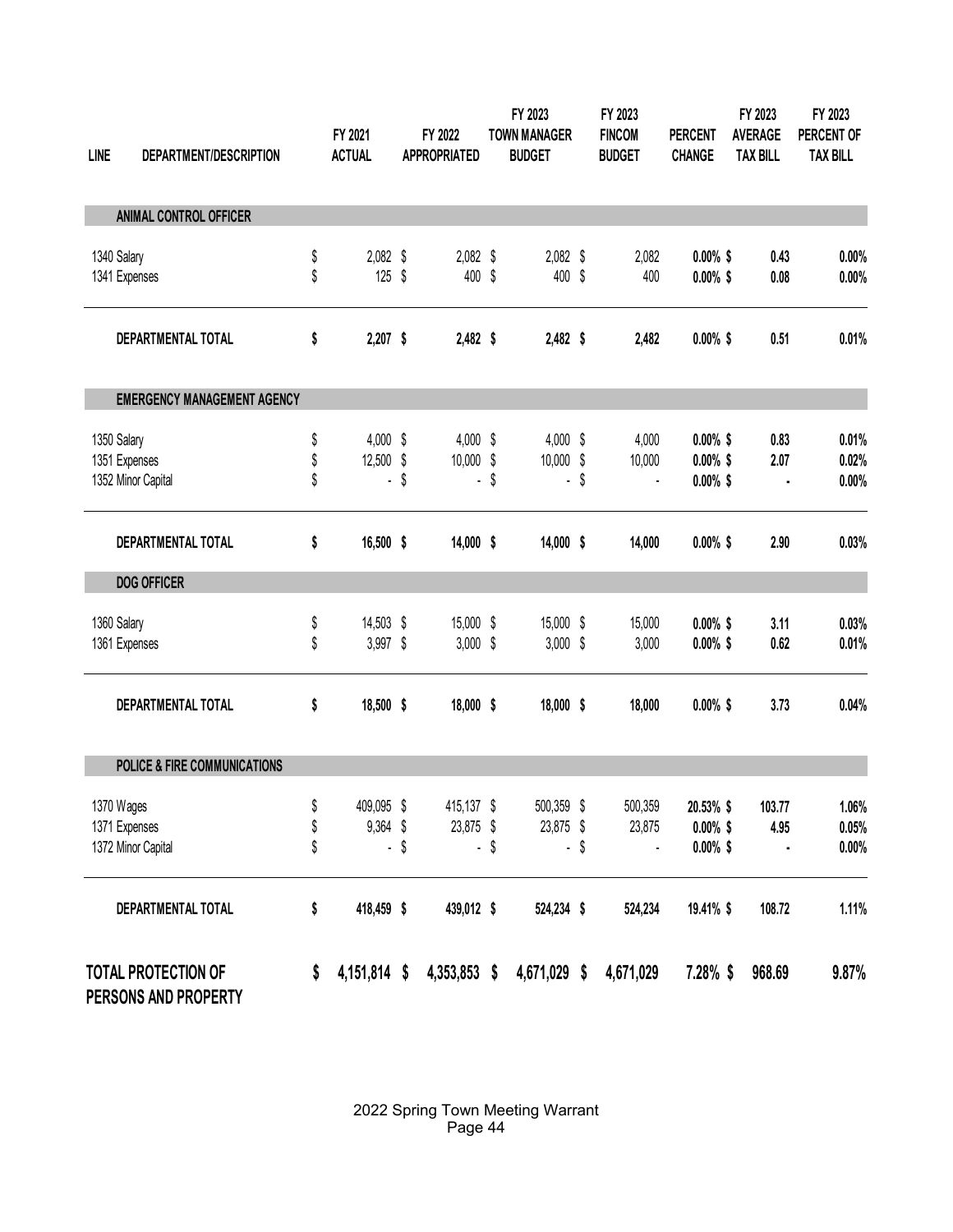| LINE | DEPARTMENT/DESCRIPTION | FY 2021 ACTUAL | FY 2022 APPROPRIATED | FY 2023 TOWN MANAGER BUDGET | FY 2023 FINCOM BUDGET | PERCENT CHANGE | FY 2023 AVERAGE TAX BILL | FY 2023 PERCENT OF TAX BILL |
|---|---|---|---|---|---|---|---|---|
| | **ANIMAL CONTROL OFFICER** | | | | | | | |
| 1340 | Salary | $ 2,082 | $ 2,082 | $ 2,082 | $ 2,082 | 0.00% | $ 0.43 | 0.00% |
| 1341 | Expenses | $ 125 | $ 400 | $ 400 | $ 400 | 0.00% | $ 0.08 | 0.00% |
| | **DEPARTMENTAL TOTAL** | **$ 2,207** | **$ 2,482** | **$ 2,482** | **$ 2,482** | **0.00%** | **$ 0.51** | **0.01%** |
| | **EMERGENCY MANAGEMENT AGENCY** | | | | | | | |
| 1350 | Salary | $ 4,000 | $ 4,000 | $ 4,000 | $ 4,000 | 0.00% | $ 0.83 | 0.01% |
| 1351 | Expenses | $ 12,500 | $ 10,000 | $ 10,000 | $ 10,000 | 0.00% | $ 2.07 | 0.02% |
| 1352 | Minor Capital | $ - | $ - | $ - | $ - | 0.00% | $ - | 0.00% |
| | **DEPARTMENTAL TOTAL** | **$ 16,500** | **$ 14,000** | **$ 14,000** | **$ 14,000** | **0.00%** | **$ 2.90** | **0.03%** |
| | **DOG OFFICER** | | | | | | | |
| 1360 | Salary | $ 14,503 | $ 15,000 | $ 15,000 | $ 15,000 | 0.00% | $ 3.11 | 0.03% |
| 1361 | Expenses | $ 3,997 | $ 3,000 | $ 3,000 | $ 3,000 | 0.00% | $ 0.62 | 0.01% |
| | **DEPARTMENTAL TOTAL** | **$ 18,500** | **$ 18,000** | **$ 18,000** | **$ 18,000** | **0.00%** | **$ 3.73** | **0.04%** |
| | **POLICE & FIRE COMMUNICATIONS** | | | | | | | |
| 1370 | Wages | $ 409,095 | $ 415,137 | $ 500,359 | $ 500,359 | 20.53% | $ 103.77 | 1.06% |
| 1371 | Expenses | $ 9,364 | $ 23,875 | $ 23,875 | $ 23,875 | 0.00% | $ 4.95 | 0.05% |
| 1372 | Minor Capital | $ - | $ - | $ - | $ - | 0.00% | $ - | 0.00% |
| | **DEPARTMENTAL TOTAL** | **$ 418,459** | **$ 439,012** | **$ 524,234** | **$ 524,234** | **19.41%** | **$ 108.72** | **1.11%** |
| | **TOTAL PROTECTION OF PERSONS AND PROPERTY** | **$ 4,151,814** | **$ 4,353,853** | **$ 4,671,029** | **$ 4,671,029** | **7.28%** | **$ 968.69** | **9.87%** |

2022 Spring Town Meeting Warrant
Page 44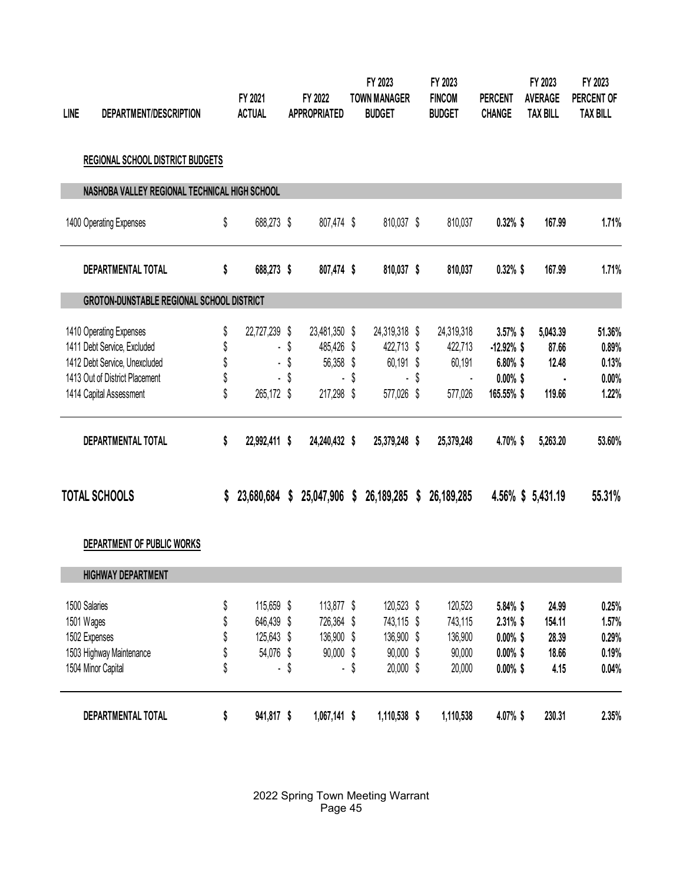| LINE | DEPARTMENT/DESCRIPTION | FY 2021 ACTUAL | FY 2022 APPROPRIATED | FY 2023 TOWN MANAGER BUDGET | FY 2023 FINCOM BUDGET | PERCENT CHANGE | FY 2023 AVERAGE TAX BILL | FY 2023 PERCENT OF TAX BILL |
|---|---|---|---|---|---|---|---|---|
| | **REGIONAL SCHOOL DISTRICT BUDGETS** | | | | | | | |
| | **NASHOBA VALLEY REGIONAL TECHNICAL HIGH SCHOOL** | | | | | | | |
| 1400 | Operating Expenses | $ 688,273 | $ 807,474 | $ 810,037 | $ 810,037 | 0.32% | $ 167.99 | 1.71% |
| | **DEPARTMENTAL TOTAL** | **$ 688,273** | **$ 807,474** | **$ 810,037** | **$ 810,037** | **0.32%** | **$ 167.99** | **1.71%** |
| | **GROTON-DUNSTABLE REGIONAL SCHOOL DISTRICT** | | | | | | | |
| 1410 | Operating Expenses | $ 22,727,239 | $ 23,481,350 | $ 24,319,318 | $ 24,319,318 | 3.57% | $ 5,043.39 | 51.36% |
| 1411 | Debt Service, Excluded | $ - | $ 485,426 | $ 422,713 | $ 422,713 | -12.92% | $ 87.66 | 0.89% |
| 1412 | Debt Service, Unexcluded | $ - | $ 56,358 | $ 60,191 | $ 60,191 | 6.80% | $ 12.48 | 0.13% |
| 1413 | Out of District Placement | $ - | $ - | $ - | $ - | 0.00% | $ - | 0.00% |
| 1414 | Capital Assessment | $ 265,172 | $ 217,298 | $ 577,026 | $ 577,026 | 165.55% | $ 119.66 | 1.22% |
| | **DEPARTMENTAL TOTAL** | **$ 22,992,411** | **$ 24,240,432** | **$ 25,379,248** | **$ 25,379,248** | **4.70%** | **$ 5,263.20** | **53.60%** |
| | **TOTAL SCHOOLS** | **$ 23,680,684** | **$ 25,047,906** | **$ 26,189,285** | **$ 26,189,285** | **4.56%** | **$ 5,431.19** | **55.31%** |
| | **DEPARTMENT OF PUBLIC WORKS** | | | | | | | |
| | **HIGHWAY DEPARTMENT** | | | | | | | |
| 1500 | Salaries | $ 115,659 | $ 113,877 | $ 120,523 | $ 120,523 | 5.84% | $ 24.99 | 0.25% |
| 1501 | Wages | $ 646,439 | $ 726,364 | $ 743,115 | $ 743,115 | 2.31% | $ 154.11 | 1.57% |
| 1502 | Expenses | $ 125,643 | $ 136,900 | $ 136,900 | $ 136,900 | 0.00% | $ 28.39 | 0.29% |
| 1503 | Highway Maintenance | $ 54,076 | $ 90,000 | $ 90,000 | $ 90,000 | 0.00% | $ 18.66 | 0.19% |
| 1504 | Minor Capital | $ - | $ - | $ 20,000 | $ 20,000 | 0.00% | $ 4.15 | 0.04% |
| | **DEPARTMENTAL TOTAL** | **$ 941,817** | **$ 1,067,141** | **$ 1,110,538** | **$ 1,110,538** | **4.07%** | **$ 230.31** | **2.35%** |

2022 Spring Town Meeting Warrant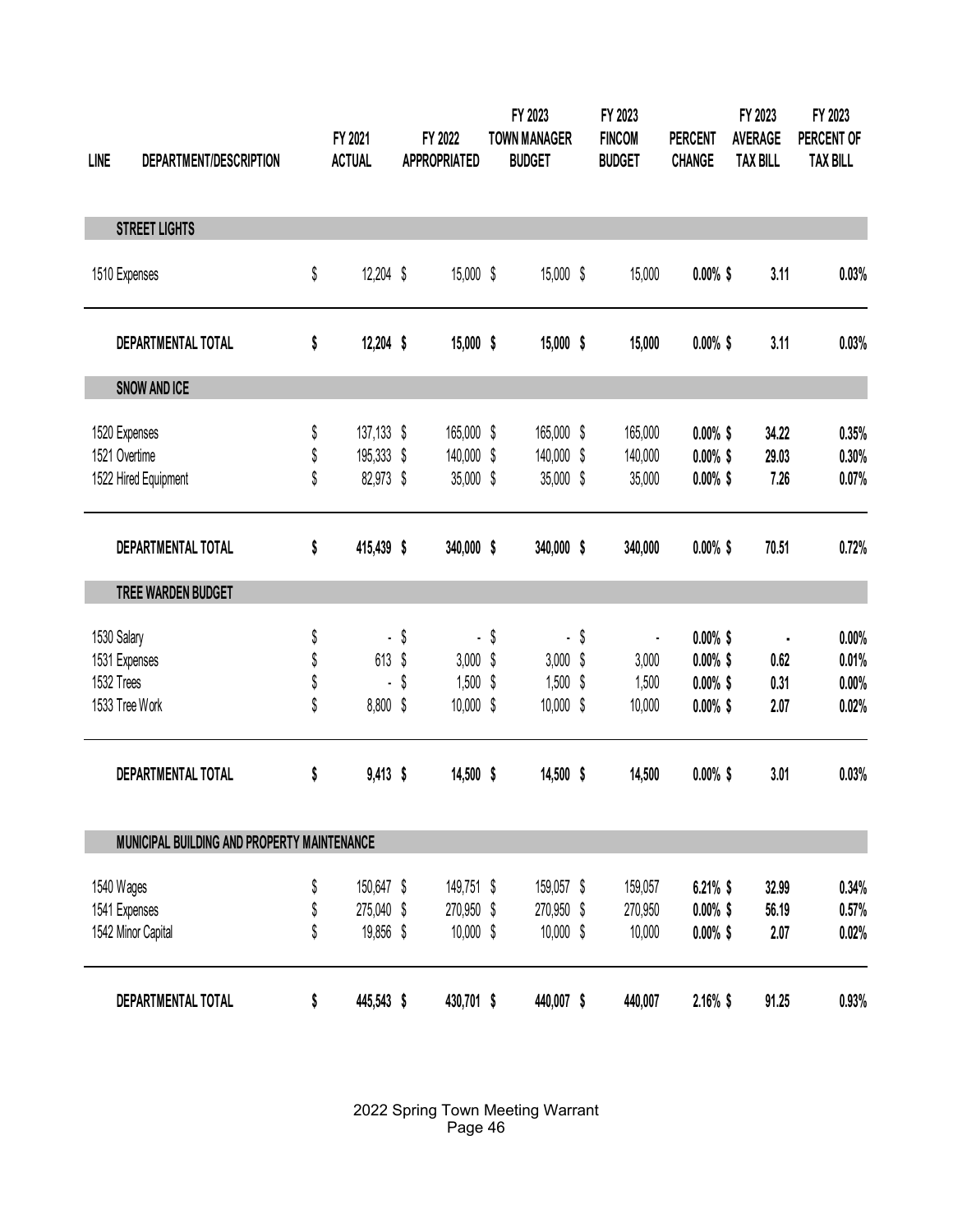| LINE | DEPARTMENT/DESCRIPTION | FY 2021 ACTUAL | FY 2022 APPROPRIATED | FY 2023 TOWN MANAGER BUDGET | FY 2023 FINCOM BUDGET | PERCENT CHANGE | FY 2023 AVERAGE TAX BILL | FY 2023 PERCENT OF TAX BILL |
|---|---|---|---|---|---|---|---|---|
| | **STREET LIGHTS** | | | | | | | |
| 1510 | Expenses | $ 12,204 | $ 15,000 | $ 15,000 | $ 15,000 | **0.00%** | **$ 3.11** | **0.03%** |
| | **DEPARTMENTAL TOTAL** | **$ 12,204** | **$ 15,000** | **$ 15,000** | **$ 15,000** | **0.00%** | **$ 3.11** | **0.03%** |
| | **SNOW AND ICE** | | | | | | | |
| 1520 | Expenses | $ 137,133 | $ 165,000 | $ 165,000 | $ 165,000 | **0.00%** | **$ 34.22** | **0.35%** |
| 1521 | Overtime | $ 195,333 | $ 140,000 | $ 140,000 | $ 140,000 | **0.00%** | **$ 29.03** | **0.30%** |
| 1522 | Hired Equipment | $ 82,973 | $ 35,000 | $ 35,000 | $ 35,000 | **0.00%** | **$ 7.26** | **0.07%** |
| | **DEPARTMENTAL TOTAL** | **$ 415,439** | **$ 340,000** | **$ 340,000** | **$ 340,000** | **0.00%** | **$ 70.51** | **0.72%** |
| | **TREE WARDEN BUDGET** | | | | | | | |
| 1530 | Salary | $ - | $ - | $ - | $ - | **0.00%** | **$ -** | **0.00%** |
| 1531 | Expenses | $ 613 | $ 3,000 | $ 3,000 | $ 3,000 | **0.00%** | **$ 0.62** | **0.01%** |
| 1532 | Trees | $ - | $ 1,500 | $ 1,500 | $ 1,500 | **0.00%** | **$ 0.31** | **0.00%** |
| 1533 | Tree Work | $ 8,800 | $ 10,000 | $ 10,000 | $ 10,000 | **0.00%** | **$ 2.07** | **0.02%** |
| | **DEPARTMENTAL TOTAL** | **$ 9,413** | **$ 14,500** | **$ 14,500** | **$ 14,500** | **0.00%** | **$ 3.01** | **0.03%** |
| | **MUNICIPAL BUILDING AND PROPERTY MAINTENANCE** | | | | | | | |
| 1540 | Wages | $ 150,647 | $ 149,751 | $ 159,057 | $ 159,057 | **6.21%** | **$ 32.99** | **0.34%** |
| 1541 | Expenses | $ 275,040 | $ 270,950 | $ 270,950 | $ 270,950 | **0.00%** | **$ 56.19** | **0.57%** |
| 1542 | Minor Capital | $ 19,856 | $ 10,000 | $ 10,000 | $ 10,000 | **0.00%** | **$ 2.07** | **0.02%** |
| | **DEPARTMENTAL TOTAL** | **$ 445,543** | **$ 430,701** | **$ 440,007** | **$ 440,007** | **2.16%** | **$ 91.25** | **0.93%** |

2022 Spring Town Meeting Warrant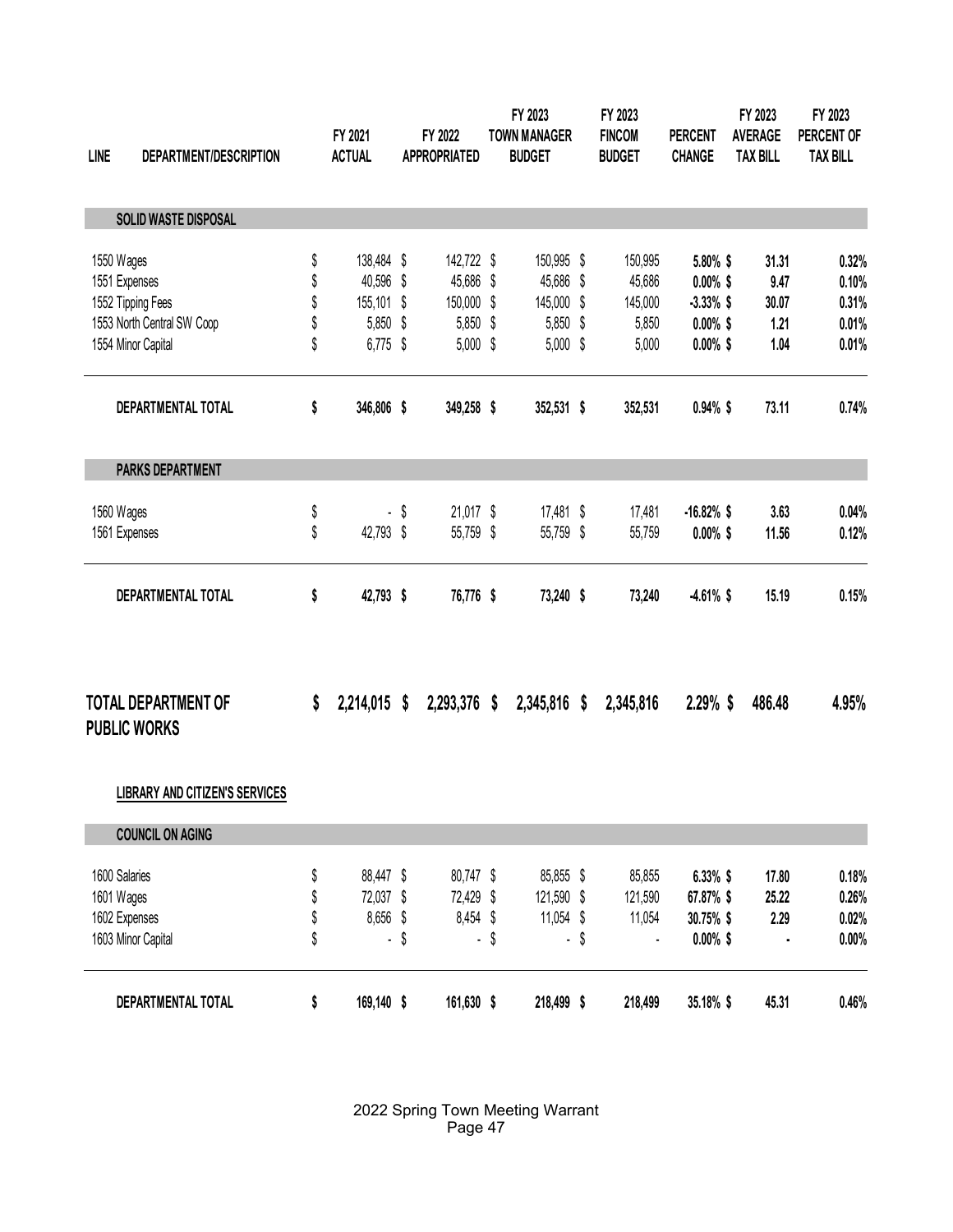| LINE | DEPARTMENT/DESCRIPTION | FY 2021 ACTUAL | FY 2022 APPROPRIATED | FY 2023 TOWN MANAGER BUDGET | FY 2023 FINCOM BUDGET | PERCENT CHANGE | FY 2023 AVERAGE TAX BILL | FY 2023 PERCENT OF TAX BILL |
|---|---|---|---|---|---|---|---|---|
| | **SOLID WASTE DISPOSAL** | | | | | | | |
| 1550 | Wages | $ 138,484 | $ 142,722 | $ 150,995 | $ 150,995 | **5.80%** | **$ 31.31** | **0.32%** |
| 1551 | Expenses | $ 40,596 | $ 45,686 | $ 45,686 | $ 45,686 | **0.00%** | **$ 9.47** | **0.10%** |
| 1552 | Tipping Fees | $ 155,101 | $ 150,000 | $ 145,000 | $ 145,000 | **-3.33%** | **$ 30.07** | **0.31%** |
| 1553 | North Central SW Coop | $ 5,850 | $ 5,850 | $ 5,850 | $ 5,850 | **0.00%** | **$ 1.21** | **0.01%** |
| 1554 | Minor Capital | $ 6,775 | $ 5,000 | $ 5,000 | $ 5,000 | **0.00%** | **$ 1.04** | **0.01%** |
| | **DEPARTMENTAL TOTAL** | **$ 346,806** | **$ 349,258** | **$ 352,531** | **$ 352,531** | **0.94%** | **$ 73.11** | **0.74%** |
| | **PARKS DEPARTMENT** | | | | | | | |
| 1560 | Wages | $ - | $ 21,017 | $ 17,481 | $ 17,481 | **-16.82%** | **$ 3.63** | **0.04%** |
| 1561 | Expenses | $ 42,793 | $ 55,759 | $ 55,759 | $ 55,759 | **0.00%** | **$ 11.56** | **0.12%** |
| | **DEPARTMENTAL TOTAL** | **$ 42,793** | **$ 76,776** | **$ 73,240** | **$ 73,240** | **-4.61%** | **$ 15.19** | **0.15%** |
| | **TOTAL DEPARTMENT OF PUBLIC WORKS** | **$ 2,214,015** | **$ 2,293,376** | **$ 2,345,816** | **$ 2,345,816** | **2.29%** | **$ 486.48** | **4.95%** |
| | **LIBRARY AND CITIZEN'S SERVICES** | | | | | | | |
| | **COUNCIL ON AGING** | | | | | | | |
| 1600 | Salaries | $ 88,447 | $ 80,747 | $ 85,855 | $ 85,855 | **6.33%** | **$ 17.80** | **0.18%** |
| 1601 | Wages | $ 72,037 | $ 72,429 | $ 121,590 | $ 121,590 | **67.87%** | **$ 25.22** | **0.26%** |
| 1602 | Expenses | $ 8,656 | $ 8,454 | $ 11,054 | $ 11,054 | **30.75%** | **$ 2.29** | **0.02%** |
| 1603 | Minor Capital | $ - | $ - | $ - | - | **0.00%** | **$ -** | **0.00%** |
| | **DEPARTMENTAL TOTAL** | **$ 169,140** | **$ 161,630** | **$ 218,499** | **$ 218,499** | **35.18%** | **$ 45.31** | **0.46%** |

2022 Spring Town Meeting Warrant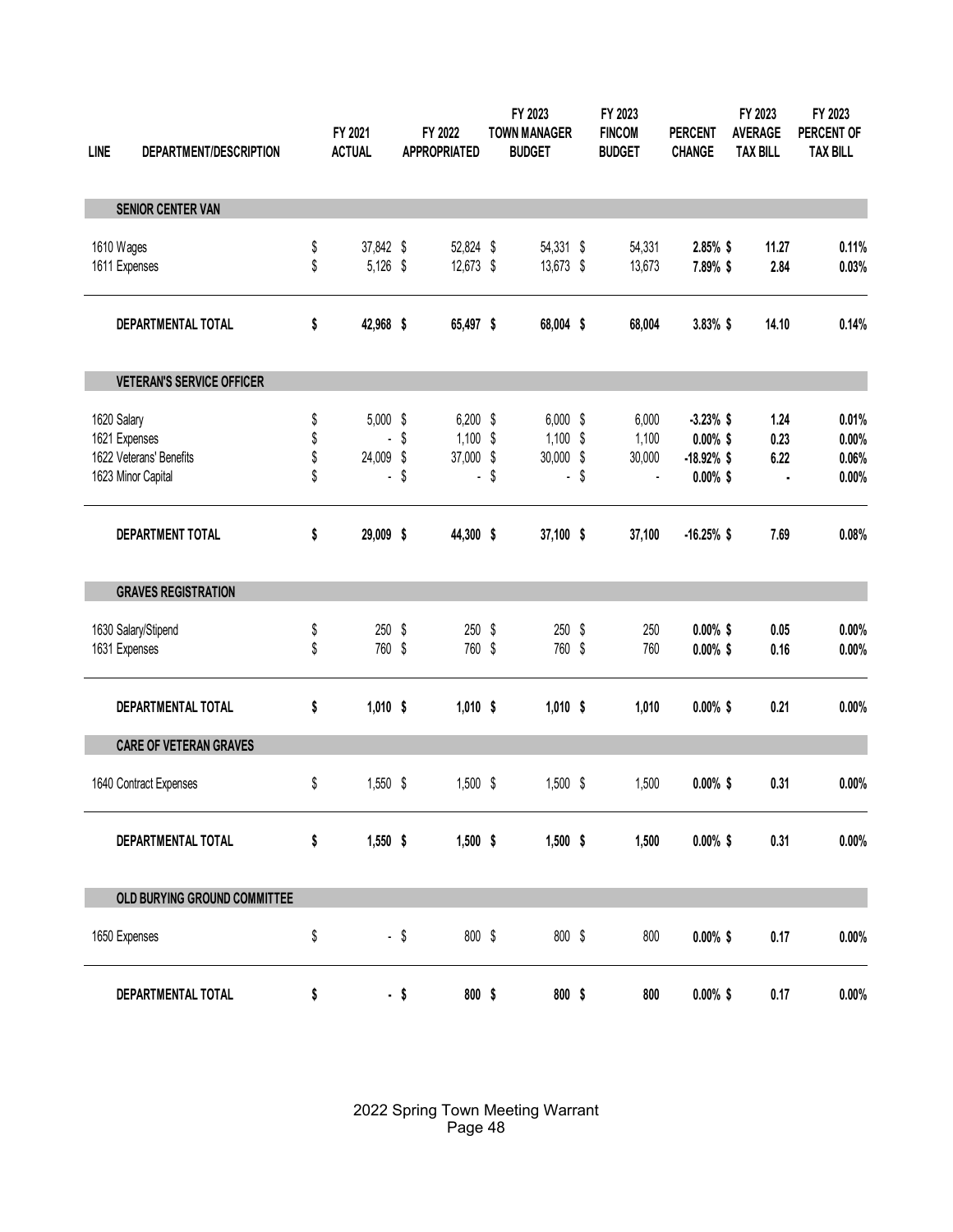| LINE | DEPARTMENT/DESCRIPTION | FY 2021 ACTUAL | FY 2022 APPROPRIATED | FY 2023 TOWN MANAGER BUDGET | FY 2023 FINCOM BUDGET | PERCENT CHANGE | FY 2023 AVERAGE TAX BILL | FY 2023 PERCENT OF TAX BILL |
|---|---|---|---|---|---|---|---|---|
| | **SENIOR CENTER VAN** | | | | | | | |
| 1610 | Wages | $ 37,842 | $ 52,824 | $ 54,331 | $ 54,331 | **2.85%** | **$ 11.27** | **0.11%** |
| 1611 | Expenses | $ 5,126 | $ 12,673 | $ 13,673 | $ 13,673 | **7.89%** | **$ 2.84** | **0.03%** |
| | **DEPARTMENTAL TOTAL** | **$ 42,968** | **$ 65,497** | **$ 68,004** | **$ 68,004** | **3.83%** | **$ 14.10** | **0.14%** |
| | **VETERAN'S SERVICE OFFICER** | | | | | | | |
| 1620 | Salary | $ 5,000 | $ 6,200 | $ 6,000 | $ 6,000 | **-3.23%** | **$ 1.24** | **0.01%** |
| 1621 | Expenses | $ - | $ 1,100 | $ 1,100 | $ 1,100 | **0.00%** | **$ 0.23** | **0.00%** |
| 1622 | Veterans' Benefits | $ 24,009 | $ 37,000 | $ 30,000 | $ 30,000 | **-18.92%** | **$ 6.22** | **0.06%** |
| 1623 | Minor Capital | $ - | $ - | $ - | $ - | **0.00%** | **$ -** | **0.00%** |
| | **DEPARTMENT TOTAL** | **$ 29,009** | **$ 44,300** | **$ 37,100** | **$ 37,100** | **-16.25%** | **$ 7.69** | **0.08%** |
| | **GRAVES REGISTRATION** | | | | | | | |
| 1630 | Salary/Stipend | $ 250 | $ 250 | $ 250 | $ 250 | **0.00%** | **$ 0.05** | **0.00%** |
| 1631 | Expenses | $ 760 | $ 760 | $ 760 | $ 760 | **0.00%** | **$ 0.16** | **0.00%** |
| | **DEPARTMENTAL TOTAL** | **$ 1,010** | **$ 1,010** | **$ 1,010** | **$ 1,010** | **0.00%** | **$ 0.21** | **0.00%** |
| | **CARE OF VETERAN GRAVES** | | | | | | | |
| 1640 | Contract Expenses | $ 1,550 | $ 1,500 | $ 1,500 | $ 1,500 | **0.00%** | **$ 0.31** | **0.00%** |
| | **DEPARTMENTAL TOTAL** | **$ 1,550** | **$ 1,500** | **$ 1,500** | **$ 1,500** | **0.00%** | **$ 0.31** | **0.00%** |
| | **OLD BURYING GROUND COMMITTEE** | | | | | | | |
| 1650 | Expenses | $ - | $ 800 | $ 800 | $ 800 | **0.00%** | **$ 0.17** | **0.00%** |
| | **DEPARTMENTAL TOTAL** | **$ -** | **$ 800** | **$ 800** | **$ 800** | **0.00%** | **$ 0.17** | **0.00%** |

2022 Spring Town Meeting Warrant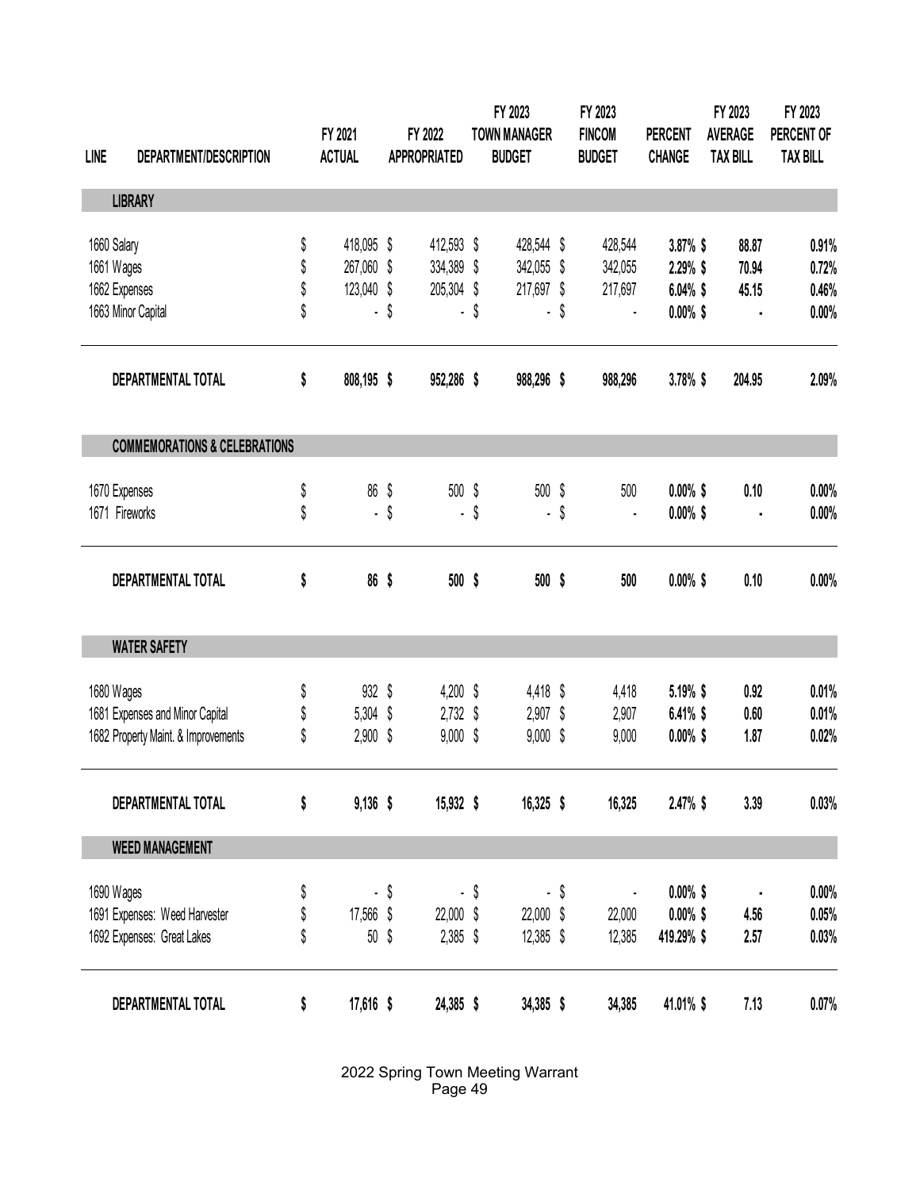| LINE | DEPARTMENT/DESCRIPTION | FY 2021 ACTUAL | FY 2022 APPROPRIATED | FY 2023 TOWN MANAGER BUDGET | FY 2023 FINCOM BUDGET | PERCENT CHANGE | FY 2023 AVERAGE TAX BILL | FY 2023 PERCENT OF TAX BILL |
|---|---|---|---|---|---|---|---|---|
| | **LIBRARY** | | | | | | | |
| 1660 | Salary | $ 418,095 | $ 412,593 | $ 428,544 | $ 428,544 | **3.87%** | **$ 88.87** | **0.91%** |
| 1661 | Wages | $ 267,060 | $ 334,389 | $ 342,055 | $ 342,055 | **2.29%** | **$ 70.94** | **0.72%** |
| 1662 | Expenses | $ 123,040 | $ 205,304 | $ 217,697 | $ 217,697 | **6.04%** | **$ 45.15** | **0.46%** |
| 1663 | Minor Capital | $ - | $ - | $ - | $ - | **0.00%** | **$ -** | **0.00%** |
| | **DEPARTMENTAL TOTAL** | **$ 808,195** | **$ 952,286** | **$ 988,296** | **$ 988,296** | **3.78%** | **$ 204.95** | **2.09%** |
| | **COMMEMORATIONS & CELEBRATIONS** | | | | | | | |
| 1670 | Expenses | $ 86 | $ 500 | $ 500 | $ 500 | **0.00%** | **$ 0.10** | **0.00%** |
| 1671 | Fireworks | $ - | $ - | $ - | $ - | **0.00%** | **$ -** | **0.00%** |
| | **DEPARTMENTAL TOTAL** | **$ 86** | **$ 500** | **$ 500** | **$ 500** | **0.00%** | **$ 0.10** | **0.00%** |
| | **WATER SAFETY** | | | | | | | |
| 1680 | Wages | $ 932 | $ 4,200 | $ 4,418 | $ 4,418 | **5.19%** | **$ 0.92** | **0.01%** |
| 1681 | Expenses and Minor Capital | $ 5,304 | $ 2,732 | $ 2,907 | $ 2,907 | **6.41%** | **$ 0.60** | **0.01%** |
| 1682 | Property Maint. & Improvements | $ 2,900 | $ 9,000 | $ 9,000 | $ 9,000 | **0.00%** | **$ 1.87** | **0.02%** |
| | **DEPARTMENTAL TOTAL** | **$ 9,136** | **$ 15,932** | **$ 16,325** | **$ 16,325** | **2.47%** | **$ 3.39** | **0.03%** |
| | **WEED MANAGEMENT** | | | | | | | |
| 1690 | Wages | $ - | $ - | $ - | $ - | **0.00%** | **$ -** | **0.00%** |
| 1691 | Expenses: Weed Harvester | $ 17,566 | $ 22,000 | $ 22,000 | $ 22,000 | **0.00%** | **$ 4.56** | **0.05%** |
| 1692 | Expenses: Great Lakes | $ 50 | $ 2,385 | $ 12,385 | $ 12,385 | **419.29%** | **$ 2.57** | **0.03%** |
| | **DEPARTMENTAL TOTAL** | **$ 17,616** | **$ 24,385** | **$ 34,385** | **$ 34,385** | **41.01%** | **$ 7.13** | **0.07%** |

2022 Spring Town Meeting Warrant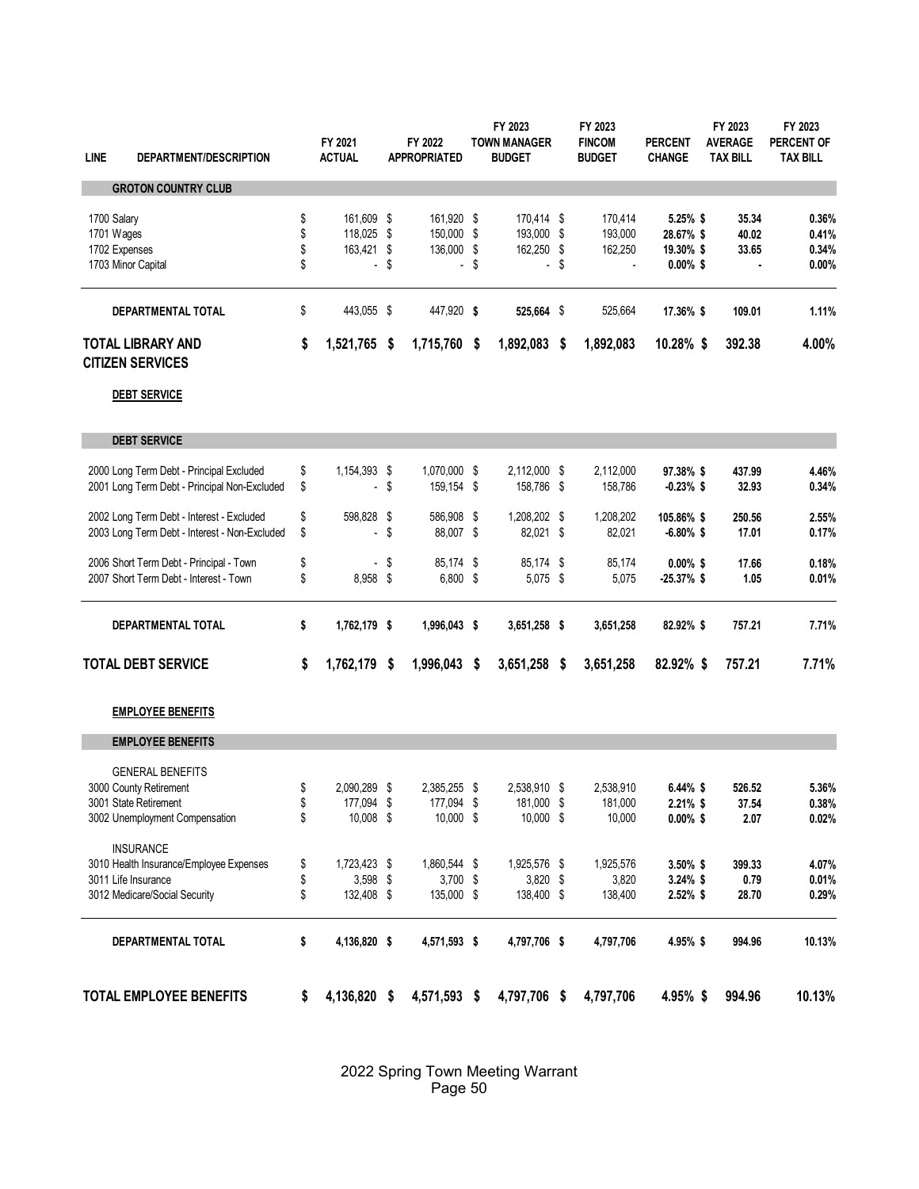| LINE | DEPARTMENT/DESCRIPTION | FY 2021 ACTUAL | FY 2022 APPROPRIATED | FY 2023 TOWN MANAGER BUDGET | FY 2023 FINCOM BUDGET | PERCENT CHANGE | FY 2023 AVERAGE TAX BILL | FY 2023 PERCENT OF TAX BILL |
|---|---|---|---|---|---|---|---|---|
| | **GROTON COUNTRY CLUB** | | | | | | | |
| 1700 | Salary | $ 161,609 | $ 161,920 | $ 170,414 | $ 170,414 | **5.25%** | **$ 35.34** | **0.36%** |
| 1701 | Wages | $ 118,025 | $ 150,000 | $ 193,000 | $ 193,000 | **28.67%** | **$ 40.02** | **0.41%** |
| 1702 | Expenses | $ 163,421 | $ 136,000 | $ 162,250 | $ 162,250 | **19.30%** | **$ 33.65** | **0.34%** |
| 1703 | Minor Capital | $ - | $ - | $ - | $ - | **0.00%** | **$ -** | **0.00%** |
| | **DEPARTMENTAL TOTAL** | $ 443,055 | $ 447,920 | **$ 525,664** | $ 525,664 | **17.36%** | **$ 109.01** | **1.11%** |
| | **TOTAL LIBRARY AND CITIZEN SERVICES** | **$ 1,521,765** | **$ 1,715,760** | **$ 1,892,083** | **$ 1,892,083** | **10.28%** | **$ 392.38** | **4.00%** |
| | **DEBT SERVICE** | | | | | | | |
| | **DEBT SERVICE** | | | | | | | |
| 2000 | Long Term Debt - Principal Excluded | $ 1,154,393 | $ 1,070,000 | $ 2,112,000 | $ 2,112,000 | **97.38%** | **$ 437.99** | **4.46%** |
| 2001 | Long Term Debt - Principal Non-Excluded | $ - | $ 159,154 | $ 158,786 | $ 158,786 | **-0.23%** | **$ 32.93** | **0.34%** |
| 2002 | Long Term Debt - Interest - Excluded | $ 598,828 | $ 586,908 | $ 1,208,202 | $ 1,208,202 | **105.86%** | **$ 250.56** | **2.55%** |
| 2003 | Long Term Debt - Interest - Non-Excluded | $ - | $ 88,007 | $ 82,021 | $ 82,021 | **-6.80%** | **$ 17.01** | **0.17%** |
| 2006 | Short Term Debt - Principal - Town | $ - | $ 85,174 | $ 85,174 | $ 85,174 | **0.00%** | **$ 17.66** | **0.18%** |
| 2007 | Short Term Debt - Interest - Town | $ 8,958 | $ 6,800 | $ 5,075 | $ 5,075 | **-25.37%** | **$ 1.05** | **0.01%** |
| | **DEPARTMENTAL TOTAL** | **$ 1,762,179** | **$ 1,996,043** | **$ 3,651,258** | **$ 3,651,258** | **82.92%** | **$ 757.21** | **7.71%** |
| | **TOTAL DEBT SERVICE** | **$ 1,762,179** | **$ 1,996,043** | **$ 3,651,258** | **$ 3,651,258** | **82.92%** | **$ 757.21** | **7.71%** |
| | **EMPLOYEE BENEFITS** | | | | | | | |
| | **EMPLOYEE BENEFITS** | | | | | | | |
| | GENERAL BENEFITS | | | | | | | |
| 3000 | County Retirement | $ 2,090,289 | $ 2,385,255 | $ 2,538,910 | $ 2,538,910 | **6.44%** | **$ 526.52** | **5.36%** |
| 3001 | State Retirement | $ 177,094 | $ 177,094 | $ 181,000 | $ 181,000 | **2.21%** | **$ 37.54** | **0.38%** |
| 3002 | Unemployment Compensation | $ 10,008 | $ 10,000 | $ 10,000 | $ 10,000 | **0.00%** | **$ 2.07** | **0.02%** |
| | INSURANCE | | | | | | | |
| 3010 | Health Insurance/Employee Expenses | $ 1,723,423 | $ 1,860,544 | $ 1,925,576 | $ 1,925,576 | **3.50%** | **$ 399.33** | **4.07%** |
| 3011 | Life Insurance | $ 3,598 | $ 3,700 | $ 3,820 | $ 3,820 | **3.24%** | **$ 0.79** | **0.01%** |
| 3012 | Medicare/Social Security | $ 132,408 | $ 135,000 | $ 138,400 | $ 138,400 | **2.52%** | **$ 28.70** | **0.29%** |
| | **DEPARTMENTAL TOTAL** | **$ 4,136,820** | **$ 4,571,593** | **$ 4,797,706** | **$ 4,797,706** | **4.95%** | **$ 994.96** | **10.13%** |
| | **TOTAL EMPLOYEE BENEFITS** | **$ 4,136,820** | **$ 4,571,593** | **$ 4,797,706** | **$ 4,797,706** | **4.95%** | **$ 994.96** | **10.13%** |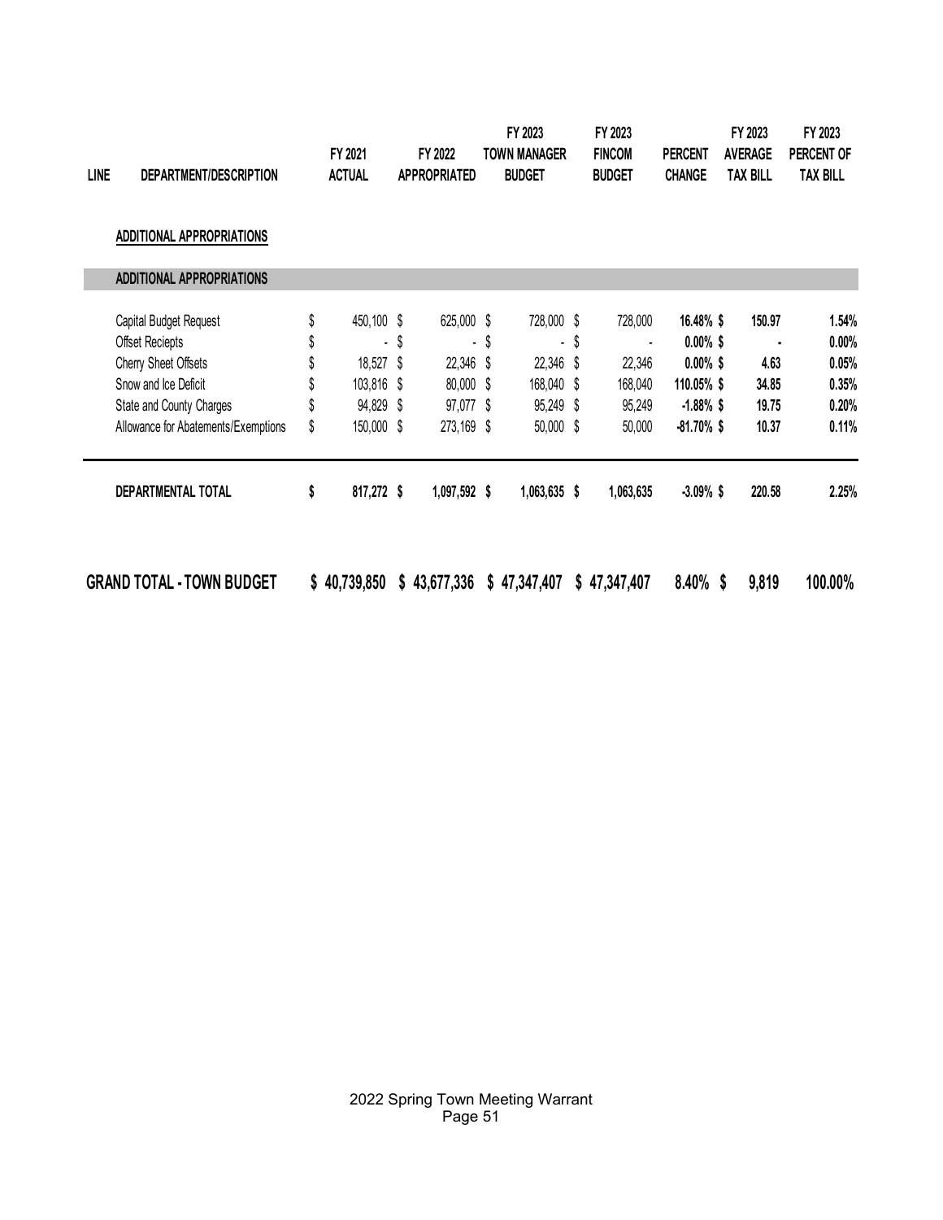| LINE | DEPARTMENT/DESCRIPTION | FY 2021 ACTUAL | FY 2022 APPROPRIATED | FY 2023 TOWN MANAGER BUDGET | FY 2023 FINCOM BUDGET | PERCENT CHANGE | FY 2023 AVERAGE TAX BILL | FY 2023 PERCENT OF TAX BILL |
|---|---|---|---|---|---|---|---|---|
| | **ADDITIONAL APPROPRIATIONS** | | | | | | | |
| | **ADDITIONAL APPROPRIATIONS** | | | | | | | |
| | Capital Budget Request | $ 450,100 | $ 625,000 | $ 728,000 | $ 728,000 | **16.48%** | **$ 150.97** | **1.54%** |
| | Offset Reciepts | $ - | $ - | $ - | $ - | **0.00%** | **$ -** | **0.00%** |
| | Cherry Sheet Offsets | $ 18,527 | $ 22,346 | $ 22,346 | $ 22,346 | **0.00%** | **$ 4.63** | **0.05%** |
| | Snow and Ice Deficit | $ 103,816 | $ 80,000 | $ 168,040 | $ 168,040 | **110.05%** | **$ 34.85** | **0.35%** |
| | State and County Charges | $ 94,829 | $ 97,077 | $ 95,249 | $ 95,249 | **-1.88%** | **$ 19.75** | **0.20%** |
| | Allowance for Abatements/Exemptions | $ 150,000 | $ 273,169 | $ 50,000 | $ 50,000 | **-81.70%** | **$ 10.37** | **0.11%** |
| | **DEPARTMENTAL TOTAL** | **$ 817,272** | **$ 1,097,592** | **$ 1,063,635** | **$ 1,063,635** | **-3.09%** | **$ 220.58** | **2.25%** |
| | **GRAND TOTAL - TOWN BUDGET** | **$ 40,739,850** | **$ 43,677,336** | **$ 47,347,407** | **$ 47,347,407** | **8.40%** | **$ 9,819** | **100.00%** |

2022 Spring Town Meeting Warrant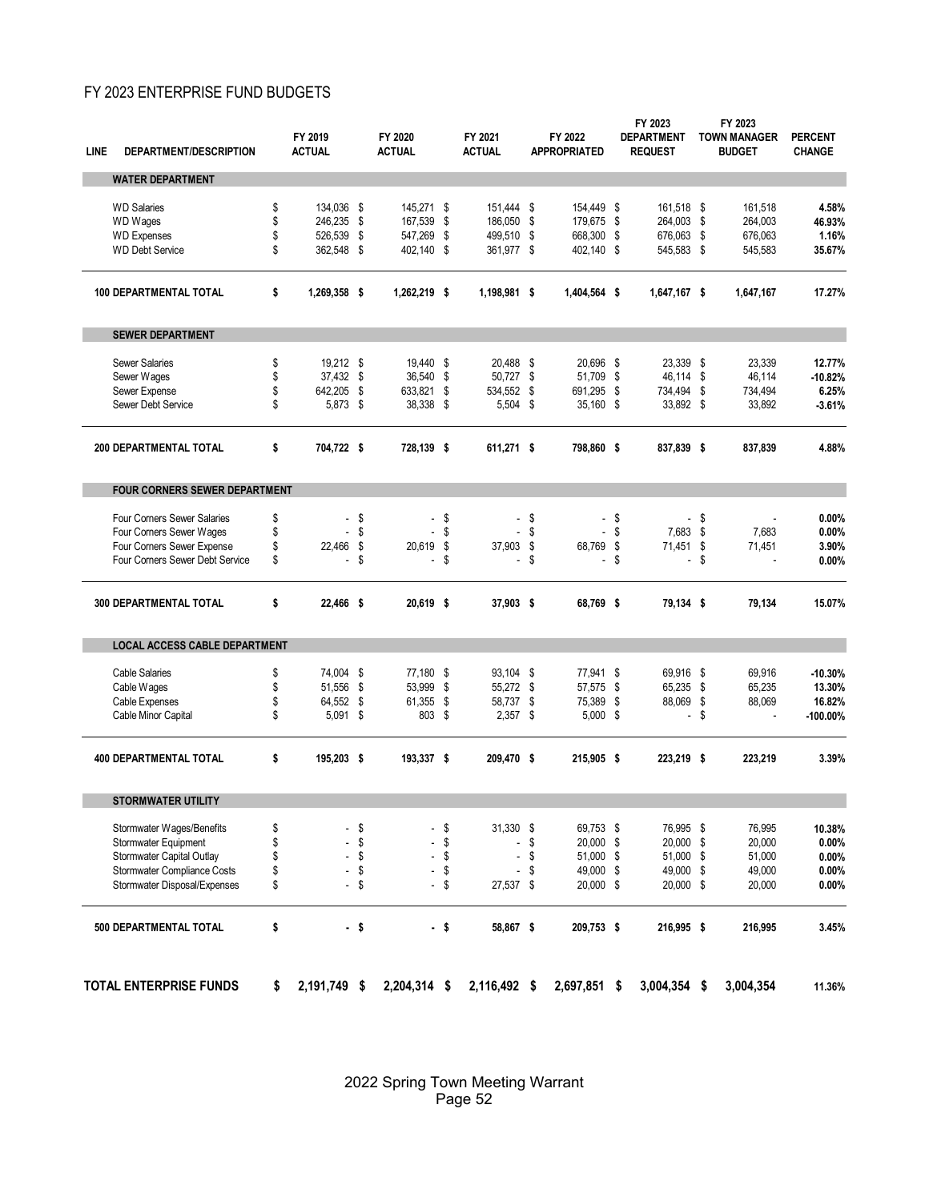## FY 2023 ENTERPRISE FUND BUDGETS

| LINE | DEPARTMENT/DESCRIPTION | FY 2019 ACTUAL | FY 2020 ACTUAL | FY 2021 ACTUAL | FY 2022 APPROPRIATED | FY 2023 DEPARTMENT REQUEST | FY 2023 TOWN MANAGER BUDGET | PERCENT CHANGE |
|---|---|---|---|---|---|---|---|---|
| | **WATER DEPARTMENT** | | | | | | | |
| | WD Salaries | $ 134,036 | $ 145,271 | $ 151,444 | $ 154,449 | $ 161,518 | $ 161,518 | **4.58%** |
| | WD Wages | $ 246,235 | $ 167,539 | $ 186,050 | $ 179,675 | $ 264,003 | $ 264,003 | **46.93%** |
| | WD Expenses | $ 526,539 | $ 547,269 | $ 499,510 | $ 668,300 | $ 676,063 | $ 676,063 | **1.16%** |
| | WD Debt Service | $ 362,548 | $ 402,140 | $ 361,977 | $ 402,140 | $ 545,583 | $ 545,583 | **35.67%** |
| **100** | **DEPARTMENTAL TOTAL** | **$ 1,269,358** | **$ 1,262,219** | **$ 1,198,981** | **$ 1,404,564** | **$ 1,647,167** | **$ 1,647,167** | **17.27%** |
| | **SEWER DEPARTMENT** | | | | | | | |
| | Sewer Salaries | $ 19,212 | $ 19,440 | $ 20,488 | $ 20,696 | $ 23,339 | $ 23,339 | **12.77%** |
| | Sewer Wages | $ 37,432 | $ 36,540 | $ 50,727 | $ 51,709 | $ 46,114 | $ 46,114 | **-10.82%** |
| | Sewer Expense | $ 642,205 | $ 633,821 | $ 534,552 | $ 691,295 | $ 734,494 | $ 734,494 | **6.25%** |
| | Sewer Debt Service | $ 5,873 | $ 38,338 | $ 5,504 | $ 35,160 | $ 33,892 | $ 33,892 | **-3.61%** |
| **200** | **DEPARTMENTAL TOTAL** | **$ 704,722** | **$ 728,139** | **$ 611,271** | **$ 798,860** | **$ 837,839** | **$ 837,839** | **4.88%** |
| | **FOUR CORNERS SEWER DEPARTMENT** | | | | | | | |
| | Four Corners Sewer Salaries | $ - | $ - | $ - | $ - | $ - | $ - | **0.00%** |
| | Four Corners Sewer Wages | $ - | $ - | $ - | $ - | $ 7,683 | $ 7,683 | **0.00%** |
| | Four Corners Sewer Expense | $ 22,466 | $ 20,619 | $ 37,903 | $ 68,769 | $ 71,451 | $ 71,451 | **3.90%** |
| | Four Corners Sewer Debt Service | $ - | $ - | $ - | $ - | $ - | $ - | **0.00%** |
| **300** | **DEPARTMENTAL TOTAL** | **$ 22,466** | **$ 20,619** | **$ 37,903** | **$ 68,769** | **$ 79,134** | **$ 79,134** | **15.07%** |
| | **LOCAL ACCESS CABLE DEPARTMENT** | | | | | | | |
| | Cable Salaries | $ 74,004 | $ 77,180 | $ 93,104 | $ 77,941 | $ 69,916 | $ 69,916 | **-10.30%** |
| | Cable Wages | $ 51,556 | $ 53,999 | $ 55,272 | $ 57,575 | $ 65,235 | $ 65,235 | **13.30%** |
| | Cable Expenses | $ 64,552 | $ 61,355 | $ 58,737 | $ 75,389 | $ 88,069 | $ 88,069 | **16.82%** |
| | Cable Minor Capital | $ 5,091 | $ 803 | $ 2,357 | $ 5,000 | $ - | $ - | **-100.00%** |
| **400** | **DEPARTMENTAL TOTAL** | **$ 195,203** | **$ 193,337** | **$ 209,470** | **$ 215,905** | **$ 223,219** | **$ 223,219** | **3.39%** |
| | **STORMWATER UTILITY** | | | | | | | |
| | Stormwater Wages/Benefits | $ - | $ - | $ 31,330 | $ 69,753 | $ 76,995 | $ 76,995 | **10.38%** |
| | Stormwater Equipment | $ - | $ - | $ - | $ 20,000 | $ 20,000 | $ 20,000 | **0.00%** |
| | Stormwater Capital Outlay | $ - | $ - | $ - | $ 51,000 | $ 51,000 | $ 51,000 | **0.00%** |
| | Stormwater Compliance Costs | $ - | $ - | $ - | $ 49,000 | $ 49,000 | $ 49,000 | **0.00%** |
| | Stormwater Disposal/Expenses | $ - | $ - | $ 27,537 | $ 20,000 | $ 20,000 | $ 20,000 | **0.00%** |
| **500** | **DEPARTMENTAL TOTAL** | **$ -** | **$ -** | **$ 58,867** | **$ 209,753** | **$ 216,995** | **$ 216,995** | **3.45%** |
| | **TOTAL ENTERPRISE FUNDS** | **$ 2,191,749** | **$ 2,204,314** | **$ 2,116,492** | **$ 2,697,851** | **$ 3,004,354** | **$ 3,004,354** | **11.36%** |

2022 Spring Town Meeting Warrant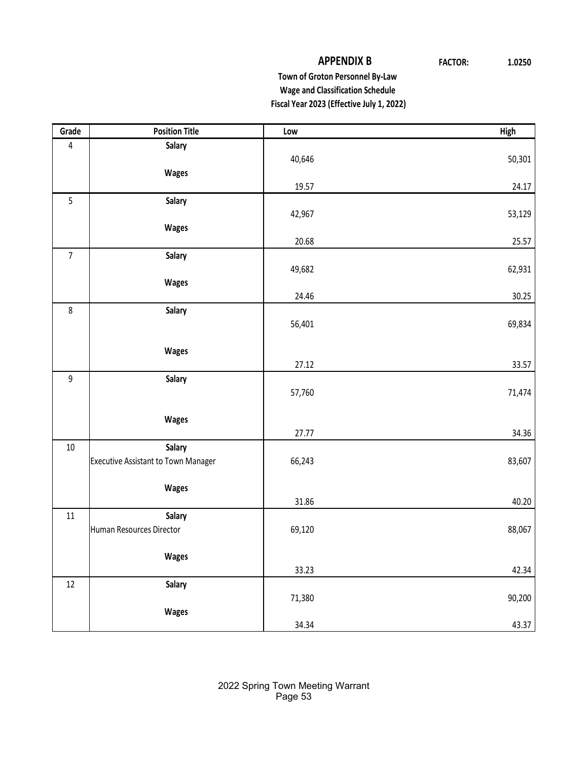## APPENDIX B

**FACTOR:** **1.0250**

**Town of Groton Personnel By-Law**
**Wage and Classification Schedule**
**Fiscal Year 2023 (Effective July 1, 2022)**

| Grade | Position Title | Low | High |
|---|---|---|---|
| 4 | **Salary** | 40,646 | 50,301 |
| | **Wages** | 19.57 | 24.17 |
| 5 | **Salary** | 42,967 | 53,129 |
| | **Wages** | 20.68 | 25.57 |
| 7 | **Salary** | 49,682 | 62,931 |
| | **Wages** | 24.46 | 30.25 |
| 8 | **Salary** | 56,401 | 69,834 |
| | **Wages** | 27.12 | 33.57 |
| 9 | **Salary** | 57,760 | 71,474 |
| | **Wages** | 27.77 | 34.36 |
| 10 | **Salary** | | |
| | Executive Assistant to Town Manager | 66,243 | 83,607 |
| | **Wages** | 31.86 | 40.20 |
| 11 | **Salary** | | |
| | Human Resources Director | 69,120 | 88,067 |
| | **Wages** | 33.23 | 42.34 |
| 12 | **Salary** | 71,380 | 90,200 |
| | **Wages** | 34.34 | 43.37 |

2022 Spring Town Meeting Warrant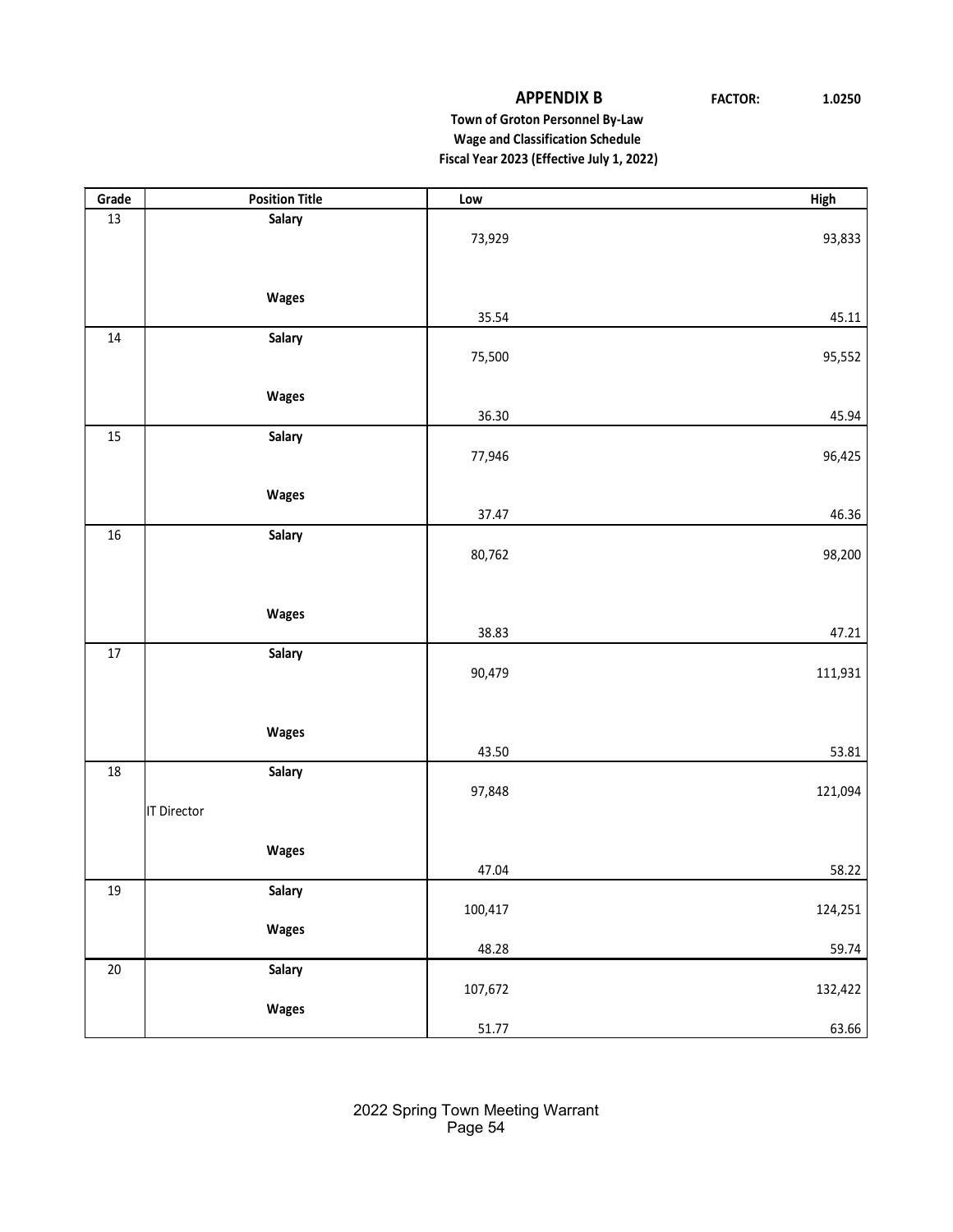## APPENDIX B

**FACTOR: 1.0250**

**Town of Groton Personnel By-Law**
**Wage and Classification Schedule**
**Fiscal Year 2023 (Effective July 1, 2022)**

| Grade | Position Title | Low | High |
|---|---|---|---|
| 13 | **Salary** | 73,929 | 93,833 |
| | **Wages** | 35.54 | 45.11 |
| 14 | **Salary** | 75,500 | 95,552 |
| | **Wages** | 36.30 | 45.94 |
| 15 | **Salary** | 77,946 | 96,425 |
| | **Wages** | 37.47 | 46.36 |
| 16 | **Salary** | 80,762 | 98,200 |
| | **Wages** | 38.83 | 47.21 |
| 17 | **Salary** | 90,479 | 111,931 |
| | **Wages** | 43.50 | 53.81 |
| 18 | **Salary** | 97,848 | 121,094 |
| | IT Director | | |
| | **Wages** | 47.04 | 58.22 |
| 19 | **Salary** | 100,417 | 124,251 |
| | **Wages** | 48.28 | 59.74 |
| 20 | **Salary** | 107,672 | 132,422 |
| | **Wages** | 51.77 | 63.66 |

2022 Spring Town Meeting Warrant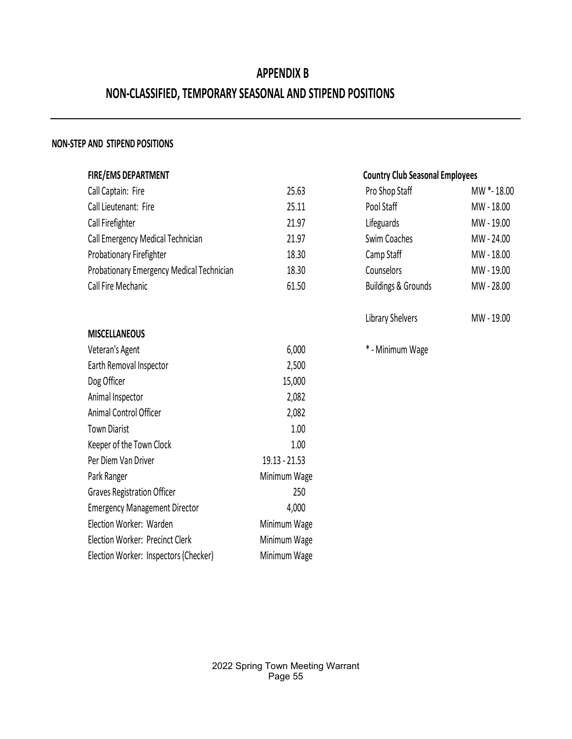# APPENDIX B

# NON-CLASSIFIED, TEMPORARY SEASONAL AND STIPEND POSITIONS

### NON-STEP AND STIPEND POSITIONS

| FIRE/EMS DEPARTMENT | |
|---|---|
| Call Captain: Fire | 25.63 |
| Call Lieutenant: Fire | 25.11 |
| Call Firefighter | 21.97 |
| Call Emergency Medical Technician | 21.97 |
| Probationary Firefighter | 18.30 |
| Probationary Emergency Medical Technician | 18.30 |
| Call Fire Mechanic | 61.50 |

| MISCELLANEOUS | |
|---|---|
| Veteran's Agent | 6,000 |
| Earth Removal Inspector | 2,500 |
| Dog Officer | 15,000 |
| Animal Inspector | 2,082 |
| Animal Control Officer | 2,082 |
| Town Diarist | 1.00 |
| Keeper of the Town Clock | 1.00 |
| Per Diem Van Driver | 19.13 - 21.53 |
| Park Ranger | Minimum Wage |
| Graves Registration Officer | 250 |
| Emergency Management Director | 4,000 |
| Election Worker: Warden | Minimum Wage |
| Election Worker: Precinct Clerk | Minimum Wage |
| Election Worker: Inspectors (Checker) | Minimum Wage |

| Country Club Seasonal Employees | |
|---|---|
| Pro Shop Staff | MW *- 18.00 |
| Pool Staff | MW - 18.00 |
| Lifeguards | MW - 19.00 |
| Swim Coaches | MW - 24.00 |
| Camp Staff | MW - 18.00 |
| Counselors | MW - 19.00 |
| Buildings & Grounds | MW - 28.00 |
| | |
| Library Shelvers | MW - 19.00 |

* - Minimum Wage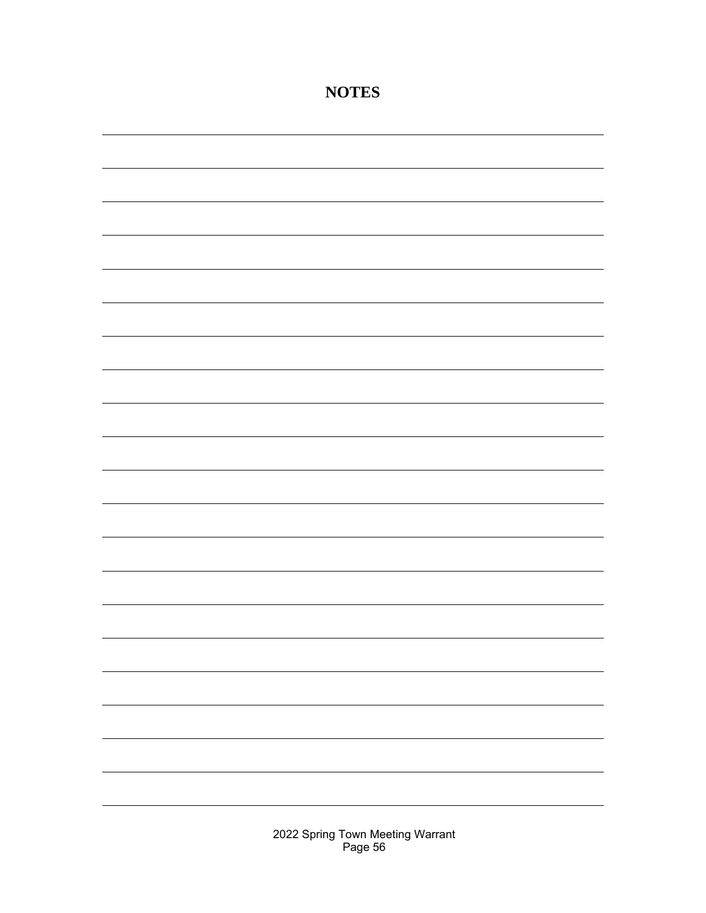# NOTES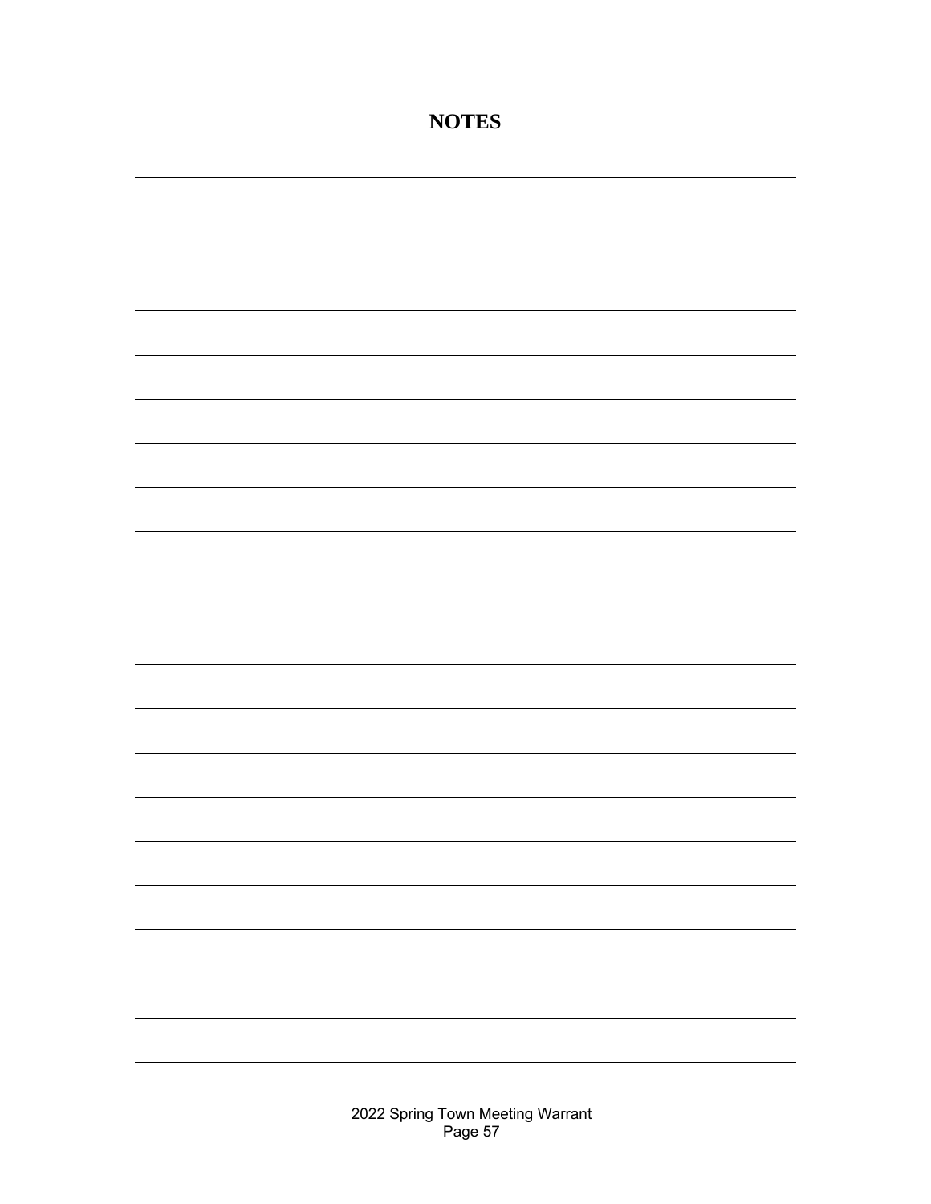# NOTES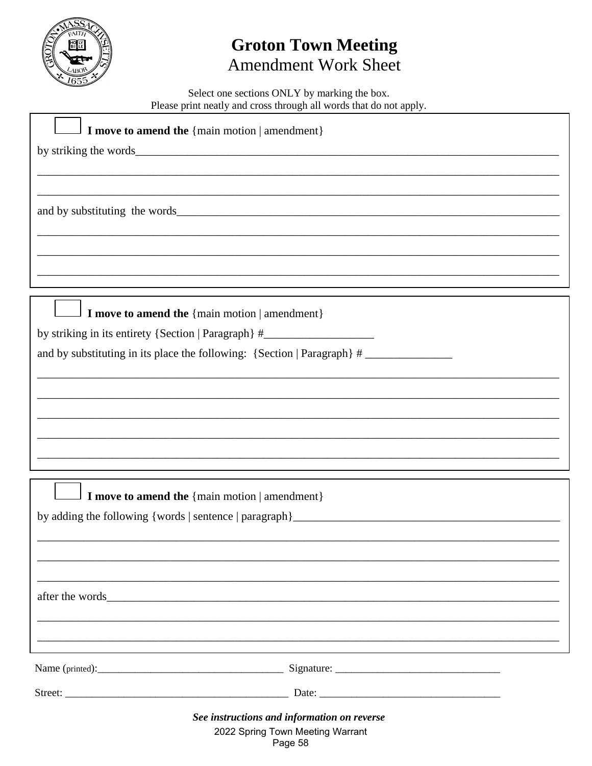# Groton Town Meeting
## Amendment Work Sheet

Select one sections ONLY by marking the box.
Please print neatly and cross through all words that do not apply.

---

☐ **I move to amend the** {main motion | amendment}

by striking the words_______________________________________________________________________________

_______________________________________________________________________________

_______________________________________________________________________________

and by substituting the words_______________________________________________________________________________

_______________________________________________________________________________

_______________________________________________________________________________

_______________________________________________________________________________

---

☐ **I move to amend the** {main motion | amendment}

by striking in its entirety {Section | Paragraph} #___________________

and by substituting in its place the following: {Section | Paragraph} # _______________

_______________________________________________________________________________

_______________________________________________________________________________

_______________________________________________________________________________

_______________________________________________________________________________

_______________________________________________________________________________

---

☐ **I move to amend the** {main motion | amendment}

by adding the following {words | sentence | paragraph}_______________________________________________

_______________________________________________________________________________

_______________________________________________________________________________

_______________________________________________________________________________

after the words_______________________________________________________________________________

_______________________________________________________________________________

_______________________________________________________________________________

---

Name (printed):___________________________________ Signature: _______________________________

Street: __________________________________________ Date: __________________________________

***See instructions and information on reverse***

2022 Spring Town Meeting Warrant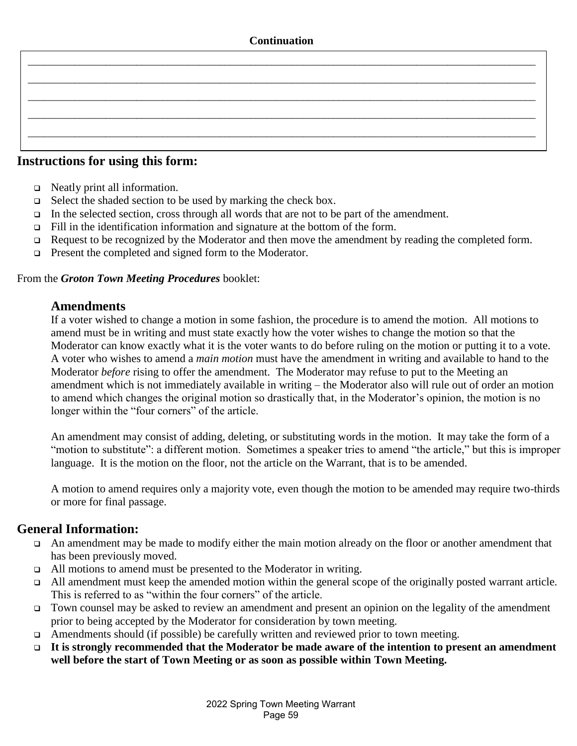**Continuation**

______________________________________________________________________________

______________________________________________________________________________

______________________________________________________________________________

______________________________________________________________________________

______________________________________________________________________________

## Instructions for using this form:

- Neatly print all information.
- Select the shaded section to be used by marking the check box.
- In the selected section, cross through all words that are not to be part of the amendment.
- Fill in the identification information and signature at the bottom of the form.
- Request to be recognized by the Moderator and then move the amendment by reading the completed form.
- Present the completed and signed form to the Moderator.

From the ***Groton Town Meeting Procedures*** booklet:

### Amendments

If a voter wished to change a motion in some fashion, the procedure is to amend the motion. All motions to amend must be in writing and must state exactly how the voter wishes to change the motion so that the Moderator can know exactly what it is the voter wants to do before ruling on the motion or putting it to a vote. A voter who wishes to amend a *main motion* must have the amendment in writing and available to hand to the Moderator *before* rising to offer the amendment. The Moderator may refuse to put to the Meeting an amendment which is not immediately available in writing – the Moderator also will rule out of order an motion to amend which changes the original motion so drastically that, in the Moderator's opinion, the motion is no longer within the "four corners" of the article.

An amendment may consist of adding, deleting, or substituting words in the motion. It may take the form of a "motion to substitute": a different motion. Sometimes a speaker tries to amend "the article," but this is improper language. It is the motion on the floor, not the article on the Warrant, that is to be amended.

A motion to amend requires only a majority vote, even though the motion to be amended may require two-thirds or more for final passage.

## General Information:

- An amendment may be made to modify either the main motion already on the floor or another amendment that has been previously moved.
- All motions to amend must be presented to the Moderator in writing.
- All amendment must keep the amended motion within the general scope of the originally posted warrant article. This is referred to as "within the four corners" of the article.
- Town counsel may be asked to review an amendment and present an opinion on the legality of the amendment prior to being accepted by the Moderator for consideration by town meeting.
- Amendments should (if possible) be carefully written and reviewed prior to town meeting.
- **It is strongly recommended that the Moderator be made aware of the intention to present an amendment well before the start of Town Meeting or as soon as possible within Town Meeting.**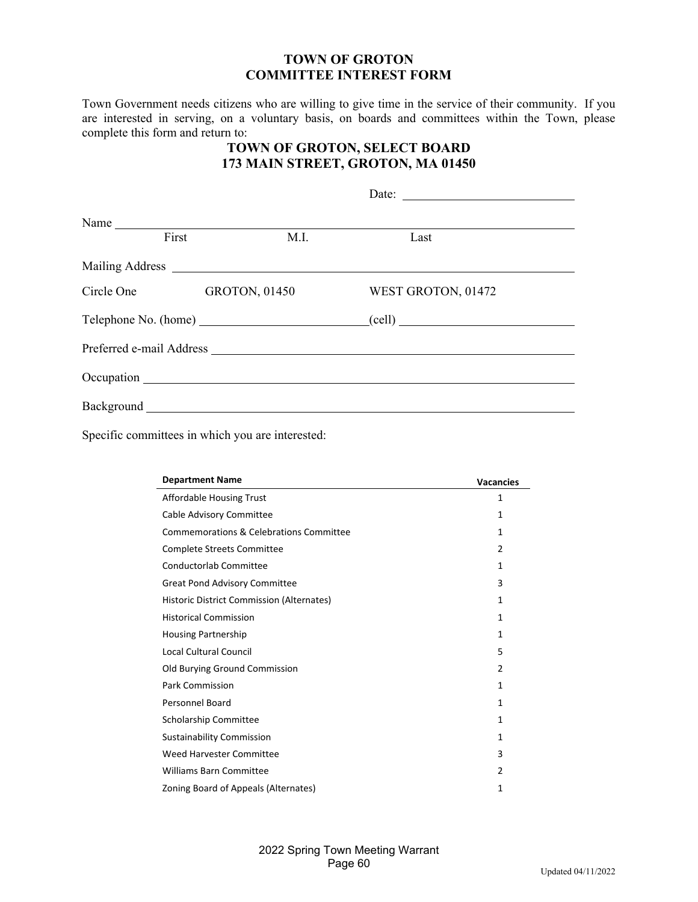# TOWN OF GROTON
# COMMITTEE INTEREST FORM

Town Government needs citizens who are willing to give time in the service of their community. If you are interested in serving, on a voluntary basis, on boards and committees within the Town, please complete this form and return to:

**TOWN OF GROTON, SELECT BOARD**
**173 MAIN STREET, GROTON, MA 01450**

Date: ____________________________

Name ________________________________________________________________
First M.I. Last

Mailing Address ________________________________________________________

Circle One GROTON, 01450 WEST GROTON, 01472

Telephone No. (home) ___________________________(cell) ___________________________

Preferred e-mail Address _________________________________________________

Occupation ____________________________________________________________

Background ____________________________________________________________

Specific committees in which you are interested:

| Department Name | Vacancies |
|---|---|
| Affordable Housing Trust | 1 |
| Cable Advisory Committee | 1 |
| Commemorations & Celebrations Committee | 1 |
| Complete Streets Committee | 2 |
| Conductorlab Committee | 1 |
| Great Pond Advisory Committee | 3 |
| Historic District Commission (Alternates) | 1 |
| Historical Commission | 1 |
| Housing Partnership | 1 |
| Local Cultural Council | 5 |
| Old Burying Ground Commission | 2 |
| Park Commission | 1 |
| Personnel Board | 1 |
| Scholarship Committee | 1 |
| Sustainability Commission | 1 |
| Weed Harvester Committee | 3 |
| Williams Barn Committee | 2 |
| Zoning Board of Appeals (Alternates) | 1 |

Updated 04/11/2022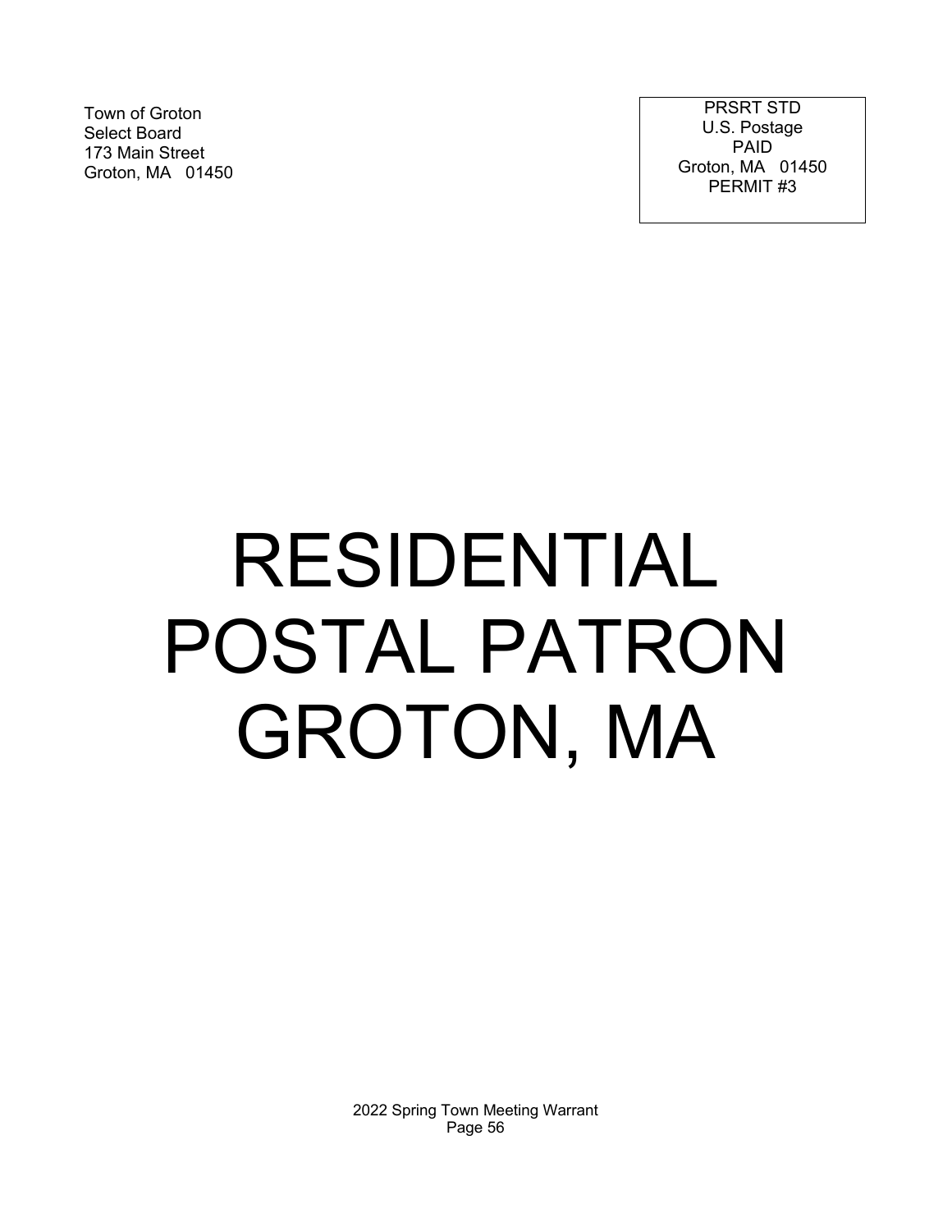Town of Groton
Select Board
173 Main Street
Groton, MA 01450

PRSRT STD
U.S. Postage
PAID
Groton, MA 01450
PERMIT #3

# RESIDENTIAL POSTAL PATRON GROTON, MA